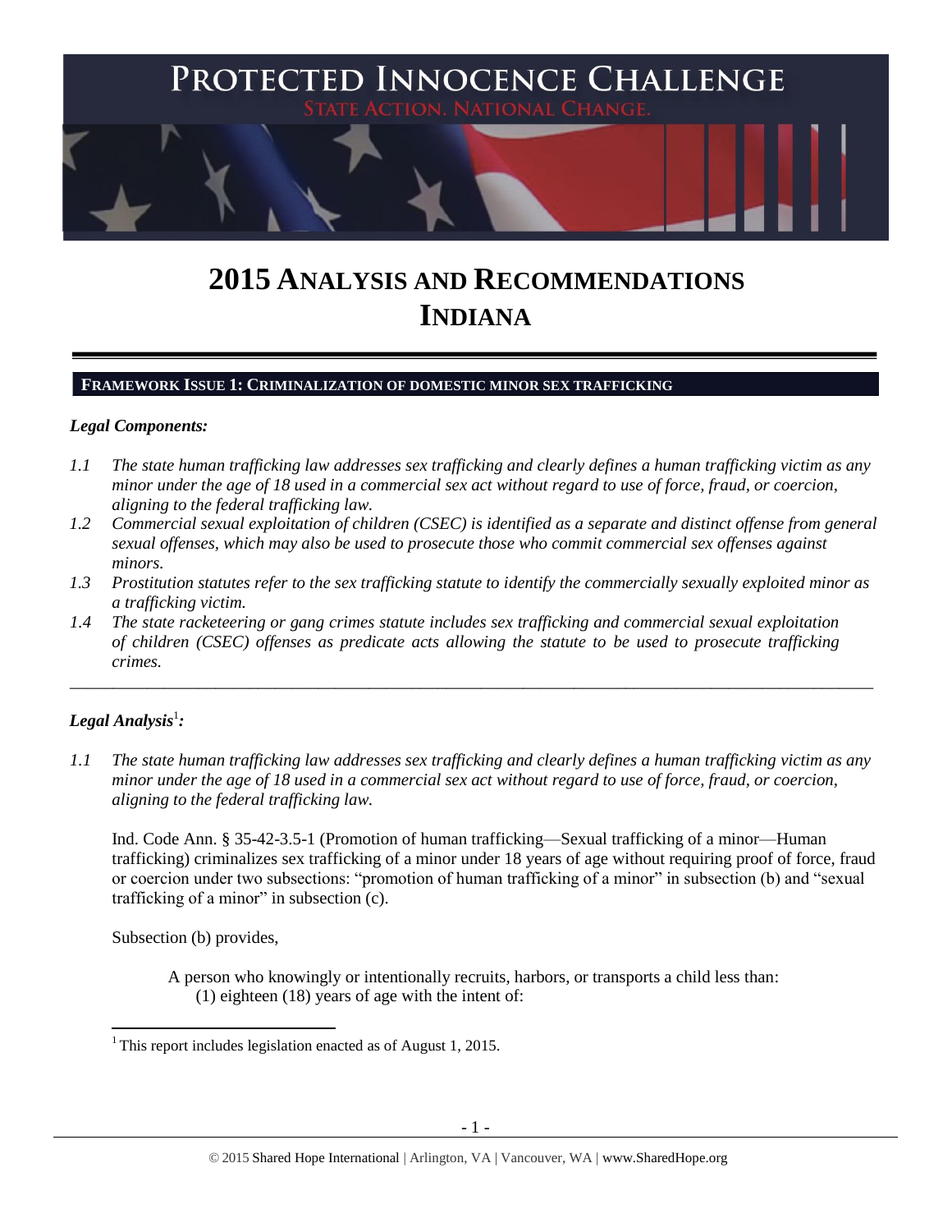# PROTECTED INNOCENCE CHALLENGE

STATE ACTION. NATIONAL CHANGE.

# 2015 ANALYSIS AND RECOMMENDATIONS INDIANA

## FRAMEWORK ISSUE 1: CRIMINALIZATION OF DOMESTIC MINOR SEX TRAFFICKING

### *Legal Components:*

*1.1 The state human trafficking law addresses sex trafficking and clearly defines a human trafficking victim as any minor under the age of 18 used in a commercial sex act without regard to use of force, fraud, or coercion, aligning to the federal trafficking law.*

*1.2 Commercial sexual exploitation of children (CSEC) is identified as a separate and distinct offense from general sexual offenses, which may also be used to prosecute those who commit commercial sex offenses against minors.*

*1.3 Prostitution statutes refer to the sex trafficking statute to identify the commercially sexually exploited minor as a trafficking victim.*

*1.4 The state racketeering or gang crimes statute includes sex trafficking and commercial sexual exploitation of children (CSEC) offenses as predicate acts allowing the statute to be used to prosecute trafficking crimes.*

---

### *Legal Analysis*[1]*:*

*1.1 The state human trafficking law addresses sex trafficking and clearly defines a human trafficking victim as any minor under the age of 18 used in a commercial sex act without regard to use of force, fraud, or coercion, aligning to the federal trafficking law.*

Ind. Code Ann. § 35-42-3.5-1 (Promotion of human trafficking—Sexual trafficking of a minor—Human trafficking) criminalizes sex trafficking of a minor under 18 years of age without requiring proof of force, fraud or coercion under two subsections: "promotion of human trafficking of a minor" in subsection (b) and "sexual trafficking of a minor" in subsection (c).

Subsection (b) provides,

> A person who knowingly or intentionally recruits, harbors, or transports a child less than:
> (1) eighteen (18) years of age with the intent of:

[1] This report includes legislation enacted as of August 1, 2015.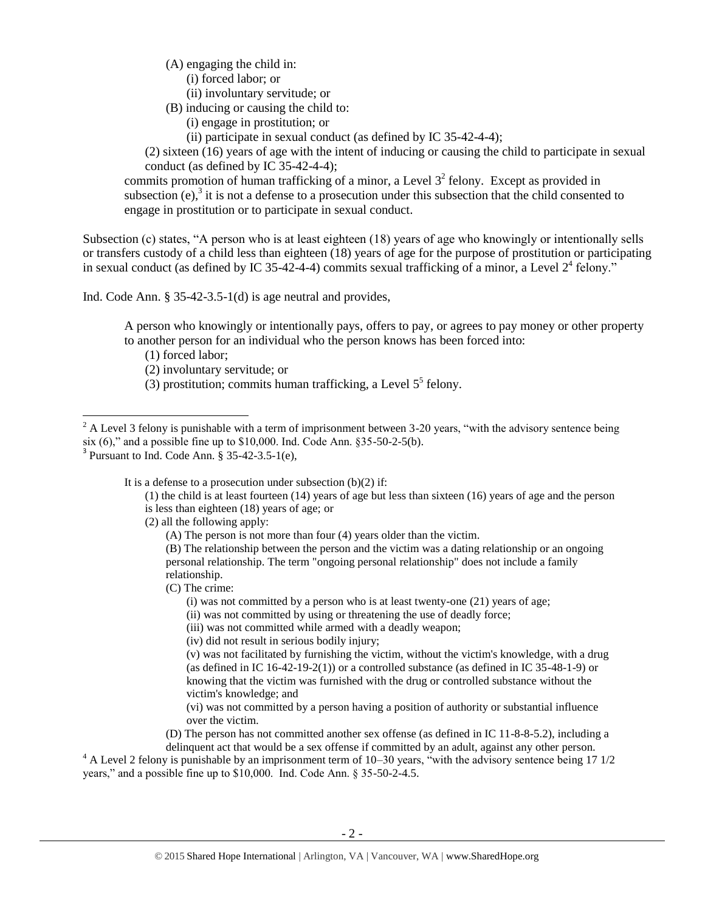(A) engaging the child in:
   (i) forced labor; or
   (ii) involuntary servitude; or
(B) inducing or causing the child to:
   (i) engage in prostitution; or
   (ii) participate in sexual conduct (as defined by IC 35-42-4-4);

(2) sixteen (16) years of age with the intent of inducing or causing the child to participate in sexual conduct (as defined by IC 35-42-4-4);

commits promotion of human trafficking of a minor, a Level 3[2] felony. Except as provided in subsection (e),[3] it is not a defense to a prosecution under this subsection that the child consented to engage in prostitution or to participate in sexual conduct.

Subsection (c) states, "A person who is at least eighteen (18) years of age who knowingly or intentionally sells or transfers custody of a child less than eighteen (18) years of age for the purpose of prostitution or participating in sexual conduct (as defined by IC 35-42-4-4) commits sexual trafficking of a minor, a Level 2[4] felony."

Ind. Code Ann. § 35-42-3.5-1(d) is age neutral and provides,

> A person who knowingly or intentionally pays, offers to pay, or agrees to pay money or other property to another person for an individual who the person knows has been forced into:
> (1) forced labor;
> (2) involuntary servitude; or
> (3) prostitution; commits human trafficking, a Level 5[5] felony.

---

[2] A Level 3 felony is punishable with a term of imprisonment between 3-20 years, "with the advisory sentence being six (6)," and a possible fine up to $10,000. Ind. Code Ann. §35-50-2-5(b).

[3] Pursuant to Ind. Code Ann. § 35-42-3.5-1(e),

> It is a defense to a prosecution under subsection (b)(2) if:
> (1) the child is at least fourteen (14) years of age but less than sixteen (16) years of age and the person is less than eighteen (18) years of age; or
> (2) all the following apply:
>    (A) The person is not more than four (4) years older than the victim.
>    (B) The relationship between the person and the victim was a dating relationship or an ongoing personal relationship. The term "ongoing personal relationship" does not include a family relationship.
>    (C) The crime:
>       (i) was not committed by a person who is at least twenty-one (21) years of age;
>       (ii) was not committed by using or threatening the use of deadly force;
>       (iii) was not committed while armed with a deadly weapon;
>       (iv) did not result in serious bodily injury;
>       (v) was not facilitated by furnishing the victim, without the victim's knowledge, with a drug (as defined in IC 16-42-19-2(1)) or a controlled substance (as defined in IC 35-48-1-9) or knowing that the victim was furnished with the drug or controlled substance without the victim's knowledge; and
>       (vi) was not committed by a person having a position of authority or substantial influence over the victim.
>    (D) The person has not committed another sex offense (as defined in IC 11-8-8-5.2), including a delinquent act that would be a sex offense if committed by an adult, against any other person.

[4] A Level 2 felony is punishable by an imprisonment term of 10–30 years, "with the advisory sentence being 17 1/2 years," and a possible fine up to $10,000. Ind. Code Ann. § 35-50-2-4.5.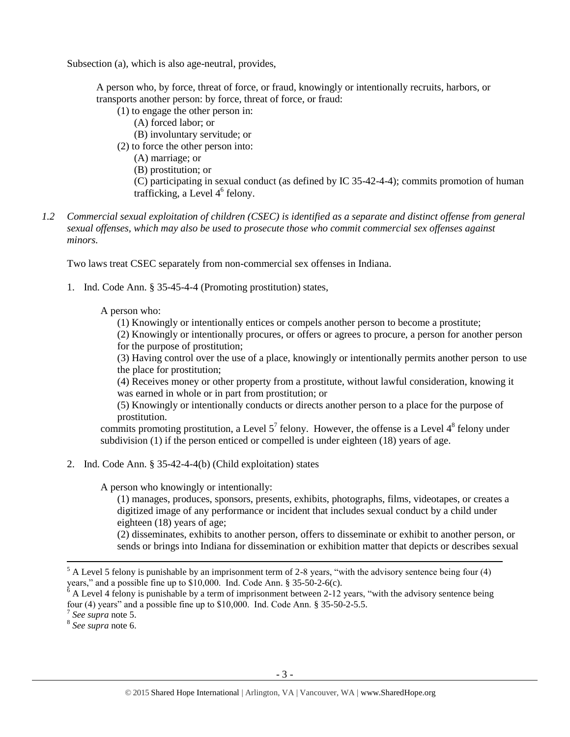Subsection (a), which is also age-neutral, provides,

> A person who, by force, threat of force, or fraud, knowingly or intentionally recruits, harbors, or transports another person: by force, threat of force, or fraud:
> (1) to engage the other person in:
> (A) forced labor; or
> (B) involuntary servitude; or
> (2) to force the other person into:
> (A) marriage; or
> (B) prostitution; or
> (C) participating in sexual conduct (as defined by IC 35-42-4-4); commits promotion of human trafficking, a Level 4[6] felony.

*1.2 Commercial sexual exploitation of children (CSEC) is identified as a separate and distinct offense from general sexual offenses, which may also be used to prosecute those who commit commercial sex offenses against minors.*

Two laws treat CSEC separately from non-commercial sex offenses in Indiana.

1. Ind. Code Ann. § 35-45-4-4 (Promoting prostitution) states,

> A person who:
> (1) Knowingly or intentionally entices or compels another person to become a prostitute;
> (2) Knowingly or intentionally procures, or offers or agrees to procure, a person for another person for the purpose of prostitution;
> (3) Having control over the use of a place, knowingly or intentionally permits another person to use the place for prostitution;
> (4) Receives money or other property from a prostitute, without lawful consideration, knowing it was earned in whole or in part from prostitution; or
> (5) Knowingly or intentionally conducts or directs another person to a place for the purpose of prostitution.
>
> commits promoting prostitution, a Level 5[7] felony. However, the offense is a Level 4[8] felony under subdivision (1) if the person enticed or compelled is under eighteen (18) years of age.

2. Ind. Code Ann. § 35-42-4-4(b) (Child exploitation) states

> A person who knowingly or intentionally:
> (1) manages, produces, sponsors, presents, exhibits, photographs, films, videotapes, or creates a digitized image of any performance or incident that includes sexual conduct by a child under eighteen (18) years of age;
> (2) disseminates, exhibits to another person, offers to disseminate or exhibit to another person, or sends or brings into Indiana for dissemination or exhibition matter that depicts or describes sexual

---

[5] A Level 5 felony is punishable by an imprisonment term of 2-8 years, "with the advisory sentence being four (4) years," and a possible fine up to $10,000. Ind. Code Ann. § 35-50-2-6(c).

[6] A Level 4 felony is punishable by a term of imprisonment between 2-12 years, "with the advisory sentence being four (4) years" and a possible fine up to $10,000. Ind. Code Ann. § 35-50-2-5.5.

[7] *See supra* note 5.

[8] *See supra* note 6.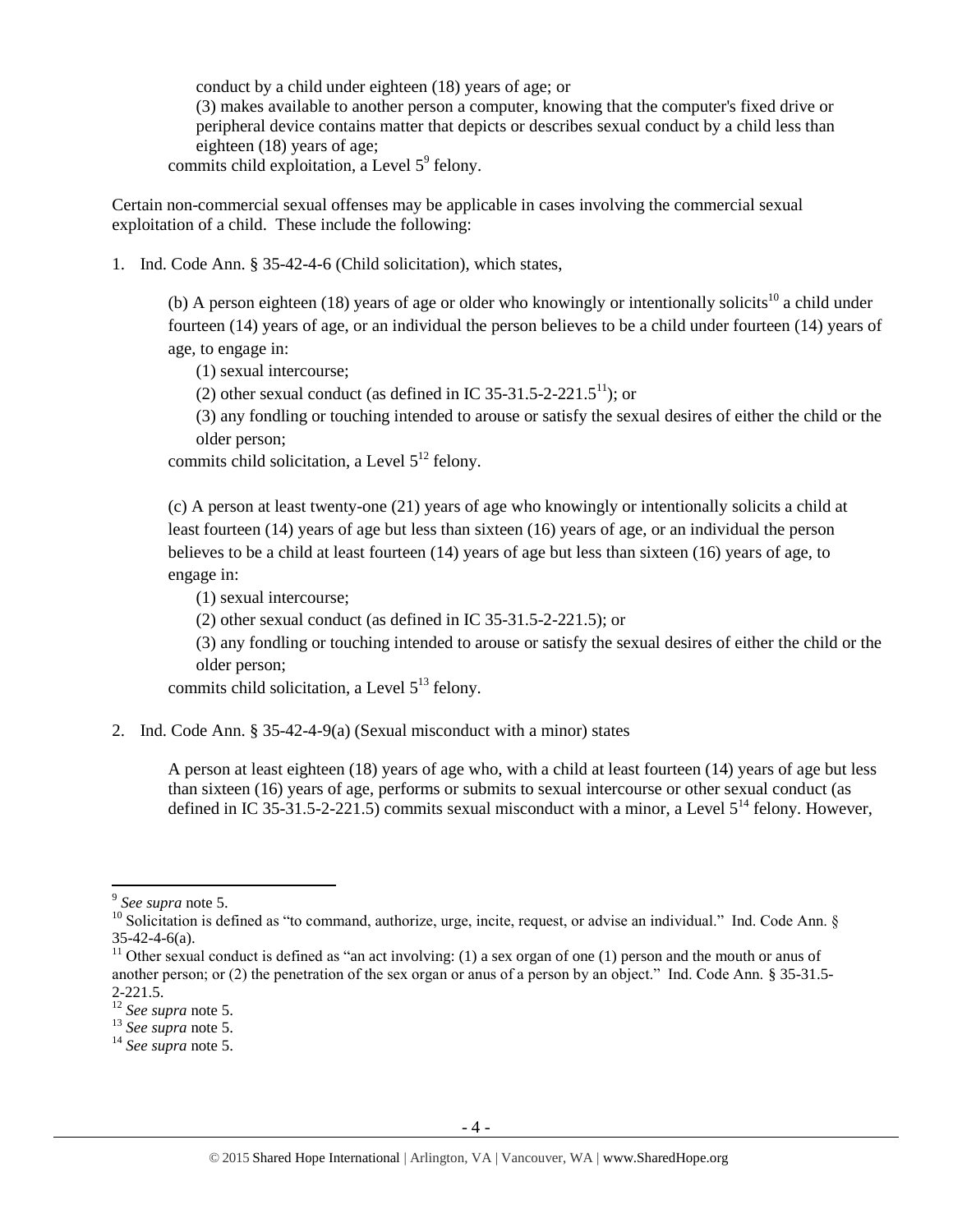conduct by a child under eighteen (18) years of age; or

(3) makes available to another person a computer, knowing that the computer's fixed drive or peripheral device contains matter that depicts or describes sexual conduct by a child less than eighteen (18) years of age;

commits child exploitation, a Level 5[9] felony.

Certain non-commercial sexual offenses may be applicable in cases involving the commercial sexual exploitation of a child. These include the following:

1. Ind. Code Ann. § 35-42-4-6 (Child solicitation), which states,

   (b) A person eighteen (18) years of age or older who knowingly or intentionally solicits[10] a child under fourteen (14) years of age, or an individual the person believes to be a child under fourteen (14) years of age, to engage in:

   (1) sexual intercourse;

   (2) other sexual conduct (as defined in IC 35-31.5-2-221.5[11]); or

   (3) any fondling or touching intended to arouse or satisfy the sexual desires of either the child or the older person;

   commits child solicitation, a Level 5[12] felony.

   (c) A person at least twenty-one (21) years of age who knowingly or intentionally solicits a child at least fourteen (14) years of age but less than sixteen (16) years of age, or an individual the person believes to be a child at least fourteen (14) years of age but less than sixteen (16) years of age, to engage in:

   (1) sexual intercourse;

   (2) other sexual conduct (as defined in IC 35-31.5-2-221.5); or

   (3) any fondling or touching intended to arouse or satisfy the sexual desires of either the child or the older person;

   commits child solicitation, a Level 5[13] felony.

2. Ind. Code Ann. § 35-42-4-9(a) (Sexual misconduct with a minor) states

   A person at least eighteen (18) years of age who, with a child at least fourteen (14) years of age but less than sixteen (16) years of age, performs or submits to sexual intercourse or other sexual conduct (as defined in IC 35-31.5-2-221.5) commits sexual misconduct with a minor, a Level 5[14] felony. However,

---

[9] *See supra* note 5.

[10] Solicitation is defined as "to command, authorize, urge, incite, request, or advise an individual." Ind. Code Ann. § 35-42-4-6(a).

[11] Other sexual conduct is defined as "an act involving: (1) a sex organ of one (1) person and the mouth or anus of another person; or (2) the penetration of the sex organ or anus of a person by an object." Ind. Code Ann. § 35-31.5-2-221.5.

[12] *See supra* note 5.

[13] *See supra* note 5.

[14] *See supra* note 5.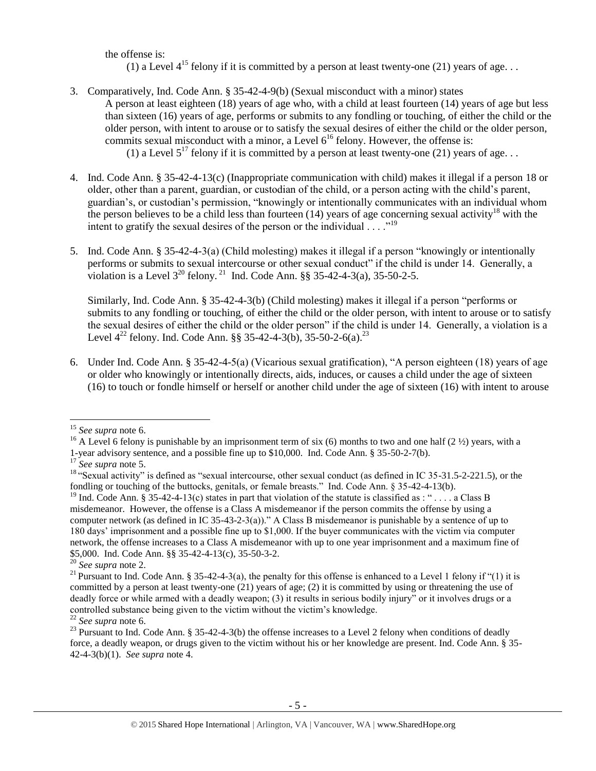the offense is:

(1) a Level 4[15] felony if it is committed by a person at least twenty-one (21) years of age. . .

3. Comparatively, Ind. Code Ann. § 35-42-4-9(b) (Sexual misconduct with a minor) states

   A person at least eighteen (18) years of age who, with a child at least fourteen (14) years of age but less than sixteen (16) years of age, performs or submits to any fondling or touching, of either the child or the older person, with intent to arouse or to satisfy the sexual desires of either the child or the older person, commits sexual misconduct with a minor, a Level 6[16] felony. However, the offense is:

   (1) a Level 5[17] felony if it is committed by a person at least twenty-one (21) years of age. . .

4. Ind. Code Ann. § 35-42-4-13(c) (Inappropriate communication with child) makes it illegal if a person 18 or older, other than a parent, guardian, or custodian of the child, or a person acting with the child's parent, guardian's, or custodian's permission, "knowingly or intentionally communicates with an individual whom the person believes to be a child less than fourteen (14) years of age concerning sexual activity[18] with the intent to gratify the sexual desires of the person or the individual . . . ."[19]

5. Ind. Code Ann. § 35-42-4-3(a) (Child molesting) makes it illegal if a person "knowingly or intentionally performs or submits to sexual intercourse or other sexual conduct" if the child is under 14. Generally, a violation is a Level 3[20] felony.[21] Ind. Code Ann. §§ 35-42-4-3(a), 35-50-2-5.

   Similarly, Ind. Code Ann. § 35-42-4-3(b) (Child molesting) makes it illegal if a person "performs or submits to any fondling or touching, of either the child or the older person, with intent to arouse or to satisfy the sexual desires of either the child or the older person" if the child is under 14. Generally, a violation is a Level 4[22] felony. Ind. Code Ann. §§ 35-42-4-3(b), 35-50-2-6(a).[23]

6. Under Ind. Code Ann. § 35-42-4-5(a) (Vicarious sexual gratification), "A person eighteen (18) years of age or older who knowingly or intentionally directs, aids, induces, or causes a child under the age of sixteen (16) to touch or fondle himself or herself or another child under the age of sixteen (16) with intent to arouse

---

[15] *See supra* note 6.

[16] A Level 6 felony is punishable by an imprisonment term of six (6) months to two and one half (2 ½) years, with a 1-year advisory sentence, and a possible fine up to $10,000. Ind. Code Ann. § 35-50-2-7(b).

[17] *See supra* note 5.

[18] "Sexual activity" is defined as "sexual intercourse, other sexual conduct (as defined in IC 35-31.5-2-221.5), or the fondling or touching of the buttocks, genitals, or female breasts." Ind. Code Ann. § 35-42-4-13(b).

[19] Ind. Code Ann. § 35-42-4-13(c) states in part that violation of the statute is classified as : " . . . . a Class B misdemeanor. However, the offense is a Class A misdemeanor if the person commits the offense by using a computer network (as defined in IC 35-43-2-3(a))." A Class B misdemeanor is punishable by a sentence of up to 180 days' imprisonment and a possible fine up to $1,000. If the buyer communicates with the victim via computer network, the offense increases to a Class A misdemeanor with up to one year imprisonment and a maximum fine of $5,000. Ind. Code Ann. §§ 35-42-4-13(c), 35-50-3-2.

[20] *See supra* note 2.

[21] Pursuant to Ind. Code Ann. § 35-42-4-3(a), the penalty for this offense is enhanced to a Level 1 felony if "(1) it is committed by a person at least twenty-one (21) years of age; (2) it is committed by using or threatening the use of deadly force or while armed with a deadly weapon; (3) it results in serious bodily injury" or it involves drugs or a controlled substance being given to the victim without the victim's knowledge.

[22] *See supra* note 6.

[23] Pursuant to Ind. Code Ann. § 35-42-4-3(b) the offense increases to a Level 2 felony when conditions of deadly force, a deadly weapon, or drugs given to the victim without his or her knowledge are present. Ind. Code Ann. § 35-42-4-3(b)(1). *See supra* note 4.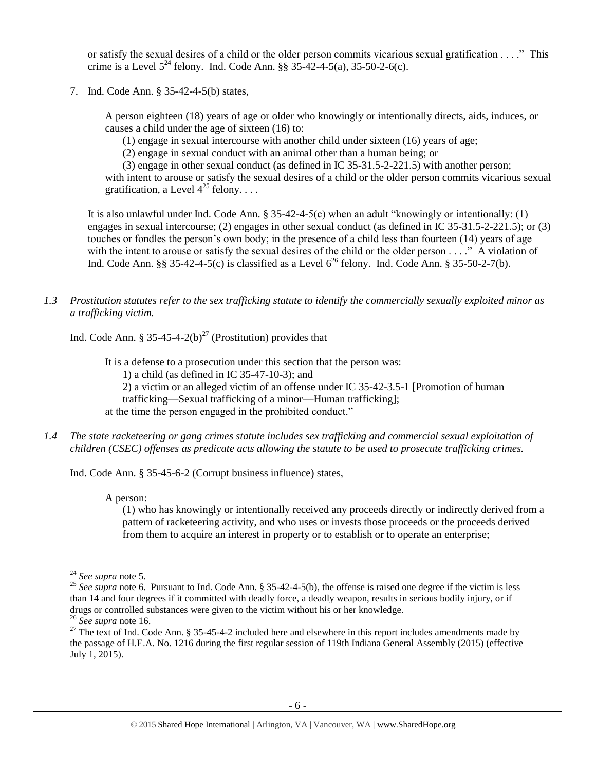or satisfy the sexual desires of a child or the older person commits vicarious sexual gratification . . . ." This crime is a Level 5[24] felony. Ind. Code Ann. §§ 35-42-4-5(a), 35-50-2-6(c).

7. Ind. Code Ann. § 35-42-4-5(b) states,

   > A person eighteen (18) years of age or older who knowingly or intentionally directs, aids, induces, or causes a child under the age of sixteen (16) to:
   >
   > (1) engage in sexual intercourse with another child under sixteen (16) years of age;
   >
   > (2) engage in sexual conduct with an animal other than a human being; or
   >
   > (3) engage in other sexual conduct (as defined in IC 35-31.5-2-221.5) with another person;
   >
   > with intent to arouse or satisfy the sexual desires of a child or the older person commits vicarious sexual gratification, a Level 4[25] felony. . . .

   It is also unlawful under Ind. Code Ann. § 35-42-4-5(c) when an adult "knowingly or intentionally: (1) engages in sexual intercourse; (2) engages in other sexual conduct (as defined in IC 35-31.5-2-221.5); or (3) touches or fondles the person's own body; in the presence of a child less than fourteen (14) years of age with the intent to arouse or satisfy the sexual desires of the child or the older person . . . ." A violation of Ind. Code Ann. §§ 35-42-4-5(c) is classified as a Level 6[26] felony. Ind. Code Ann. § 35-50-2-7(b).

*1.3 Prostitution statutes refer to the sex trafficking statute to identify the commercially sexually exploited minor as a trafficking victim.*

Ind. Code Ann. § 35-45-4-2(b)[27] (Prostitution) provides that

> It is a defense to a prosecution under this section that the person was:
>
> 1) a child (as defined in IC 35-47-10-3); and
>
> 2) a victim or an alleged victim of an offense under IC 35-42-3.5-1 [Promotion of human trafficking—Sexual trafficking of a minor—Human trafficking];
>
> at the time the person engaged in the prohibited conduct."

*1.4 The state racketeering or gang crimes statute includes sex trafficking and commercial sexual exploitation of children (CSEC) offenses as predicate acts allowing the statute to be used to prosecute trafficking crimes.*

Ind. Code Ann. § 35-45-6-2 (Corrupt business influence) states,

> A person:
>
> (1) who has knowingly or intentionally received any proceeds directly or indirectly derived from a pattern of racketeering activity, and who uses or invests those proceeds or the proceeds derived from them to acquire an interest in property or to establish or to operate an enterprise;

---

[24] *See supra* note 5.

[25] *See supra* note 6. Pursuant to Ind. Code Ann. § 35-42-4-5(b), the offense is raised one degree if the victim is less than 14 and four degrees if it committed with deadly force, a deadly weapon, results in serious bodily injury, or if drugs or controlled substances were given to the victim without his or her knowledge.

[26] *See supra* note 16.

[27] The text of Ind. Code Ann. § 35-45-4-2 included here and elsewhere in this report includes amendments made by the passage of H.E.A. No. 1216 during the first regular session of 119th Indiana General Assembly (2015) (effective July 1, 2015).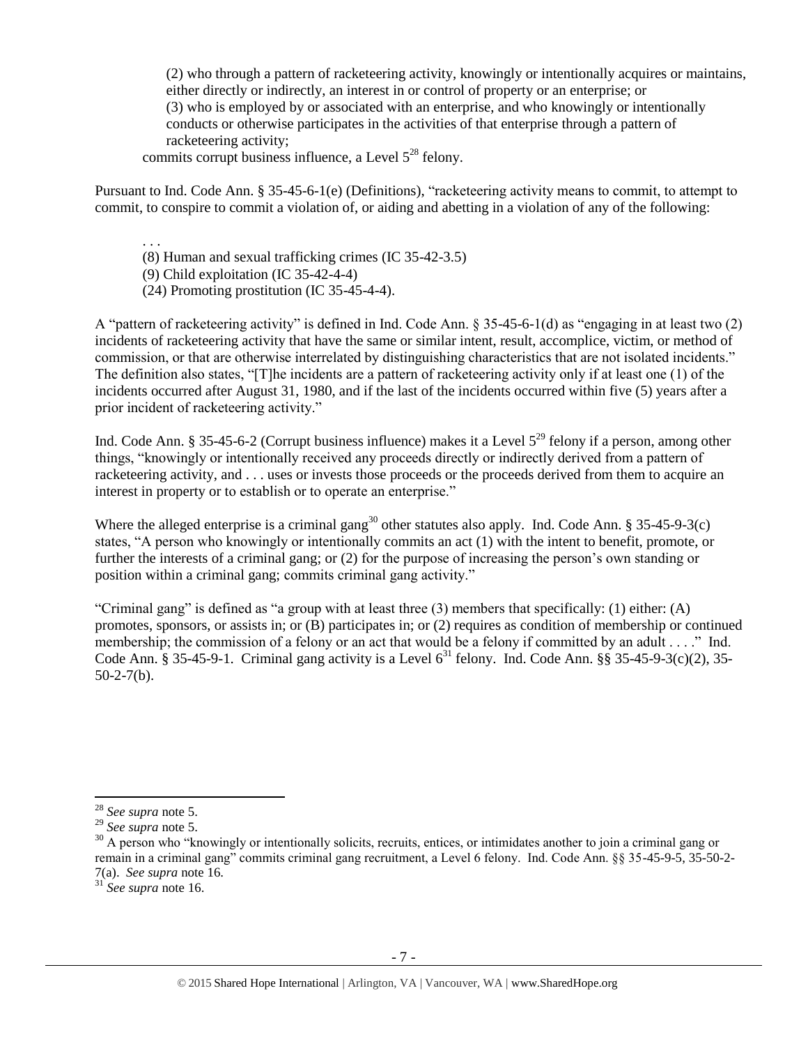(2) who through a pattern of racketeering activity, knowingly or intentionally acquires or maintains, either directly or indirectly, an interest in or control of property or an enterprise; or
(3) who is employed by or associated with an enterprise, and who knowingly or intentionally conducts or otherwise participates in the activities of that enterprise through a pattern of racketeering activity;

commits corrupt business influence, a Level 5[28] felony.

Pursuant to Ind. Code Ann. § 35-45-6-1(e) (Definitions), "racketeering activity means to commit, to attempt to commit, to conspire to commit a violation of, or aiding and abetting in a violation of any of the following:

. . .
(8) Human and sexual trafficking crimes (IC 35-42-3.5)
(9) Child exploitation (IC 35-42-4-4)
(24) Promoting prostitution (IC 35-45-4-4).

A "pattern of racketeering activity" is defined in Ind. Code Ann. § 35-45-6-1(d) as "engaging in at least two (2) incidents of racketeering activity that have the same or similar intent, result, accomplice, victim, or method of commission, or that are otherwise interrelated by distinguishing characteristics that are not isolated incidents." The definition also states, "[T]he incidents are a pattern of racketeering activity only if at least one (1) of the incidents occurred after August 31, 1980, and if the last of the incidents occurred within five (5) years after a prior incident of racketeering activity."

Ind. Code Ann. § 35-45-6-2 (Corrupt business influence) makes it a Level 5[29] felony if a person, among other things, "knowingly or intentionally received any proceeds directly or indirectly derived from a pattern of racketeering activity, and . . . uses or invests those proceeds or the proceeds derived from them to acquire an interest in property or to establish or to operate an enterprise."

Where the alleged enterprise is a criminal gang[30] other statutes also apply. Ind. Code Ann. § 35-45-9-3(c) states, "A person who knowingly or intentionally commits an act (1) with the intent to benefit, promote, or further the interests of a criminal gang; or (2) for the purpose of increasing the person's own standing or position within a criminal gang; commits criminal gang activity."

"Criminal gang" is defined as "a group with at least three (3) members that specifically: (1) either: (A) promotes, sponsors, or assists in; or (B) participates in; or (2) requires as condition of membership or continued membership; the commission of a felony or an act that would be a felony if committed by an adult . . . ." Ind. Code Ann. § 35-45-9-1. Criminal gang activity is a Level 6[31] felony. Ind. Code Ann. §§ 35-45-9-3(c)(2), 35-50-2-7(b).

---

[28] *See supra* note 5.

[29] *See supra* note 5.

[30] A person who "knowingly or intentionally solicits, recruits, entices, or intimidates another to join a criminal gang or remain in a criminal gang" commits criminal gang recruitment, a Level 6 felony. Ind. Code Ann. §§ 35-45-9-5, 35-50-2-7(a). *See supra* note 16.

[31] *See supra* note 16.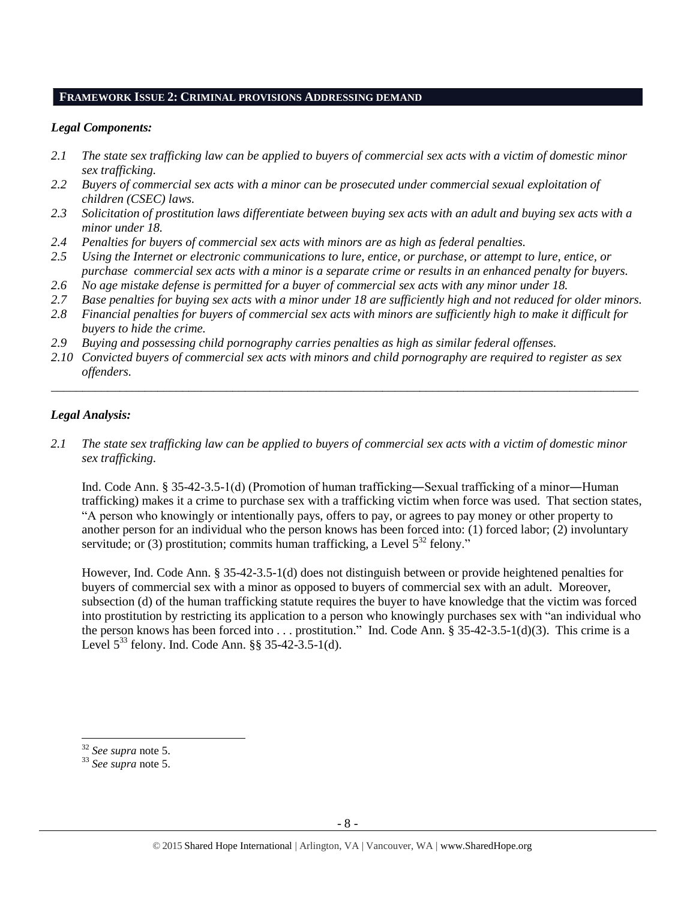## FRAMEWORK ISSUE 2: CRIMINAL PROVISIONS ADDRESSING DEMAND

### *Legal Components:*

*2.1 The state sex trafficking law can be applied to buyers of commercial sex acts with a victim of domestic minor sex trafficking.*

*2.2 Buyers of commercial sex acts with a minor can be prosecuted under commercial sexual exploitation of children (CSEC) laws.*

*2.3 Solicitation of prostitution laws differentiate between buying sex acts with an adult and buying sex acts with a minor under 18.*

*2.4 Penalties for buyers of commercial sex acts with minors are as high as federal penalties.*

*2.5 Using the Internet or electronic communications to lure, entice, or purchase, or attempt to lure, entice, or purchase commercial sex acts with a minor is a separate crime or results in an enhanced penalty for buyers.*

*2.6 No age mistake defense is permitted for a buyer of commercial sex acts with any minor under 18.*

*2.7 Base penalties for buying sex acts with a minor under 18 are sufficiently high and not reduced for older minors.*

*2.8 Financial penalties for buyers of commercial sex acts with minors are sufficiently high to make it difficult for buyers to hide the crime.*

*2.9 Buying and possessing child pornography carries penalties as high as similar federal offenses.*

*2.10 Convicted buyers of commercial sex acts with minors and child pornography are required to register as sex offenders.*

---

### *Legal Analysis:*

*2.1 The state sex trafficking law can be applied to buyers of commercial sex acts with a victim of domestic minor sex trafficking.*

Ind. Code Ann. § 35-42-3.5-1(d) (Promotion of human trafficking―Sexual trafficking of a minor―Human trafficking) makes it a crime to purchase sex with a trafficking victim when force was used. That section states, "A person who knowingly or intentionally pays, offers to pay, or agrees to pay money or other property to another person for an individual who the person knows has been forced into: (1) forced labor; (2) involuntary servitude; or (3) prostitution; commits human trafficking, a Level 5[32] felony."

However, Ind. Code Ann. § 35-42-3.5-1(d) does not distinguish between or provide heightened penalties for buyers of commercial sex with a minor as opposed to buyers of commercial sex with an adult. Moreover, subsection (d) of the human trafficking statute requires the buyer to have knowledge that the victim was forced into prostitution by restricting its application to a person who knowingly purchases sex with "an individual who the person knows has been forced into . . . prostitution." Ind. Code Ann. § 35-42-3.5-1(d)(3). This crime is a Level 5[33] felony. Ind. Code Ann. §§ 35-42-3.5-1(d).

---

[32] *See supra* note 5.

[33] *See supra* note 5.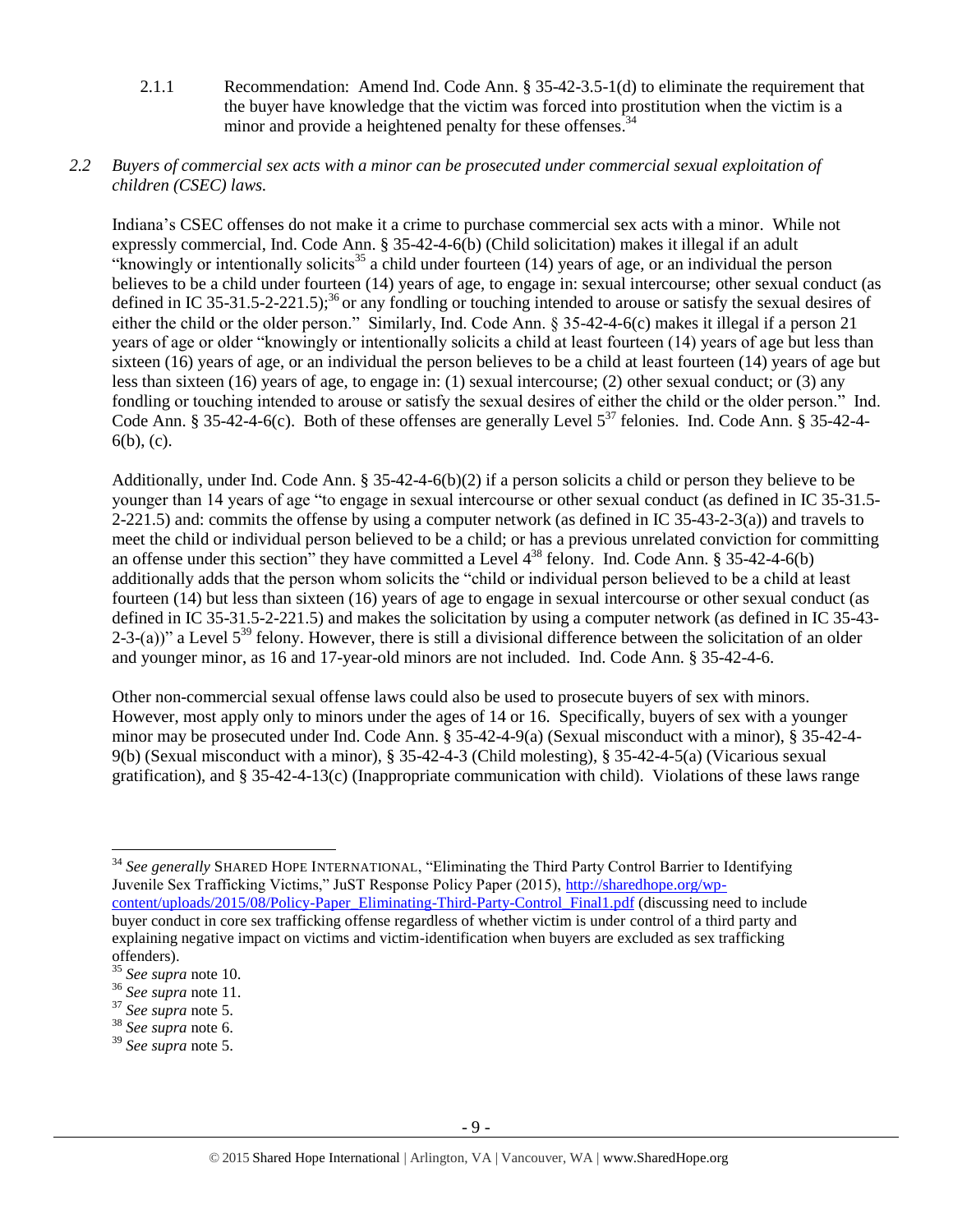2.1.1 Recommendation: Amend Ind. Code Ann. § 35-42-3.5-1(d) to eliminate the requirement that the buyer have knowledge that the victim was forced into prostitution when the victim is a minor and provide a heightened penalty for these offenses.[34]

*2.2 Buyers of commercial sex acts with a minor can be prosecuted under commercial sexual exploitation of children (CSEC) laws.*

Indiana's CSEC offenses do not make it a crime to purchase commercial sex acts with a minor. While not expressly commercial, Ind. Code Ann. § 35-42-4-6(b) (Child solicitation) makes it illegal if an adult "knowingly or intentionally solicits[35] a child under fourteen (14) years of age, or an individual the person believes to be a child under fourteen (14) years of age, to engage in: sexual intercourse; other sexual conduct (as defined in IC 35-31.5-2-221.5);[36] or any fondling or touching intended to arouse or satisfy the sexual desires of either the child or the older person." Similarly, Ind. Code Ann. § 35-42-4-6(c) makes it illegal if a person 21 years of age or older "knowingly or intentionally solicits a child at least fourteen (14) years of age but less than sixteen (16) years of age, or an individual the person believes to be a child at least fourteen (14) years of age but less than sixteen (16) years of age, to engage in: (1) sexual intercourse; (2) other sexual conduct; or (3) any fondling or touching intended to arouse or satisfy the sexual desires of either the child or the older person." Ind. Code Ann. § 35-42-4-6(c). Both of these offenses are generally Level 5[37] felonies. Ind. Code Ann. § 35-42-4-6(b), (c).

Additionally, under Ind. Code Ann. § 35-42-4-6(b)(2) if a person solicits a child or person they believe to be younger than 14 years of age "to engage in sexual intercourse or other sexual conduct (as defined in IC 35-31.5-2-221.5) and: commits the offense by using a computer network (as defined in IC 35-43-2-3(a)) and travels to meet the child or individual person believed to be a child; or has a previous unrelated conviction for committing an offense under this section" they have committed a Level 4[38] felony. Ind. Code Ann. § 35-42-4-6(b) additionally adds that the person whom solicits the "child or individual person believed to be a child at least fourteen (14) but less than sixteen (16) years of age to engage in sexual intercourse or other sexual conduct (as defined in IC 35-31.5-2-221.5) and makes the solicitation by using a computer network (as defined in IC 35-43-2-3-(a))" a Level 5[39] felony. However, there is still a divisional difference between the solicitation of an older and younger minor, as 16 and 17-year-old minors are not included. Ind. Code Ann. § 35-42-4-6.

Other non-commercial sexual offense laws could also be used to prosecute buyers of sex with minors. However, most apply only to minors under the ages of 14 or 16. Specifically, buyers of sex with a younger minor may be prosecuted under Ind. Code Ann. § 35-42-4-9(a) (Sexual misconduct with a minor), § 35-42-4-9(b) (Sexual misconduct with a minor), § 35-42-4-3 (Child molesting), § 35-42-4-5(a) (Vicarious sexual gratification), and § 35-42-4-13(c) (Inappropriate communication with child). Violations of these laws range

---

[34] *See generally* SHARED HOPE INTERNATIONAL, "Eliminating the Third Party Control Barrier to Identifying Juvenile Sex Trafficking Victims," JuST Response Policy Paper (2015), http://sharedhope.org/wp-content/uploads/2015/08/Policy-Paper_Eliminating-Third-Party-Control_Final1.pdf (discussing need to include buyer conduct in core sex trafficking offense regardless of whether victim is under control of a third party and explaining negative impact on victims and victim-identification when buyers are excluded as sex trafficking offenders).

[35] *See supra* note 10.

[36] *See supra* note 11.

[37] *See supra* note 5.

[38] *See supra* note 6.

[39] *See supra* note 5.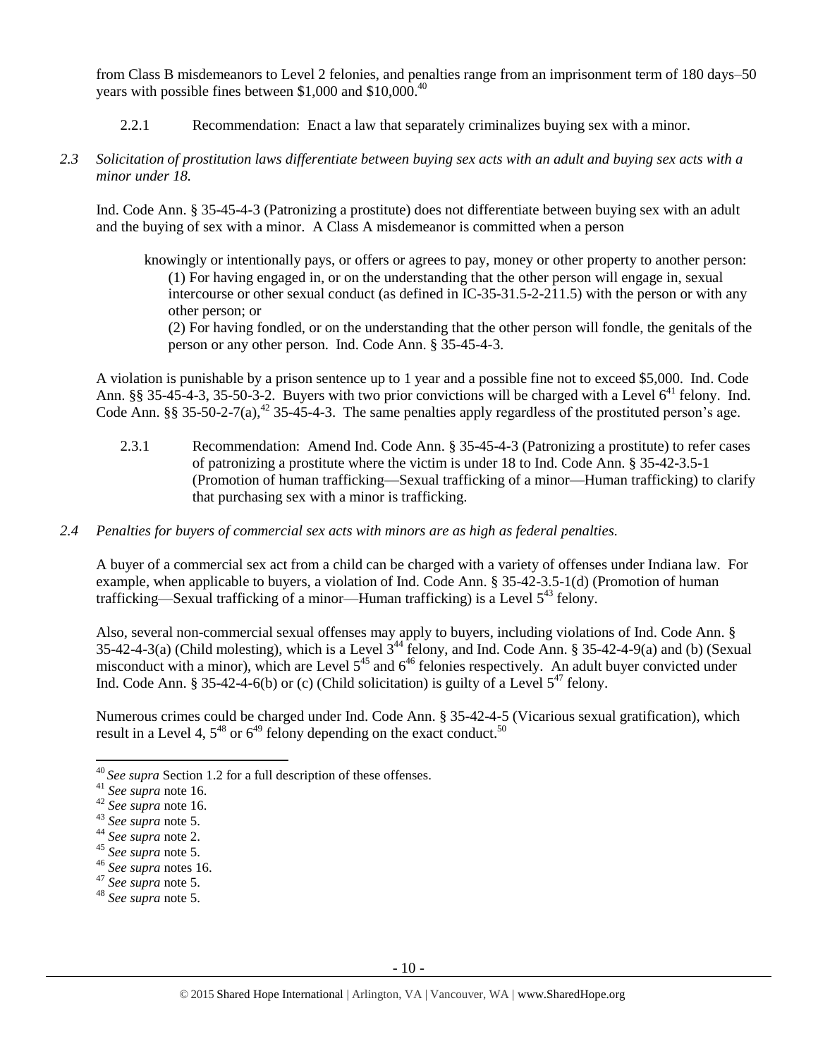from Class B misdemeanors to Level 2 felonies, and penalties range from an imprisonment term of 180 days–50 years with possible fines between $1,000 and $10,000.[40]

2.2.1 Recommendation: Enact a law that separately criminalizes buying sex with a minor.

*2.3 Solicitation of prostitution laws differentiate between buying sex acts with an adult and buying sex acts with a minor under 18.*

Ind. Code Ann. § 35-45-4-3 (Patronizing a prostitute) does not differentiate between buying sex with an adult and the buying of sex with a minor. A Class A misdemeanor is committed when a person

> knowingly or intentionally pays, or offers or agrees to pay, money or other property to another person:
> (1) For having engaged in, or on the understanding that the other person will engage in, sexual intercourse or other sexual conduct (as defined in IC-35-31.5-2-211.5) with the person or with any other person; or
> (2) For having fondled, or on the understanding that the other person will fondle, the genitals of the person or any other person. Ind. Code Ann. § 35-45-4-3.

A violation is punishable by a prison sentence up to 1 year and a possible fine not to exceed $5,000. Ind. Code Ann. §§ 35-45-4-3, 35-50-3-2. Buyers with two prior convictions will be charged with a Level 6[41] felony. Ind. Code Ann. §§ 35-50-2-7(a),[42] 35-45-4-3. The same penalties apply regardless of the prostituted person's age.

2.3.1 Recommendation: Amend Ind. Code Ann. § 35-45-4-3 (Patronizing a prostitute) to refer cases of patronizing a prostitute where the victim is under 18 to Ind. Code Ann. § 35-42-3.5-1 (Promotion of human trafficking—Sexual trafficking of a minor—Human trafficking) to clarify that purchasing sex with a minor is trafficking.

*2.4 Penalties for buyers of commercial sex acts with minors are as high as federal penalties.*

A buyer of a commercial sex act from a child can be charged with a variety of offenses under Indiana law. For example, when applicable to buyers, a violation of Ind. Code Ann. § 35-42-3.5-1(d) (Promotion of human trafficking—Sexual trafficking of a minor—Human trafficking) is a Level 5[43] felony.

Also, several non-commercial sexual offenses may apply to buyers, including violations of Ind. Code Ann. § 35-42-4-3(a) (Child molesting), which is a Level 3[44] felony, and Ind. Code Ann. § 35-42-4-9(a) and (b) (Sexual misconduct with a minor), which are Level 5[45] and 6[46] felonies respectively. An adult buyer convicted under Ind. Code Ann. § 35-42-4-6(b) or (c) (Child solicitation) is guilty of a Level 5[47] felony.

Numerous crimes could be charged under Ind. Code Ann. § 35-42-4-5 (Vicarious sexual gratification), which result in a Level 4, 5[48] or 6[49] felony depending on the exact conduct.[50]

---

[40] *See supra* Section 1.2 for a full description of these offenses.
[41] *See supra* note 16.
[42] *See supra* note 16.
[43] *See supra* note 5.
[44] *See supra* note 2.
[45] *See supra* note 5.
[46] *See supra* notes 16.
[47] *See supra* note 5.
[48] *See supra* note 5.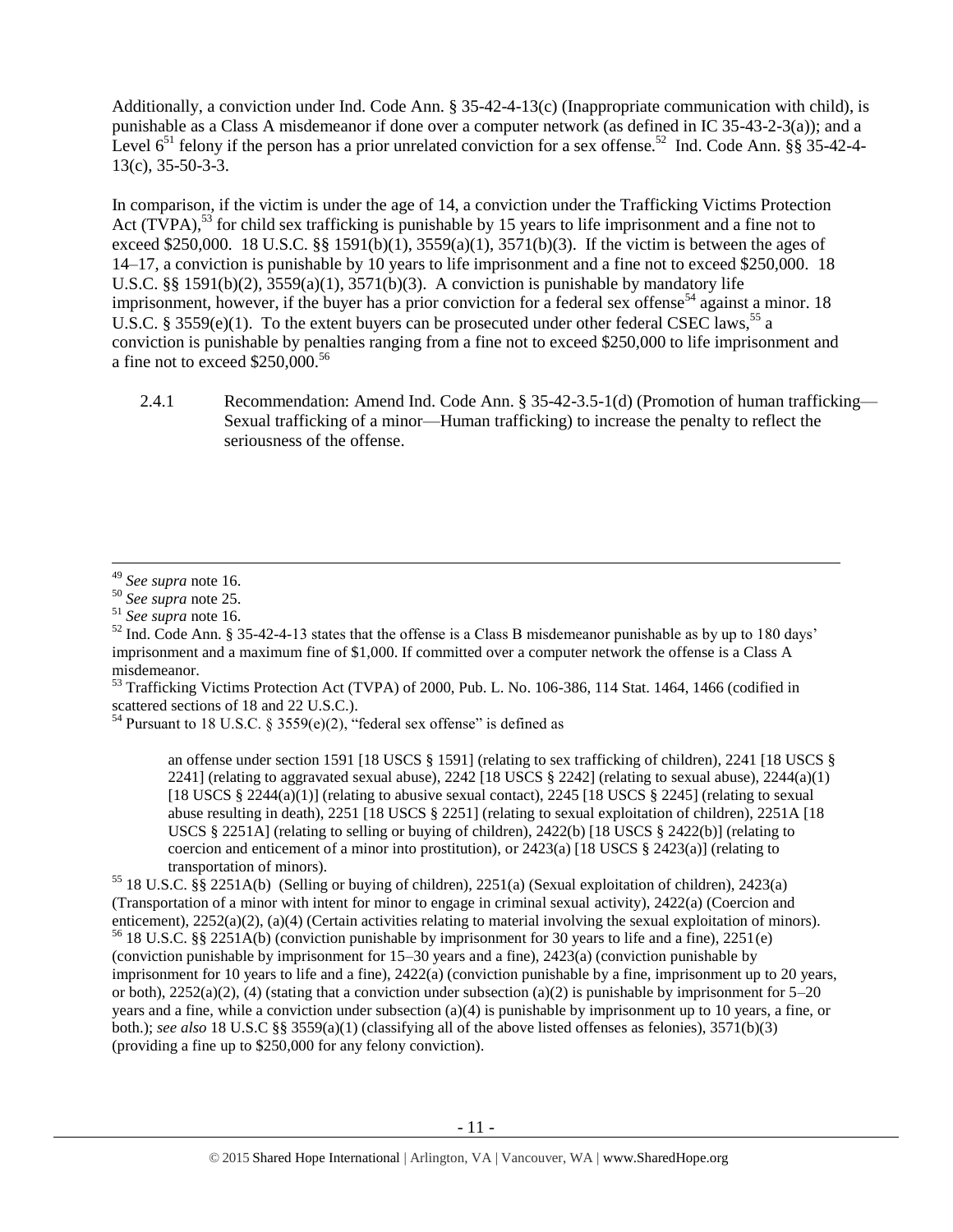Additionally, a conviction under Ind. Code Ann. § 35-42-4-13(c) (Inappropriate communication with child), is punishable as a Class A misdemeanor if done over a computer network (as defined in IC 35-43-2-3(a)); and a Level 6[51] felony if the person has a prior unrelated conviction for a sex offense.[52] Ind. Code Ann. §§ 35-42-4-13(c), 35-50-3-3.

In comparison, if the victim is under the age of 14, a conviction under the Trafficking Victims Protection Act (TVPA),[53] for child sex trafficking is punishable by 15 years to life imprisonment and a fine not to exceed $250,000. 18 U.S.C. §§ 1591(b)(1), 3559(a)(1), 3571(b)(3). If the victim is between the ages of 14–17, a conviction is punishable by 10 years to life imprisonment and a fine not to exceed $250,000. 18 U.S.C. §§ 1591(b)(2), 3559(a)(1), 3571(b)(3). A conviction is punishable by mandatory life imprisonment, however, if the buyer has a prior conviction for a federal sex offense[54] against a minor. 18 U.S.C. § 3559(e)(1). To the extent buyers can be prosecuted under other federal CSEC laws,[55] a conviction is punishable by penalties ranging from a fine not to exceed $250,000 to life imprisonment and a fine not to exceed $250,000.[56]

2.4.1 Recommendation: Amend Ind. Code Ann. § 35-42-3.5-1(d) (Promotion of human trafficking—Sexual trafficking of a minor—Human trafficking) to increase the penalty to reflect the seriousness of the offense.

---

[49] *See supra* note 16.

[50] *See supra* note 25.

[51] *See supra* note 16.

[52] Ind. Code Ann. § 35-42-4-13 states that the offense is a Class B misdemeanor punishable as by up to 180 days' imprisonment and a maximum fine of $1,000. If committed over a computer network the offense is a Class A misdemeanor.

[53] Trafficking Victims Protection Act (TVPA) of 2000, Pub. L. No. 106-386, 114 Stat. 1464, 1466 (codified in scattered sections of 18 and 22 U.S.C.).

[54] Pursuant to 18 U.S.C. § 3559(e)(2), "federal sex offense" is defined as

> an offense under section 1591 [18 USCS § 1591] (relating to sex trafficking of children), 2241 [18 USCS § 2241] (relating to aggravated sexual abuse), 2242 [18 USCS § 2242] (relating to sexual abuse), 2244(a)(1) [18 USCS § 2244(a)(1)] (relating to abusive sexual contact), 2245 [18 USCS § 2245] (relating to sexual abuse resulting in death), 2251 [18 USCS § 2251] (relating to sexual exploitation of children), 2251A [18 USCS § 2251A] (relating to selling or buying of children), 2422(b) [18 USCS § 2422(b)] (relating to coercion and enticement of a minor into prostitution), or 2423(a) [18 USCS § 2423(a)] (relating to transportation of minors).

[55] 18 U.S.C. §§ 2251A(b) (Selling or buying of children), 2251(a) (Sexual exploitation of children), 2423(a) (Transportation of a minor with intent for minor to engage in criminal sexual activity), 2422(a) (Coercion and enticement), 2252(a)(2), (a)(4) (Certain activities relating to material involving the sexual exploitation of minors).

[56] 18 U.S.C. §§ 2251A(b) (conviction punishable by imprisonment for 30 years to life and a fine), 2251(e) (conviction punishable by imprisonment for 15–30 years and a fine), 2423(a) (conviction punishable by imprisonment for 10 years to life and a fine), 2422(a) (conviction punishable by a fine, imprisonment up to 20 years, or both), 2252(a)(2), (4) (stating that a conviction under subsection (a)(2) is punishable by imprisonment for 5–20 years and a fine, while a conviction under subsection (a)(4) is punishable by imprisonment up to 10 years, a fine, or both.); *see also* 18 U.S.C §§ 3559(a)(1) (classifying all of the above listed offenses as felonies), 3571(b)(3) (providing a fine up to $250,000 for any felony conviction).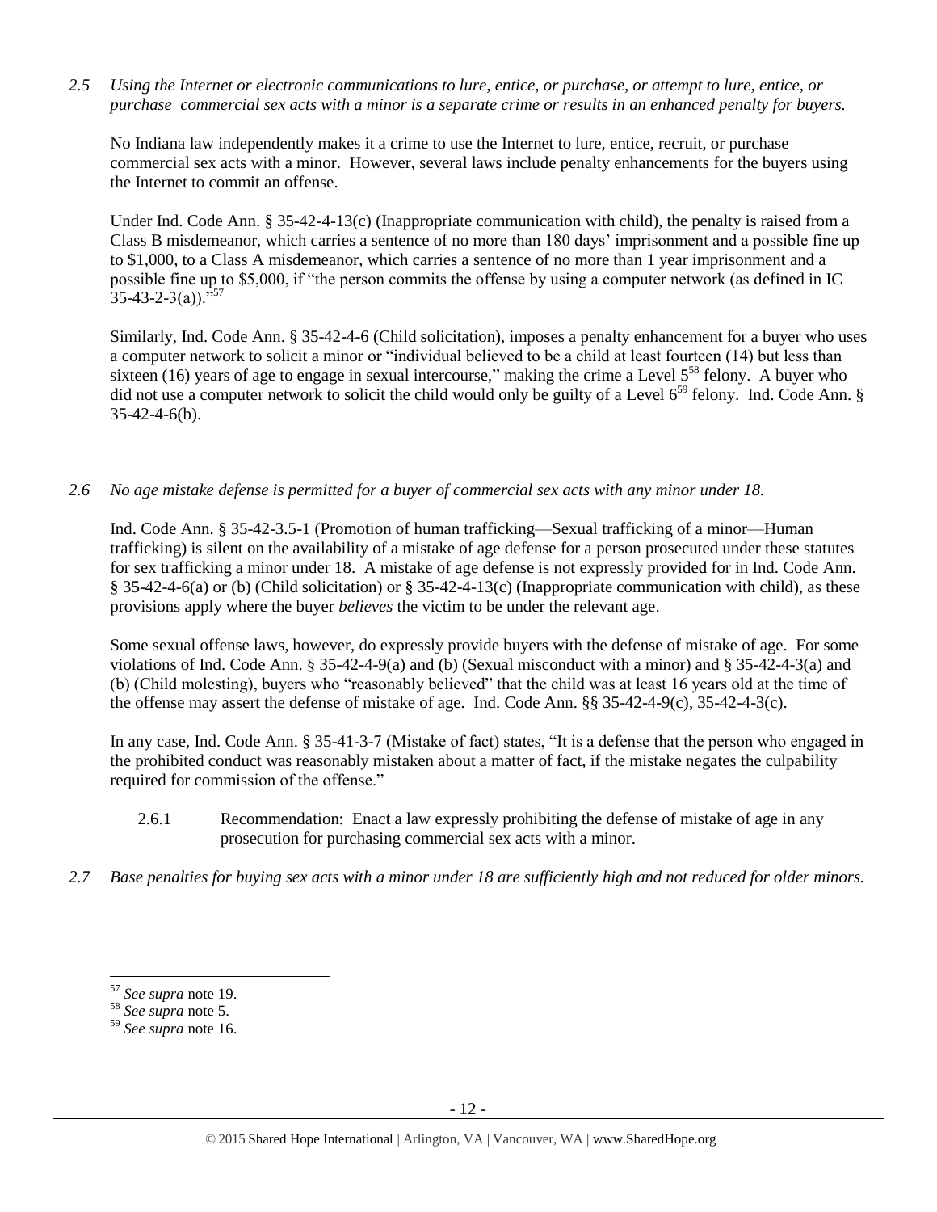*2.5 Using the Internet or electronic communications to lure, entice, or purchase, or attempt to lure, entice, or purchase commercial sex acts with a minor is a separate crime or results in an enhanced penalty for buyers.*

No Indiana law independently makes it a crime to use the Internet to lure, entice, recruit, or purchase commercial sex acts with a minor. However, several laws include penalty enhancements for the buyers using the Internet to commit an offense.

Under Ind. Code Ann. § 35-42-4-13(c) (Inappropriate communication with child), the penalty is raised from a Class B misdemeanor, which carries a sentence of no more than 180 days' imprisonment and a possible fine up to $1,000, to a Class A misdemeanor, which carries a sentence of no more than 1 year imprisonment and a possible fine up to $5,000, if "the person commits the offense by using a computer network (as defined in IC 35-43-2-3(a))."[57]

Similarly, Ind. Code Ann. § 35-42-4-6 (Child solicitation), imposes a penalty enhancement for a buyer who uses a computer network to solicit a minor or "individual believed to be a child at least fourteen (14) but less than sixteen (16) years of age to engage in sexual intercourse," making the crime a Level 5[58] felony. A buyer who did not use a computer network to solicit the child would only be guilty of a Level 6[59] felony. Ind. Code Ann. § 35-42-4-6(b).

*2.6 No age mistake defense is permitted for a buyer of commercial sex acts with any minor under 18.*

Ind. Code Ann. § 35-42-3.5-1 (Promotion of human trafficking—Sexual trafficking of a minor—Human trafficking) is silent on the availability of a mistake of age defense for a person prosecuted under these statutes for sex trafficking a minor under 18. A mistake of age defense is not expressly provided for in Ind. Code Ann. § 35-42-4-6(a) or (b) (Child solicitation) or § 35-42-4-13(c) (Inappropriate communication with child), as these provisions apply where the buyer *believes* the victim to be under the relevant age.

Some sexual offense laws, however, do expressly provide buyers with the defense of mistake of age. For some violations of Ind. Code Ann. § 35-42-4-9(a) and (b) (Sexual misconduct with a minor) and § 35-42-4-3(a) and (b) (Child molesting), buyers who "reasonably believed" that the child was at least 16 years old at the time of the offense may assert the defense of mistake of age. Ind. Code Ann. §§ 35-42-4-9(c), 35-42-4-3(c).

In any case, Ind. Code Ann. § 35-41-3-7 (Mistake of fact) states, "It is a defense that the person who engaged in the prohibited conduct was reasonably mistaken about a matter of fact, if the mistake negates the culpability required for commission of the offense."

2.6.1 Recommendation: Enact a law expressly prohibiting the defense of mistake of age in any prosecution for purchasing commercial sex acts with a minor.

*2.7 Base penalties for buying sex acts with a minor under 18 are sufficiently high and not reduced for older minors.*

---

[57] *See supra* note 19.

[58] *See supra* note 5.

[59] *See supra* note 16.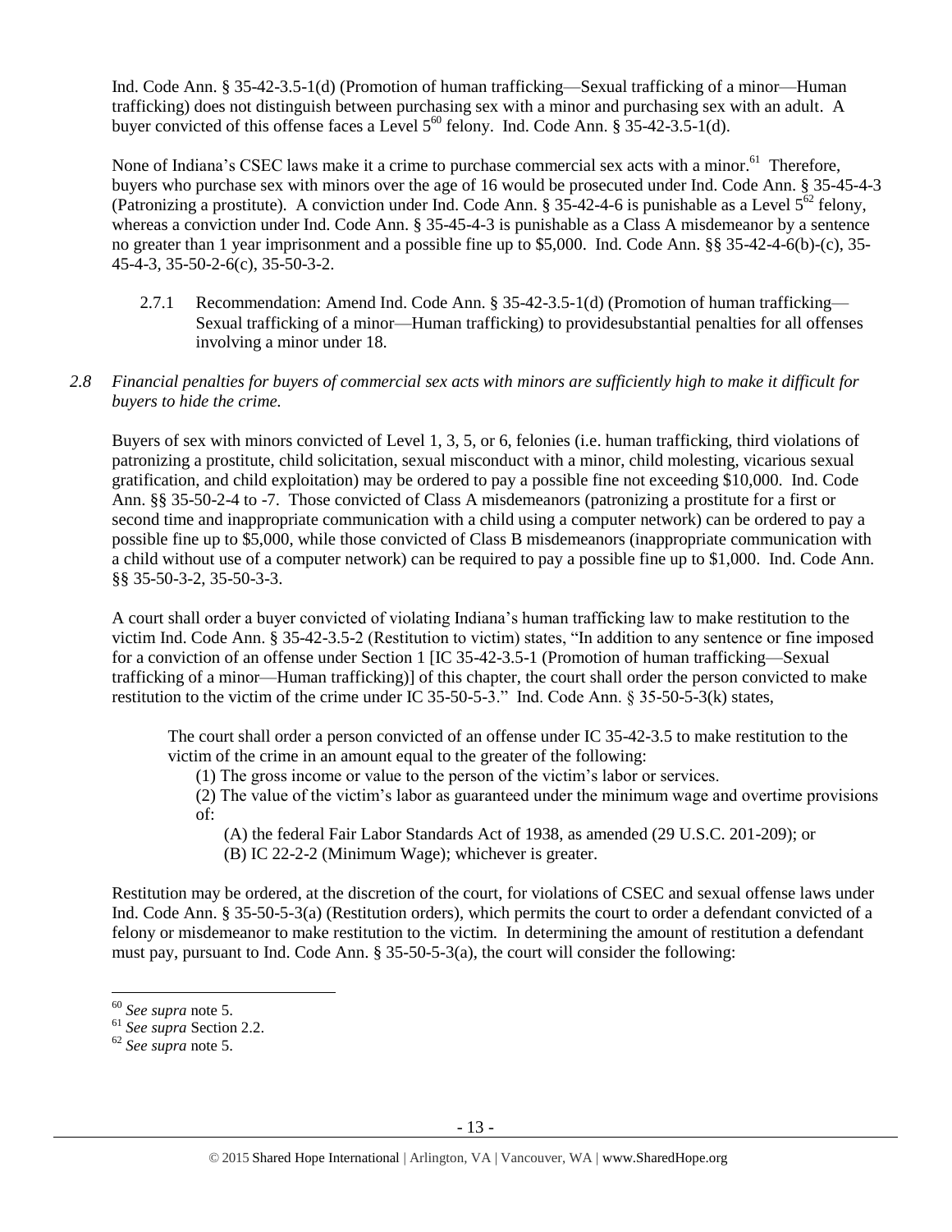Ind. Code Ann. § 35-42-3.5-1(d) (Promotion of human trafficking—Sexual trafficking of a minor—Human trafficking) does not distinguish between purchasing sex with a minor and purchasing sex with an adult. A buyer convicted of this offense faces a Level 5[60] felony. Ind. Code Ann. § 35-42-3.5-1(d).

None of Indiana's CSEC laws make it a crime to purchase commercial sex acts with a minor.[61] Therefore, buyers who purchase sex with minors over the age of 16 would be prosecuted under Ind. Code Ann. § 35-45-4-3 (Patronizing a prostitute). A conviction under Ind. Code Ann. § 35-42-4-6 is punishable as a Level 5[62] felony, whereas a conviction under Ind. Code Ann. § 35-45-4-3 is punishable as a Class A misdemeanor by a sentence no greater than 1 year imprisonment and a possible fine up to $5,000. Ind. Code Ann. §§ 35-42-4-6(b)-(c), 35-45-4-3, 35-50-2-6(c), 35-50-3-2.

> 2.7.1 Recommendation: Amend Ind. Code Ann. § 35-42-3.5-1(d) (Promotion of human trafficking—Sexual trafficking of a minor—Human trafficking) to providesubstantial penalties for all offenses involving a minor under 18.

*2.8 Financial penalties for buyers of commercial sex acts with minors are sufficiently high to make it difficult for buyers to hide the crime.*

Buyers of sex with minors convicted of Level 1, 3, 5, or 6, felonies (i.e. human trafficking, third violations of patronizing a prostitute, child solicitation, sexual misconduct with a minor, child molesting, vicarious sexual gratification, and child exploitation) may be ordered to pay a possible fine not exceeding $10,000. Ind. Code Ann. §§ 35-50-2-4 to -7. Those convicted of Class A misdemeanors (patronizing a prostitute for a first or second time and inappropriate communication with a child using a computer network) can be ordered to pay a possible fine up to $5,000, while those convicted of Class B misdemeanors (inappropriate communication with a child without use of a computer network) can be required to pay a possible fine up to $1,000. Ind. Code Ann. §§ 35-50-3-2, 35-50-3-3.

A court shall order a buyer convicted of violating Indiana's human trafficking law to make restitution to the victim Ind. Code Ann. § 35-42-3.5-2 (Restitution to victim) states, "In addition to any sentence or fine imposed for a conviction of an offense under Section 1 [IC 35-42-3.5-1 (Promotion of human trafficking—Sexual trafficking of a minor—Human trafficking)] of this chapter, the court shall order the person convicted to make restitution to the victim of the crime under IC 35-50-5-3." Ind. Code Ann. § 35-50-5-3(k) states,

> The court shall order a person convicted of an offense under IC 35-42-3.5 to make restitution to the victim of the crime in an amount equal to the greater of the following:
>
> (1) The gross income or value to the person of the victim's labor or services.
>
> (2) The value of the victim's labor as guaranteed under the minimum wage and overtime provisions of:
>
> (A) the federal Fair Labor Standards Act of 1938, as amended (29 U.S.C. 201-209); or
>
> (B) IC 22-2-2 (Minimum Wage); whichever is greater.

Restitution may be ordered, at the discretion of the court, for violations of CSEC and sexual offense laws under Ind. Code Ann. § 35-50-5-3(a) (Restitution orders), which permits the court to order a defendant convicted of a felony or misdemeanor to make restitution to the victim. In determining the amount of restitution a defendant must pay, pursuant to Ind. Code Ann. § 35-50-5-3(a), the court will consider the following:

---

[60] *See supra* note 5.

[61] *See supra* Section 2.2.

[62] *See supra* note 5.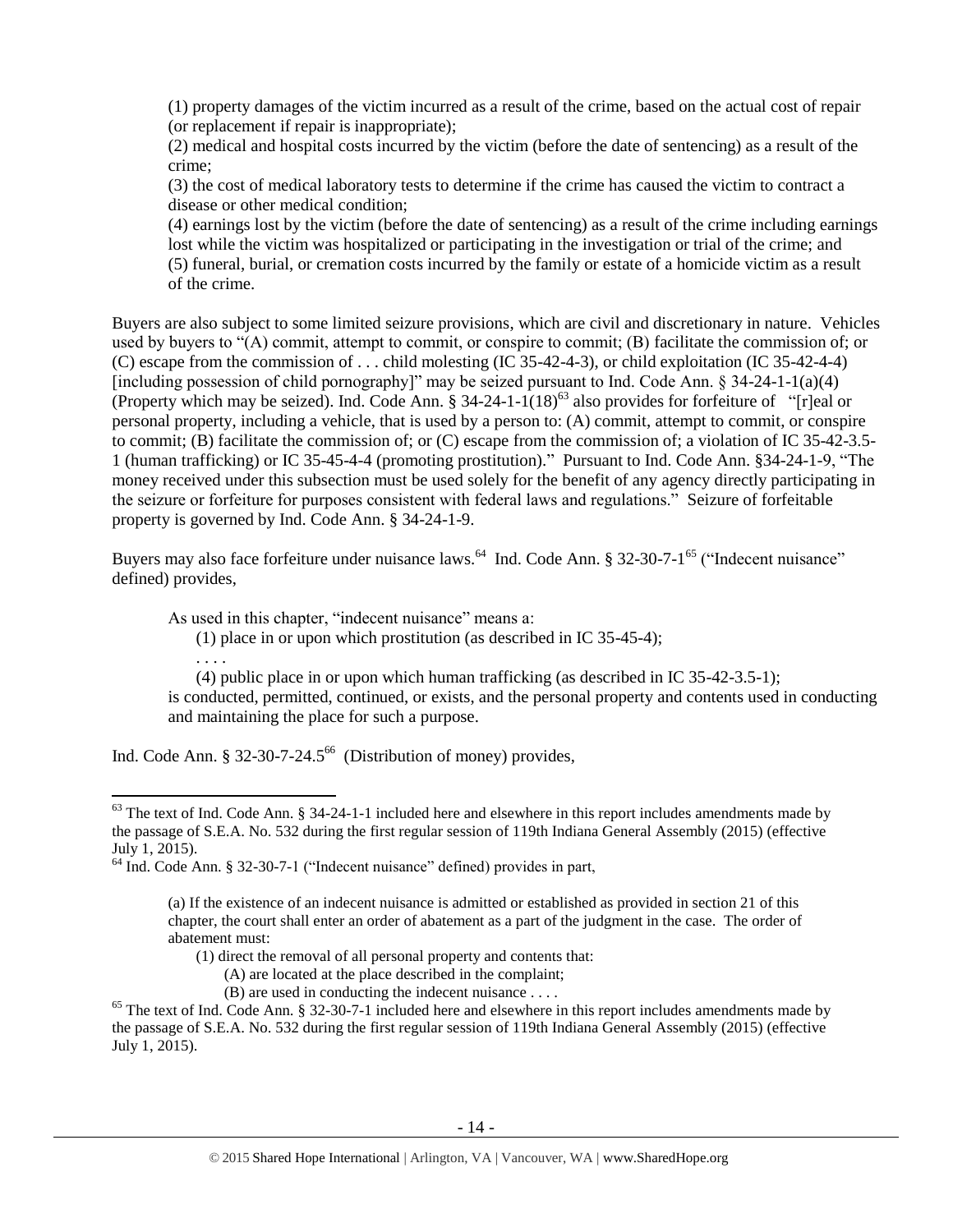(1) property damages of the victim incurred as a result of the crime, based on the actual cost of repair (or replacement if repair is inappropriate);

(2) medical and hospital costs incurred by the victim (before the date of sentencing) as a result of the crime;

(3) the cost of medical laboratory tests to determine if the crime has caused the victim to contract a disease or other medical condition;

(4) earnings lost by the victim (before the date of sentencing) as a result of the crime including earnings lost while the victim was hospitalized or participating in the investigation or trial of the crime; and

(5) funeral, burial, or cremation costs incurred by the family or estate of a homicide victim as a result of the crime.

Buyers are also subject to some limited seizure provisions, which are civil and discretionary in nature. Vehicles used by buyers to "(A) commit, attempt to commit, or conspire to commit; (B) facilitate the commission of; or (C) escape from the commission of . . . child molesting (IC 35-42-4-3), or child exploitation (IC 35-42-4-4) [including possession of child pornography]" may be seized pursuant to Ind. Code Ann. § 34-24-1-1(a)(4) (Property which may be seized). Ind. Code Ann. § 34-24-1-1(18)[63] also provides for forfeiture of "[r]eal or personal property, including a vehicle, that is used by a person to: (A) commit, attempt to commit, or conspire to commit; (B) facilitate the commission of; or (C) escape from the commission of; a violation of IC 35-42-3.5-1 (human trafficking) or IC 35-45-4-4 (promoting prostitution)." Pursuant to Ind. Code Ann. §34-24-1-9, "The money received under this subsection must be used solely for the benefit of any agency directly participating in the seizure or forfeiture for purposes consistent with federal laws and regulations." Seizure of forfeitable property is governed by Ind. Code Ann. § 34-24-1-9.

Buyers may also face forfeiture under nuisance laws.[64] Ind. Code Ann. § 32-30-7-1[65] ("Indecent nuisance" defined) provides,

> As used in this chapter, "indecent nuisance" means a:
>
> (1) place in or upon which prostitution (as described in IC 35-45-4);
>
> . . . .
>
> (4) public place in or upon which human trafficking (as described in IC 35-42-3.5-1);
>
> is conducted, permitted, continued, or exists, and the personal property and contents used in conducting and maintaining the place for such a purpose.

Ind. Code Ann. § 32-30-7-24.5[66] (Distribution of money) provides,

---

[63] The text of Ind. Code Ann. § 34-24-1-1 included here and elsewhere in this report includes amendments made by the passage of S.E.A. No. 532 during the first regular session of 119th Indiana General Assembly (2015) (effective July 1, 2015).

[64] Ind. Code Ann. § 32-30-7-1 ("Indecent nuisance" defined) provides in part,

> (a) If the existence of an indecent nuisance is admitted or established as provided in section 21 of this chapter, the court shall enter an order of abatement as a part of the judgment in the case. The order of abatement must:
>
> (1) direct the removal of all personal property and contents that:
>
> (A) are located at the place described in the complaint;
>
> (B) are used in conducting the indecent nuisance . . . .

[65] The text of Ind. Code Ann. § 32-30-7-1 included here and elsewhere in this report includes amendments made by the passage of S.E.A. No. 532 during the first regular session of 119th Indiana General Assembly (2015) (effective July 1, 2015).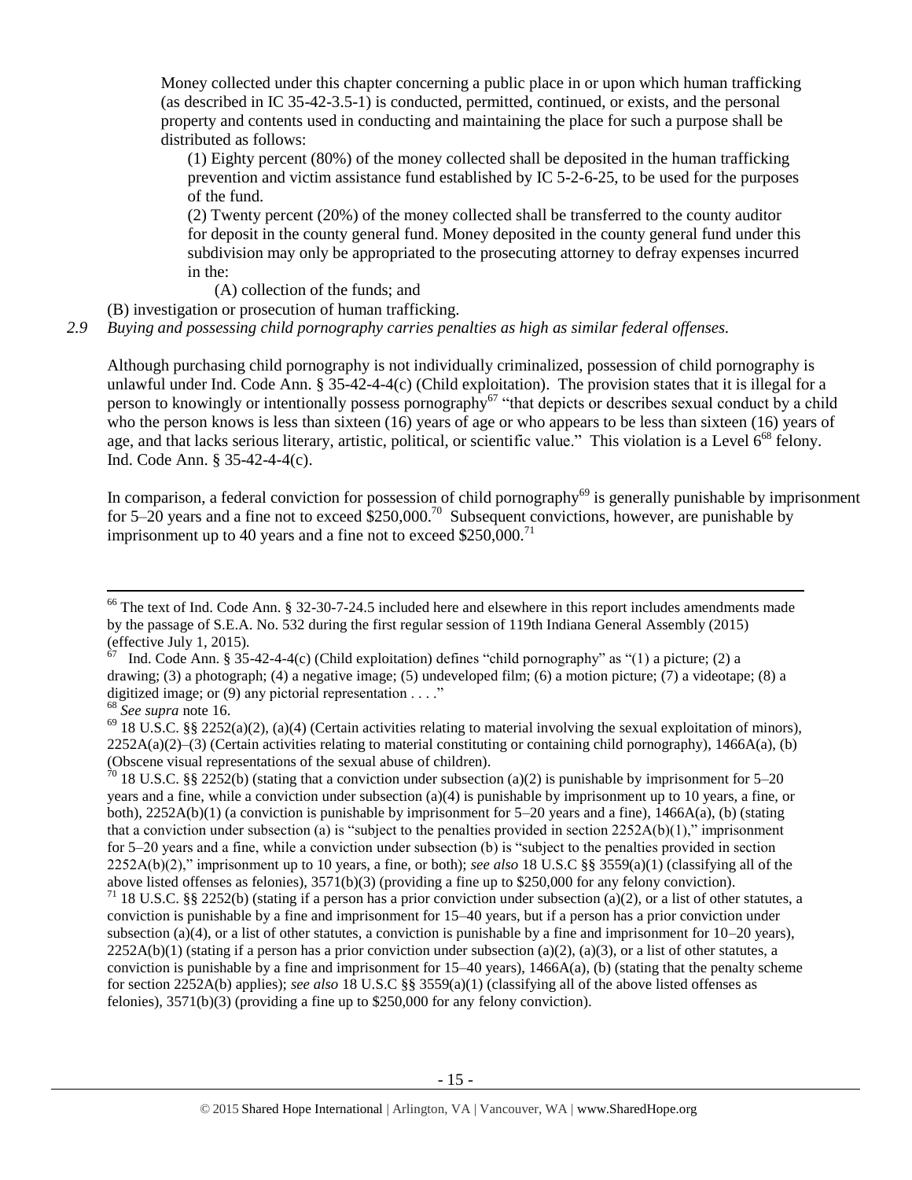Money collected under this chapter concerning a public place in or upon which human trafficking (as described in IC 35-42-3.5-1) is conducted, permitted, continued, or exists, and the personal property and contents used in conducting and maintaining the place for such a purpose shall be distributed as follows:

(1) Eighty percent (80%) of the money collected shall be deposited in the human trafficking prevention and victim assistance fund established by IC 5-2-6-25, to be used for the purposes of the fund.

(2) Twenty percent (20%) of the money collected shall be transferred to the county auditor for deposit in the county general fund. Money deposited in the county general fund under this subdivision may only be appropriated to the prosecuting attorney to defray expenses incurred in the:

(A) collection of the funds; and

(B) investigation or prosecution of human trafficking.

*2.9 Buying and possessing child pornography carries penalties as high as similar federal offenses.*

Although purchasing child pornography is not individually criminalized, possession of child pornography is unlawful under Ind. Code Ann. § 35-42-4-4(c) (Child exploitation). The provision states that it is illegal for a person to knowingly or intentionally possess pornography[67] "that depicts or describes sexual conduct by a child who the person knows is less than sixteen (16) years of age or who appears to be less than sixteen (16) years of age, and that lacks serious literary, artistic, political, or scientific value." This violation is a Level 6[68] felony. Ind. Code Ann. § 35-42-4-4(c).

In comparison, a federal conviction for possession of child pornography[69] is generally punishable by imprisonment for 5–20 years and a fine not to exceed $250,000.[70] Subsequent convictions, however, are punishable by imprisonment up to 40 years and a fine not to exceed $250,000.[71]

---

[66] The text of Ind. Code Ann. § 32-30-7-24.5 included here and elsewhere in this report includes amendments made by the passage of S.E.A. No. 532 during the first regular session of 119th Indiana General Assembly (2015) (effective July 1, 2015).

[67] Ind. Code Ann. § 35-42-4-4(c) (Child exploitation) defines "child pornography" as "(1) a picture; (2) a drawing; (3) a photograph; (4) a negative image; (5) undeveloped film; (6) a motion picture; (7) a videotape; (8) a digitized image; or (9) any pictorial representation . . . ."

[68] *See supra* note 16.

[69] 18 U.S.C. §§ 2252(a)(2), (a)(4) (Certain activities relating to material involving the sexual exploitation of minors), 2252A(a)(2)–(3) (Certain activities relating to material constituting or containing child pornography), 1466A(a), (b) (Obscene visual representations of the sexual abuse of children).

[70] 18 U.S.C. §§ 2252(b) (stating that a conviction under subsection (a)(2) is punishable by imprisonment for 5–20 years and a fine, while a conviction under subsection (a)(4) is punishable by imprisonment up to 10 years, a fine, or both), 2252A(b)(1) (a conviction is punishable by imprisonment for 5–20 years and a fine), 1466A(a), (b) (stating that a conviction under subsection (a) is "subject to the penalties provided in section 2252A(b)(1)," imprisonment for 5–20 years and a fine, while a conviction under subsection (b) is "subject to the penalties provided in section 2252A(b)(2)," imprisonment up to 10 years, a fine, or both); *see also* 18 U.S.C §§ 3559(a)(1) (classifying all of the above listed offenses as felonies), 3571(b)(3) (providing a fine up to $250,000 for any felony conviction).

[71] 18 U.S.C. §§ 2252(b) (stating if a person has a prior conviction under subsection (a)(2), or a list of other statutes, a conviction is punishable by a fine and imprisonment for 15–40 years, but if a person has a prior conviction under subsection (a)(4), or a list of other statutes, a conviction is punishable by a fine and imprisonment for 10–20 years), 2252A(b)(1) (stating if a person has a prior conviction under subsection (a)(2), (a)(3), or a list of other statutes, a conviction is punishable by a fine and imprisonment for 15–40 years), 1466A(a), (b) (stating that the penalty scheme for section 2252A(b) applies); *see also* 18 U.S.C §§ 3559(a)(1) (classifying all of the above listed offenses as felonies), 3571(b)(3) (providing a fine up to $250,000 for any felony conviction).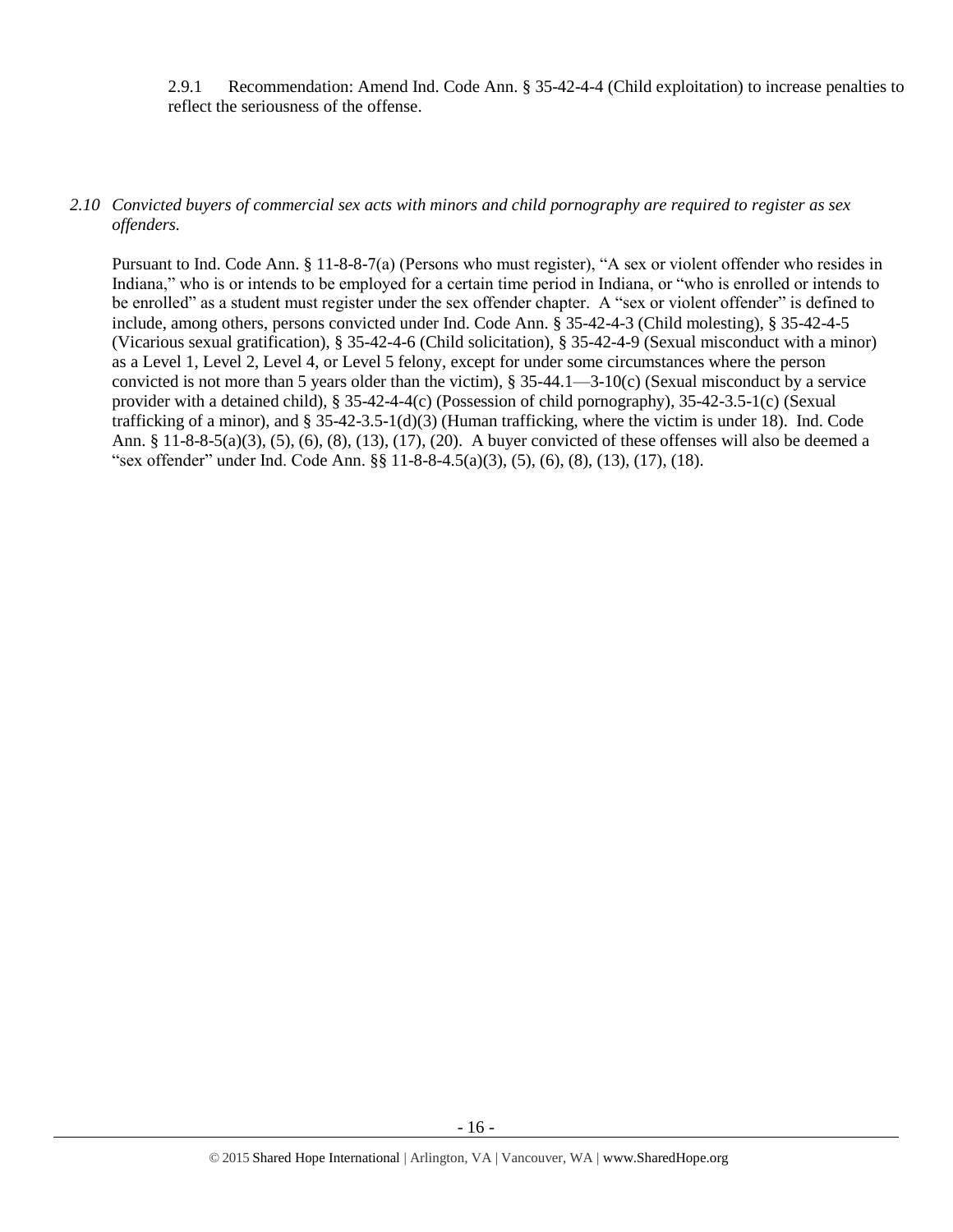2.9.1 Recommendation: Amend Ind. Code Ann. § 35-42-4-4 (Child exploitation) to increase penalties to reflect the seriousness of the offense.

*2.10 Convicted buyers of commercial sex acts with minors and child pornography are required to register as sex offenders.*

Pursuant to Ind. Code Ann. § 11-8-8-7(a) (Persons who must register), "A sex or violent offender who resides in Indiana," who is or intends to be employed for a certain time period in Indiana, or "who is enrolled or intends to be enrolled" as a student must register under the sex offender chapter. A "sex or violent offender" is defined to include, among others, persons convicted under Ind. Code Ann. § 35-42-4-3 (Child molesting), § 35-42-4-5 (Vicarious sexual gratification), § 35-42-4-6 (Child solicitation), § 35-42-4-9 (Sexual misconduct with a minor) as a Level 1, Level 2, Level 4, or Level 5 felony, except for under some circumstances where the person convicted is not more than 5 years older than the victim), § 35-44.1—3-10(c) (Sexual misconduct by a service provider with a detained child), § 35-42-4-4(c) (Possession of child pornography), 35-42-3.5-1(c) (Sexual trafficking of a minor), and § 35-42-3.5-1(d)(3) (Human trafficking, where the victim is under 18). Ind. Code Ann. § 11-8-8-5(a)(3), (5), (6), (8), (13), (17), (20). A buyer convicted of these offenses will also be deemed a "sex offender" under Ind. Code Ann. §§ 11-8-8-4.5(a)(3), (5), (6), (8), (13), (17), (18).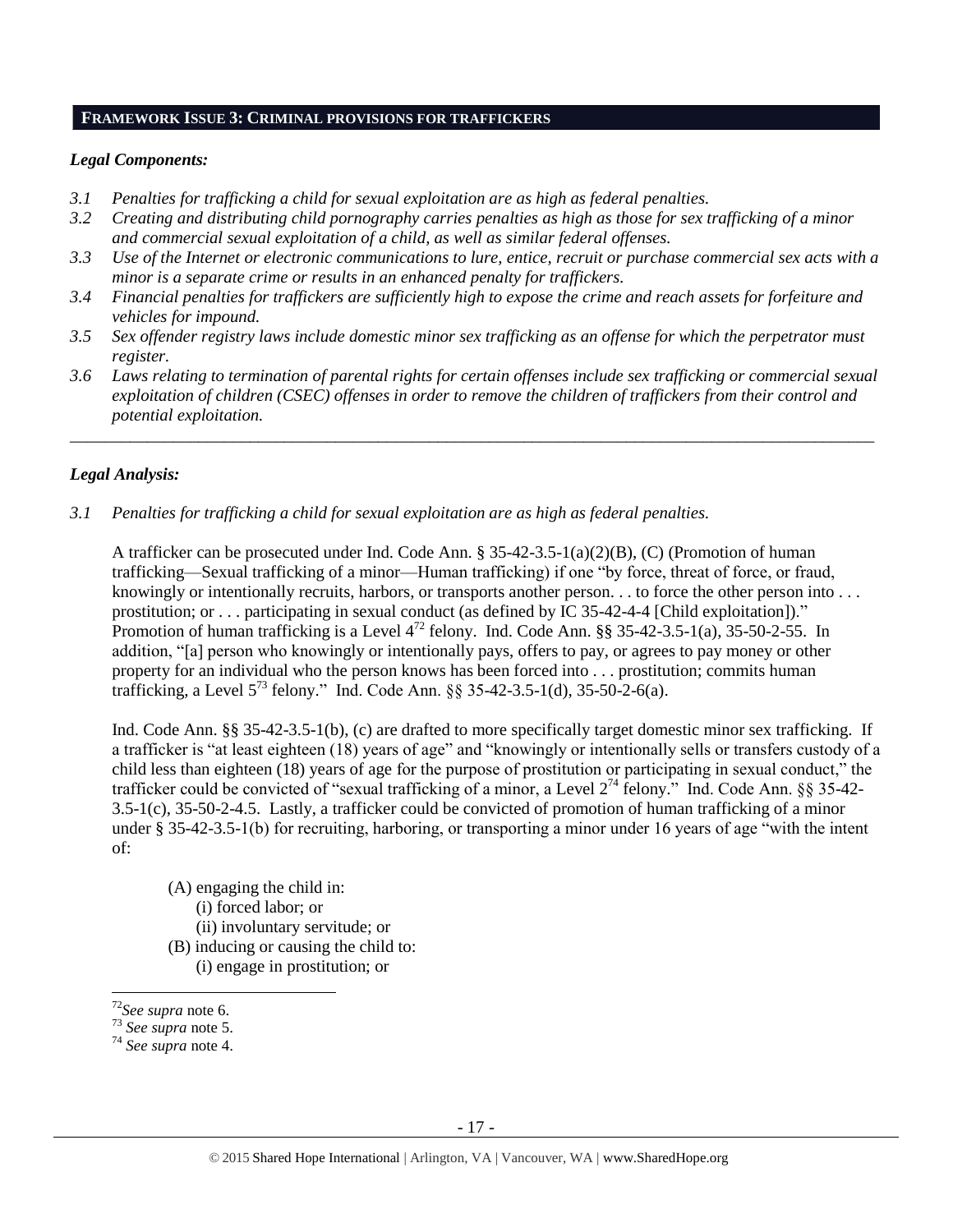## FRAMEWORK ISSUE 3: CRIMINAL PROVISIONS FOR TRAFFICKERS

### *Legal Components:*

*3.1 Penalties for trafficking a child for sexual exploitation are as high as federal penalties.*

*3.2 Creating and distributing child pornography carries penalties as high as those for sex trafficking of a minor and commercial sexual exploitation of a child, as well as similar federal offenses.*

*3.3 Use of the Internet or electronic communications to lure, entice, recruit or purchase commercial sex acts with a minor is a separate crime or results in an enhanced penalty for traffickers.*

*3.4 Financial penalties for traffickers are sufficiently high to expose the crime and reach assets for forfeiture and vehicles for impound.*

*3.5 Sex offender registry laws include domestic minor sex trafficking as an offense for which the perpetrator must register.*

*3.6 Laws relating to termination of parental rights for certain offenses include sex trafficking or commercial sexual exploitation of children (CSEC) offenses in order to remove the children of traffickers from their control and potential exploitation.*

---

### *Legal Analysis:*

*3.1 Penalties for trafficking a child for sexual exploitation are as high as federal penalties.*

A trafficker can be prosecuted under Ind. Code Ann. § 35-42-3.5-1(a)(2)(B), (C) (Promotion of human trafficking—Sexual trafficking of a minor—Human trafficking) if one "by force, threat of force, or fraud, knowingly or intentionally recruits, harbors, or transports another person. . . to force the other person into . . . prostitution; or . . . participating in sexual conduct (as defined by IC 35-42-4-4 [Child exploitation])." Promotion of human trafficking is a Level 4[72] felony. Ind. Code Ann. §§ 35-42-3.5-1(a), 35-50-2-55. In addition, "[a] person who knowingly or intentionally pays, offers to pay, or agrees to pay money or other property for an individual who the person knows has been forced into . . . prostitution; commits human trafficking, a Level 5[73] felony." Ind. Code Ann. §§ 35-42-3.5-1(d), 35-50-2-6(a).

Ind. Code Ann. §§ 35-42-3.5-1(b), (c) are drafted to more specifically target domestic minor sex trafficking. If a trafficker is "at least eighteen (18) years of age" and "knowingly or intentionally sells or transfers custody of a child less than eighteen (18) years of age for the purpose of prostitution or participating in sexual conduct," the trafficker could be convicted of "sexual trafficking of a minor, a Level 2[74] felony." Ind. Code Ann. §§ 35-42-3.5-1(c), 35-50-2-4.5. Lastly, a trafficker could be convicted of promotion of human trafficking of a minor under § 35-42-3.5-1(b) for recruiting, harboring, or transporting a minor under 16 years of age "with the intent of:

> (A) engaging the child in:
> (i) forced labor; or
> (ii) involuntary servitude; or
> (B) inducing or causing the child to:
> (i) engage in prostitution; or

---

[72] *See supra* note 6.

[73] *See supra* note 5.

[74] *See supra* note 4.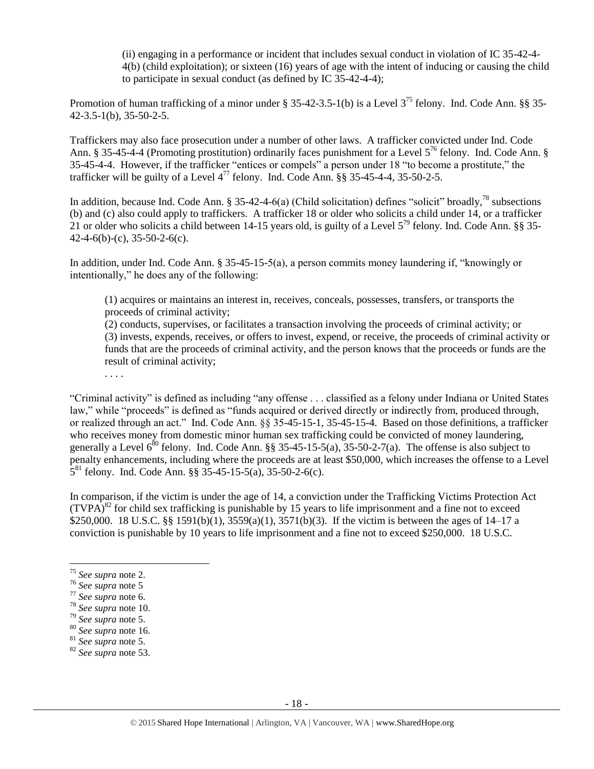(ii) engaging in a performance or incident that includes sexual conduct in violation of IC 35-42-4-4(b) (child exploitation); or sixteen (16) years of age with the intent of inducing or causing the child to participate in sexual conduct (as defined by IC 35-42-4-4);

Promotion of human trafficking of a minor under § 35-42-3.5-1(b) is a Level 3[75] felony. Ind. Code Ann. §§ 35-42-3.5-1(b), 35-50-2-5.

Traffickers may also face prosecution under a number of other laws. A trafficker convicted under Ind. Code Ann. § 35-45-4-4 (Promoting prostitution) ordinarily faces punishment for a Level 5[76] felony. Ind. Code Ann. § 35-45-4-4. However, if the trafficker "entices or compels" a person under 18 "to become a prostitute," the trafficker will be guilty of a Level 4[77] felony. Ind. Code Ann. §§ 35-45-4-4, 35-50-2-5.

In addition, because Ind. Code Ann. § 35-42-4-6(a) (Child solicitation) defines "solicit" broadly,[78] subsections (b) and (c) also could apply to traffickers. A trafficker 18 or older who solicits a child under 14, or a trafficker 21 or older who solicits a child between 14-15 years old, is guilty of a Level 5[79] felony. Ind. Code Ann. §§ 35-42-4-6(b)-(c), 35-50-2-6(c).

In addition, under Ind. Code Ann. § 35-45-15-5(a), a person commits money laundering if, "knowingly or intentionally," he does any of the following:

> (1) acquires or maintains an interest in, receives, conceals, possesses, transfers, or transports the proceeds of criminal activity;
> (2) conducts, supervises, or facilitates a transaction involving the proceeds of criminal activity; or
> (3) invests, expends, receives, or offers to invest, expend, or receive, the proceeds of criminal activity or funds that are the proceeds of criminal activity, and the person knows that the proceeds or funds are the result of criminal activity;
> . . . .

"Criminal activity" is defined as including "any offense . . . classified as a felony under Indiana or United States law," while "proceeds" is defined as "funds acquired or derived directly or indirectly from, produced through, or realized through an act." Ind. Code Ann. §§ 35-45-15-1, 35-45-15-4. Based on those definitions, a trafficker who receives money from domestic minor human sex trafficking could be convicted of money laundering, generally a Level 6[80] felony. Ind. Code Ann. §§ 35-45-15-5(a), 35-50-2-7(a). The offense is also subject to penalty enhancements, including where the proceeds are at least $50,000, which increases the offense to a Level 5[81] felony. Ind. Code Ann. §§ 35-45-15-5(a), 35-50-2-6(c).

In comparison, if the victim is under the age of 14, a conviction under the Trafficking Victims Protection Act (TVPA)[82] for child sex trafficking is punishable by 15 years to life imprisonment and a fine not to exceed $250,000. 18 U.S.C. §§ 1591(b)(1), 3559(a)(1), 3571(b)(3). If the victim is between the ages of 14–17 a conviction is punishable by 10 years to life imprisonment and a fine not to exceed $250,000. 18 U.S.C.

---

[75] *See supra* note 2.
[76] *See supra* note 5
[77] *See supra* note 6.
[78] *See supra* note 10.
[79] *See supra* note 5.
[80] *See supra* note 16.
[81] *See supra* note 5.
[82] *See supra* note 53.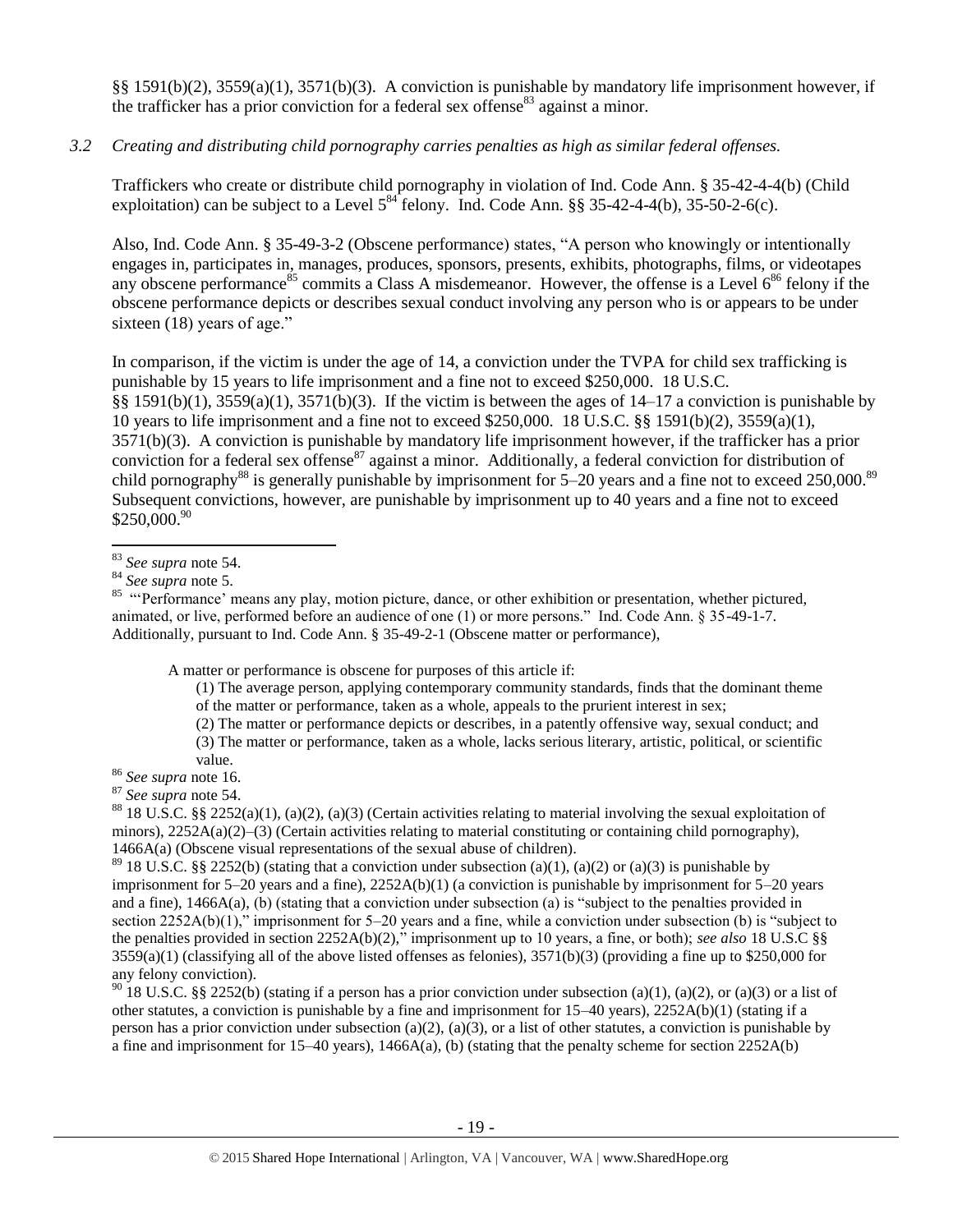§§ 1591(b)(2), 3559(a)(1), 3571(b)(3). A conviction is punishable by mandatory life imprisonment however, if the trafficker has a prior conviction for a federal sex offense[83] against a minor.

*3.2 Creating and distributing child pornography carries penalties as high as similar federal offenses.*

Traffickers who create or distribute child pornography in violation of Ind. Code Ann. § 35-42-4-4(b) (Child exploitation) can be subject to a Level 5[84] felony. Ind. Code Ann. §§ 35-42-4-4(b), 35-50-2-6(c).

Also, Ind. Code Ann. § 35-49-3-2 (Obscene performance) states, "A person who knowingly or intentionally engages in, participates in, manages, produces, sponsors, presents, exhibits, photographs, films, or videotapes any obscene performance[85] commits a Class A misdemeanor. However, the offense is a Level 6[86] felony if the obscene performance depicts or describes sexual conduct involving any person who is or appears to be under sixteen (18) years of age."

In comparison, if the victim is under the age of 14, a conviction under the TVPA for child sex trafficking is punishable by 15 years to life imprisonment and a fine not to exceed $250,000. 18 U.S.C. §§ 1591(b)(1), 3559(a)(1), 3571(b)(3). If the victim is between the ages of 14–17 a conviction is punishable by 10 years to life imprisonment and a fine not to exceed $250,000. 18 U.S.C. §§ 1591(b)(2), 3559(a)(1), 3571(b)(3). A conviction is punishable by mandatory life imprisonment however, if the trafficker has a prior conviction for a federal sex offense[87] against a minor. Additionally, a federal conviction for distribution of child pornography[88] is generally punishable by imprisonment for 5–20 years and a fine not to exceed 250,000.[89] Subsequent convictions, however, are punishable by imprisonment up to 40 years and a fine not to exceed $250,000.[90]

---

[83] *See supra* note 54.

[84] *See supra* note 5.

[85] "'Performance' means any play, motion picture, dance, or other exhibition or presentation, whether pictured, animated, or live, performed before an audience of one (1) or more persons." Ind. Code Ann. § 35-49-1-7. Additionally, pursuant to Ind. Code Ann. § 35-49-2-1 (Obscene matter or performance),

> A matter or performance is obscene for purposes of this article if:
>
> (1) The average person, applying contemporary community standards, finds that the dominant theme of the matter or performance, taken as a whole, appeals to the prurient interest in sex;
>
> (2) The matter or performance depicts or describes, in a patently offensive way, sexual conduct; and
>
> (3) The matter or performance, taken as a whole, lacks serious literary, artistic, political, or scientific value.

[86] *See supra* note 16.

[87] *See supra* note 54.

[88] 18 U.S.C. §§ 2252(a)(1), (a)(2), (a)(3) (Certain activities relating to material involving the sexual exploitation of minors), 2252A(a)(2)–(3) (Certain activities relating to material constituting or containing child pornography), 1466A(a) (Obscene visual representations of the sexual abuse of children).

[89] 18 U.S.C. §§ 2252(b) (stating that a conviction under subsection (a)(1), (a)(2) or (a)(3) is punishable by imprisonment for 5–20 years and a fine), 2252A(b)(1) (a conviction is punishable by imprisonment for 5–20 years and a fine), 1466A(a), (b) (stating that a conviction under subsection (a) is "subject to the penalties provided in section 2252A(b)(1)," imprisonment for 5–20 years and a fine, while a conviction under subsection (b) is "subject to the penalties provided in section 2252A(b)(2)," imprisonment up to 10 years, a fine, or both); *see also* 18 U.S.C §§ 3559(a)(1) (classifying all of the above listed offenses as felonies), 3571(b)(3) (providing a fine up to $250,000 for any felony conviction).

[90] 18 U.S.C. §§ 2252(b) (stating if a person has a prior conviction under subsection (a)(1), (a)(2), or (a)(3) or a list of other statutes, a conviction is punishable by a fine and imprisonment for 15–40 years), 2252A(b)(1) (stating if a person has a prior conviction under subsection (a)(2), (a)(3), or a list of other statutes, a conviction is punishable by a fine and imprisonment for 15–40 years), 1466A(a), (b) (stating that the penalty scheme for section 2252A(b)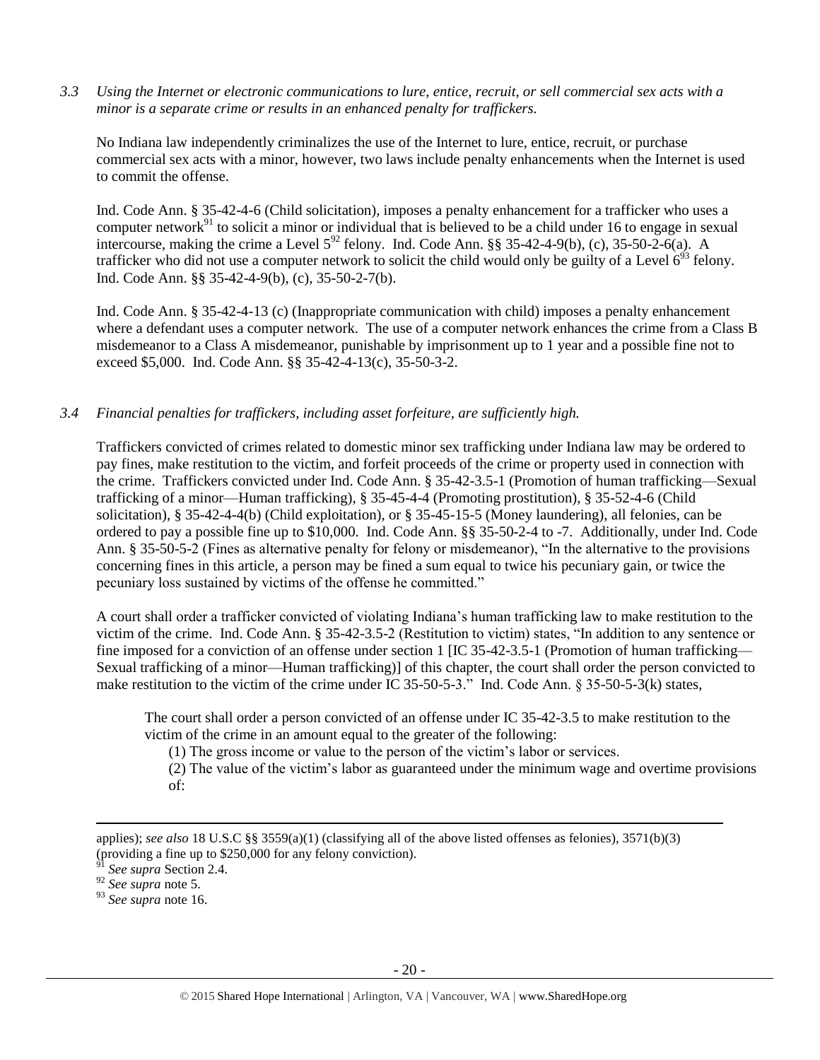*3.3 Using the Internet or electronic communications to lure, entice, recruit, or sell commercial sex acts with a minor is a separate crime or results in an enhanced penalty for traffickers.*

No Indiana law independently criminalizes the use of the Internet to lure, entice, recruit, or purchase commercial sex acts with a minor, however, two laws include penalty enhancements when the Internet is used to commit the offense.

Ind. Code Ann. § 35-42-4-6 (Child solicitation), imposes a penalty enhancement for a trafficker who uses a computer network[91] to solicit a minor or individual that is believed to be a child under 16 to engage in sexual intercourse, making the crime a Level 5[92] felony. Ind. Code Ann. §§ 35-42-4-9(b), (c), 35-50-2-6(a). A trafficker who did not use a computer network to solicit the child would only be guilty of a Level 6[93] felony. Ind. Code Ann. §§ 35-42-4-9(b), (c), 35-50-2-7(b).

Ind. Code Ann. § 35-42-4-13 (c) (Inappropriate communication with child) imposes a penalty enhancement where a defendant uses a computer network. The use of a computer network enhances the crime from a Class B misdemeanor to a Class A misdemeanor, punishable by imprisonment up to 1 year and a possible fine not to exceed $5,000. Ind. Code Ann. §§ 35-42-4-13(c), 35-50-3-2.

*3.4 Financial penalties for traffickers, including asset forfeiture, are sufficiently high.*

Traffickers convicted of crimes related to domestic minor sex trafficking under Indiana law may be ordered to pay fines, make restitution to the victim, and forfeit proceeds of the crime or property used in connection with the crime. Traffickers convicted under Ind. Code Ann. § 35-42-3.5-1 (Promotion of human trafficking—Sexual trafficking of a minor—Human trafficking), § 35-45-4-4 (Promoting prostitution), § 35-52-4-6 (Child solicitation), § 35-42-4-4(b) (Child exploitation), or § 35-45-15-5 (Money laundering), all felonies, can be ordered to pay a possible fine up to $10,000. Ind. Code Ann. §§ 35-50-2-4 to -7. Additionally, under Ind. Code Ann. § 35-50-5-2 (Fines as alternative penalty for felony or misdemeanor), "In the alternative to the provisions concerning fines in this article, a person may be fined a sum equal to twice his pecuniary gain, or twice the pecuniary loss sustained by victims of the offense he committed."

A court shall order a trafficker convicted of violating Indiana's human trafficking law to make restitution to the victim of the crime. Ind. Code Ann. § 35-42-3.5-2 (Restitution to victim) states, "In addition to any sentence or fine imposed for a conviction of an offense under section 1 [IC 35-42-3.5-1 (Promotion of human trafficking—Sexual trafficking of a minor—Human trafficking)] of this chapter, the court shall order the person convicted to make restitution to the victim of the crime under IC 35-50-5-3." Ind. Code Ann. § 35-50-5-3(k) states,

> The court shall order a person convicted of an offense under IC 35-42-3.5 to make restitution to the victim of the crime in an amount equal to the greater of the following:
>
> (1) The gross income or value to the person of the victim's labor or services.
>
> (2) The value of the victim's labor as guaranteed under the minimum wage and overtime provisions of:

---

applies); *see also* 18 U.S.C §§ 3559(a)(1) (classifying all of the above listed offenses as felonies), 3571(b)(3) (providing a fine up to $250,000 for any felony conviction).

[91] *See supra* Section 2.4.

[92] *See supra* note 5.

[93] *See supra* note 16.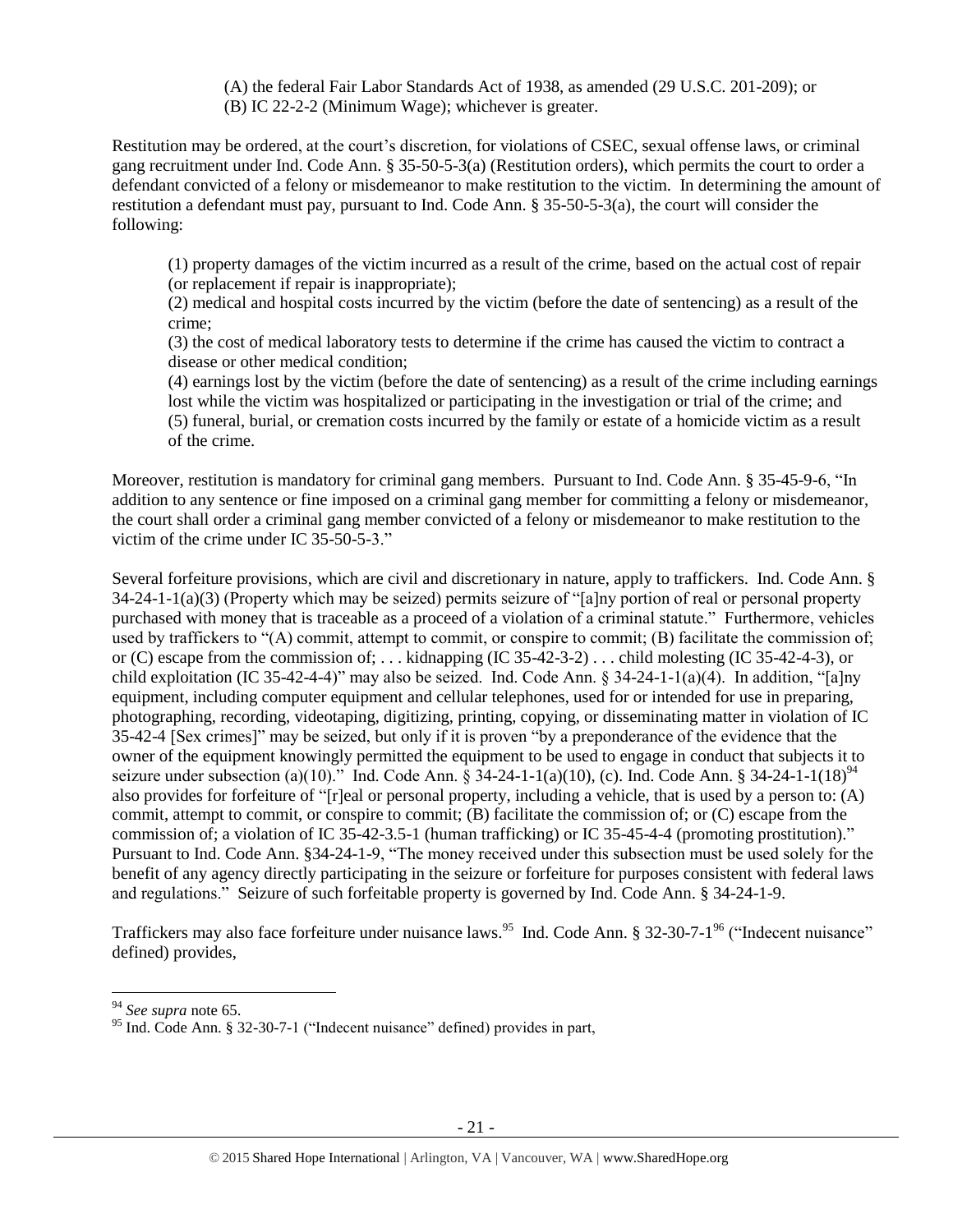(A) the federal Fair Labor Standards Act of 1938, as amended (29 U.S.C. 201-209); or
(B) IC 22-2-2 (Minimum Wage); whichever is greater.

Restitution may be ordered, at the court's discretion, for violations of CSEC, sexual offense laws, or criminal gang recruitment under Ind. Code Ann. § 35-50-5-3(a) (Restitution orders), which permits the court to order a defendant convicted of a felony or misdemeanor to make restitution to the victim. In determining the amount of restitution a defendant must pay, pursuant to Ind. Code Ann. § 35-50-5-3(a), the court will consider the following:

> (1) property damages of the victim incurred as a result of the crime, based on the actual cost of repair (or replacement if repair is inappropriate);
> (2) medical and hospital costs incurred by the victim (before the date of sentencing) as a result of the crime;
> (3) the cost of medical laboratory tests to determine if the crime has caused the victim to contract a disease or other medical condition;
> (4) earnings lost by the victim (before the date of sentencing) as a result of the crime including earnings lost while the victim was hospitalized or participating in the investigation or trial of the crime; and
> (5) funeral, burial, or cremation costs incurred by the family or estate of a homicide victim as a result of the crime.

Moreover, restitution is mandatory for criminal gang members. Pursuant to Ind. Code Ann. § 35-45-9-6, "In addition to any sentence or fine imposed on a criminal gang member for committing a felony or misdemeanor, the court shall order a criminal gang member convicted of a felony or misdemeanor to make restitution to the victim of the crime under IC 35-50-5-3."

Several forfeiture provisions, which are civil and discretionary in nature, apply to traffickers. Ind. Code Ann. § 34-24-1-1(a)(3) (Property which may be seized) permits seizure of "[a]ny portion of real or personal property purchased with money that is traceable as a proceed of a violation of a criminal statute." Furthermore, vehicles used by traffickers to "(A) commit, attempt to commit, or conspire to commit; (B) facilitate the commission of; or (C) escape from the commission of; . . . kidnapping (IC 35-42-3-2) . . . child molesting (IC 35-42-4-3), or child exploitation (IC 35-42-4-4)" may also be seized. Ind. Code Ann. § 34-24-1-1(a)(4). In addition, "[a]ny equipment, including computer equipment and cellular telephones, used for or intended for use in preparing, photographing, recording, videotaping, digitizing, printing, copying, or disseminating matter in violation of IC 35-42-4 [Sex crimes]" may be seized, but only if it is proven "by a preponderance of the evidence that the owner of the equipment knowingly permitted the equipment to be used to engage in conduct that subjects it to seizure under subsection (a)(10)." Ind. Code Ann. § 34-24-1-1(a)(10), (c). Ind. Code Ann. § 34-24-1-1(18)[94] also provides for forfeiture of "[r]eal or personal property, including a vehicle, that is used by a person to: (A) commit, attempt to commit, or conspire to commit; (B) facilitate the commission of; or (C) escape from the commission of; a violation of IC 35-42-3.5-1 (human trafficking) or IC 35-45-4-4 (promoting prostitution)." Pursuant to Ind. Code Ann. §34-24-1-9, "The money received under this subsection must be used solely for the benefit of any agency directly participating in the seizure or forfeiture for purposes consistent with federal laws and regulations." Seizure of such forfeitable property is governed by Ind. Code Ann. § 34-24-1-9.

Traffickers may also face forfeiture under nuisance laws.[95] Ind. Code Ann. § 32-30-7-1[96] ("Indecent nuisance" defined) provides,

---

[94] *See supra* note 65.

[95] Ind. Code Ann. § 32-30-7-1 ("Indecent nuisance" defined) provides in part,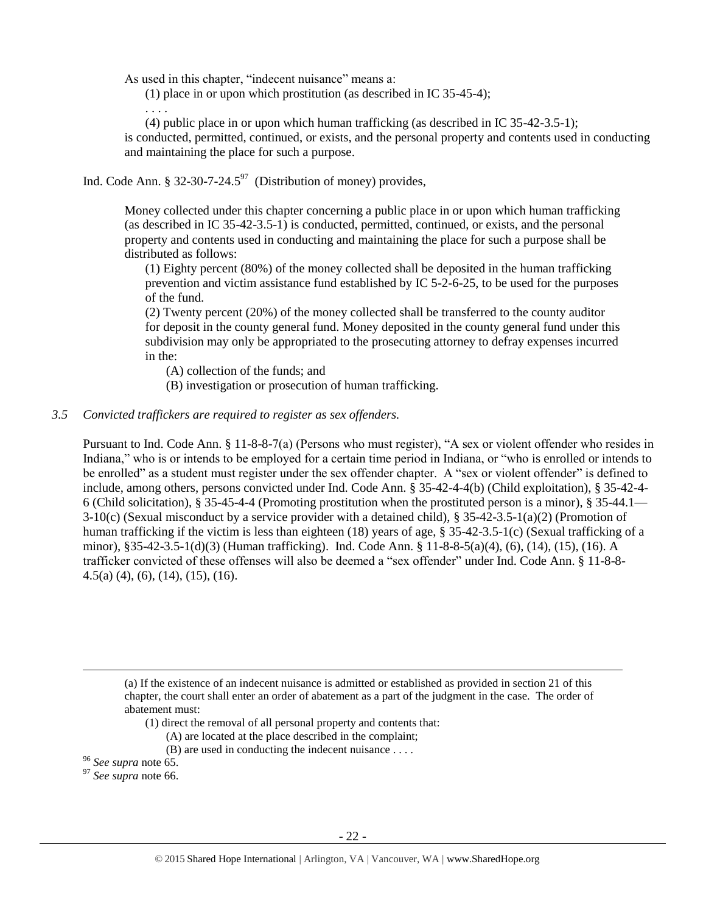> As used in this chapter, "indecent nuisance" means a:
>
> (1) place in or upon which prostitution (as described in IC 35-45-4);
>
> . . . .
>
> (4) public place in or upon which human trafficking (as described in IC 35-42-3.5-1);
>
> is conducted, permitted, continued, or exists, and the personal property and contents used in conducting and maintaining the place for such a purpose.

Ind. Code Ann. § 32-30-7-24.5[97] (Distribution of money) provides,

> Money collected under this chapter concerning a public place in or upon which human trafficking (as described in IC 35-42-3.5-1) is conducted, permitted, continued, or exists, and the personal property and contents used in conducting and maintaining the place for such a purpose shall be distributed as follows:
>
> (1) Eighty percent (80%) of the money collected shall be deposited in the human trafficking prevention and victim assistance fund established by IC 5-2-6-25, to be used for the purposes of the fund.
>
> (2) Twenty percent (20%) of the money collected shall be transferred to the county auditor for deposit in the county general fund. Money deposited in the county general fund under this subdivision may only be appropriated to the prosecuting attorney to defray expenses incurred in the:
>
> (A) collection of the funds; and
>
> (B) investigation or prosecution of human trafficking.

*3.5 Convicted traffickers are required to register as sex offenders.*

Pursuant to Ind. Code Ann. § 11-8-8-7(a) (Persons who must register), "A sex or violent offender who resides in Indiana," who is or intends to be employed for a certain time period in Indiana, or "who is enrolled or intends to be enrolled" as a student must register under the sex offender chapter. A "sex or violent offender" is defined to include, among others, persons convicted under Ind. Code Ann. § 35-42-4-4(b) (Child exploitation), § 35-42-4-6 (Child solicitation), § 35-45-4-4 (Promoting prostitution when the prostituted person is a minor), § 35-44.1—3-10(c) (Sexual misconduct by a service provider with a detained child), § 35-42-3.5-1(a)(2) (Promotion of human trafficking if the victim is less than eighteen (18) years of age, § 35-42-3.5-1(c) (Sexual trafficking of a minor), §35-42-3.5-1(d)(3) (Human trafficking). Ind. Code Ann. § 11-8-8-5(a)(4), (6), (14), (15), (16). A trafficker convicted of these offenses will also be deemed a "sex offender" under Ind. Code Ann. § 11-8-8-4.5(a) (4), (6), (14), (15), (16).

---

> (a) If the existence of an indecent nuisance is admitted or established as provided in section 21 of this chapter, the court shall enter an order of abatement as a part of the judgment in the case. The order of abatement must:
>
> (1) direct the removal of all personal property and contents that:
>
> (A) are located at the place described in the complaint;
>
> (B) are used in conducting the indecent nuisance . . . .

[96] *See supra* note 65.

[97] *See supra* note 66.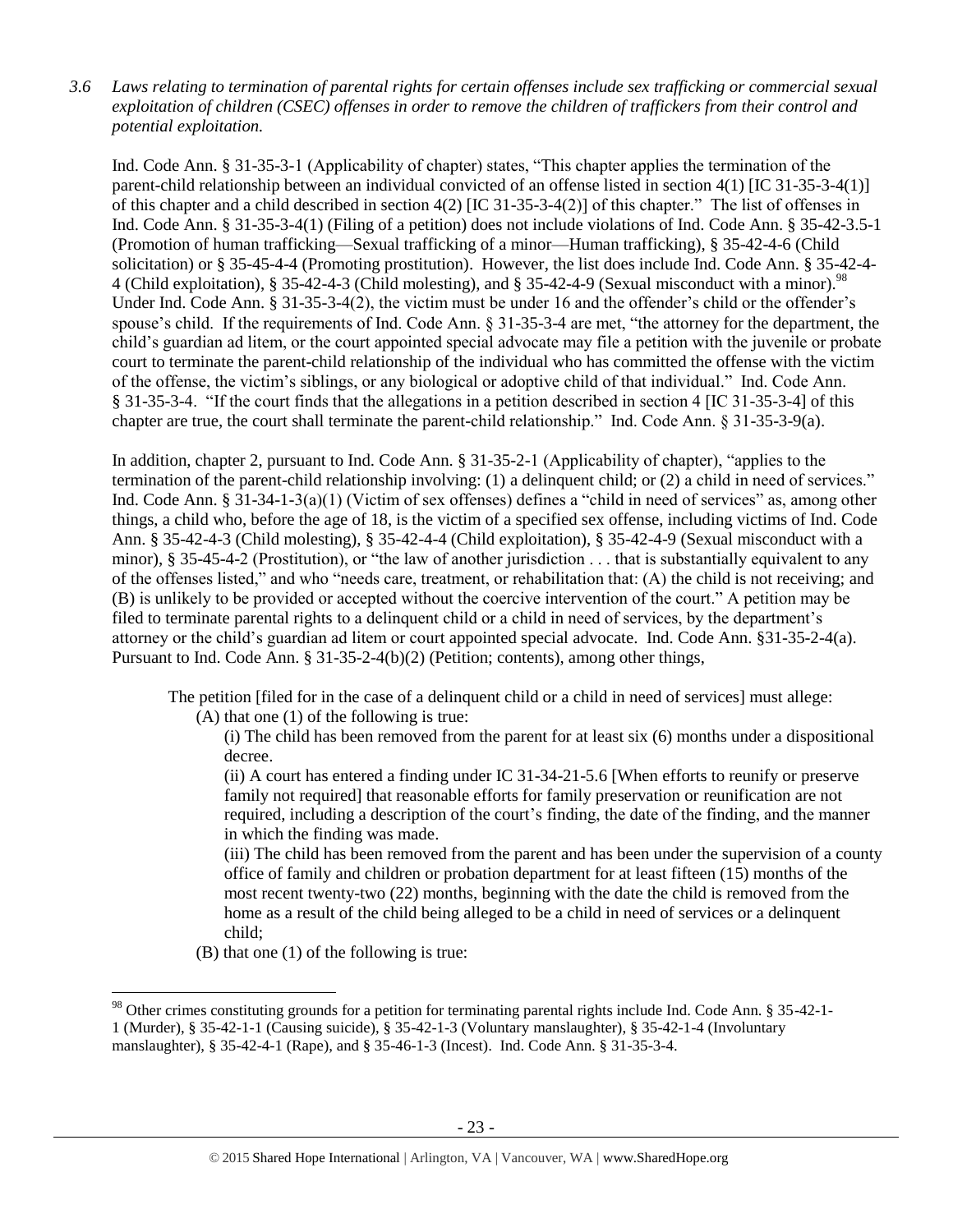*3.6 Laws relating to termination of parental rights for certain offenses include sex trafficking or commercial sexual exploitation of children (CSEC) offenses in order to remove the children of traffickers from their control and potential exploitation.*

Ind. Code Ann. § 31-35-3-1 (Applicability of chapter) states, "This chapter applies the termination of the parent-child relationship between an individual convicted of an offense listed in section 4(1) [IC 31-35-3-4(1)] of this chapter and a child described in section 4(2) [IC 31-35-3-4(2)] of this chapter." The list of offenses in Ind. Code Ann. § 31-35-3-4(1) (Filing of a petition) does not include violations of Ind. Code Ann. § 35-42-3.5-1 (Promotion of human trafficking—Sexual trafficking of a minor—Human trafficking), § 35-42-4-6 (Child solicitation) or § 35-45-4-4 (Promoting prostitution). However, the list does include Ind. Code Ann. § 35-42-4-4 (Child exploitation), § 35-42-4-3 (Child molesting), and § 35-42-4-9 (Sexual misconduct with a minor).[98] Under Ind. Code Ann. § 31-35-3-4(2), the victim must be under 16 and the offender's child or the offender's spouse's child. If the requirements of Ind. Code Ann. § 31-35-3-4 are met, "the attorney for the department, the child's guardian ad litem, or the court appointed special advocate may file a petition with the juvenile or probate court to terminate the parent-child relationship of the individual who has committed the offense with the victim of the offense, the victim's siblings, or any biological or adoptive child of that individual." Ind. Code Ann. § 31-35-3-4. "If the court finds that the allegations in a petition described in section 4 [IC 31-35-3-4] of this chapter are true, the court shall terminate the parent-child relationship." Ind. Code Ann. § 31-35-3-9(a).

In addition, chapter 2, pursuant to Ind. Code Ann. § 31-35-2-1 (Applicability of chapter), "applies to the termination of the parent-child relationship involving: (1) a delinquent child; or (2) a child in need of services." Ind. Code Ann. § 31-34-1-3(a)(1) (Victim of sex offenses) defines a "child in need of services" as, among other things, a child who, before the age of 18, is the victim of a specified sex offense, including victims of Ind. Code Ann. § 35-42-4-3 (Child molesting), § 35-42-4-4 (Child exploitation), § 35-42-4-9 (Sexual misconduct with a minor), § 35-45-4-2 (Prostitution), or "the law of another jurisdiction . . . that is substantially equivalent to any of the offenses listed," and who "needs care, treatment, or rehabilitation that: (A) the child is not receiving; and (B) is unlikely to be provided or accepted without the coercive intervention of the court." A petition may be filed to terminate parental rights to a delinquent child or a child in need of services, by the department's attorney or the child's guardian ad litem or court appointed special advocate. Ind. Code Ann. §31-35-2-4(a). Pursuant to Ind. Code Ann. § 31-35-2-4(b)(2) (Petition; contents), among other things,

> The petition [filed for in the case of a delinquent child or a child in need of services] must allege:
>
> (A) that one (1) of the following is true:
>
> > (i) The child has been removed from the parent for at least six (6) months under a dispositional decree.
> >
> > (ii) A court has entered a finding under IC 31-34-21-5.6 [When efforts to reunify or preserve family not required] that reasonable efforts for family preservation or reunification are not required, including a description of the court's finding, the date of the finding, and the manner in which the finding was made.
> >
> > (iii) The child has been removed from the parent and has been under the supervision of a county office of family and children or probation department for at least fifteen (15) months of the most recent twenty-two (22) months, beginning with the date the child is removed from the home as a result of the child being alleged to be a child in need of services or a delinquent child;
>
> (B) that one (1) of the following is true:

[98] Other crimes constituting grounds for a petition for terminating parental rights include Ind. Code Ann. § 35-42-1-1 (Murder), § 35-42-1-1 (Causing suicide), § 35-42-1-3 (Voluntary manslaughter), § 35-42-1-4 (Involuntary manslaughter), § 35-42-4-1 (Rape), and § 35-46-1-3 (Incest). Ind. Code Ann. § 31-35-3-4.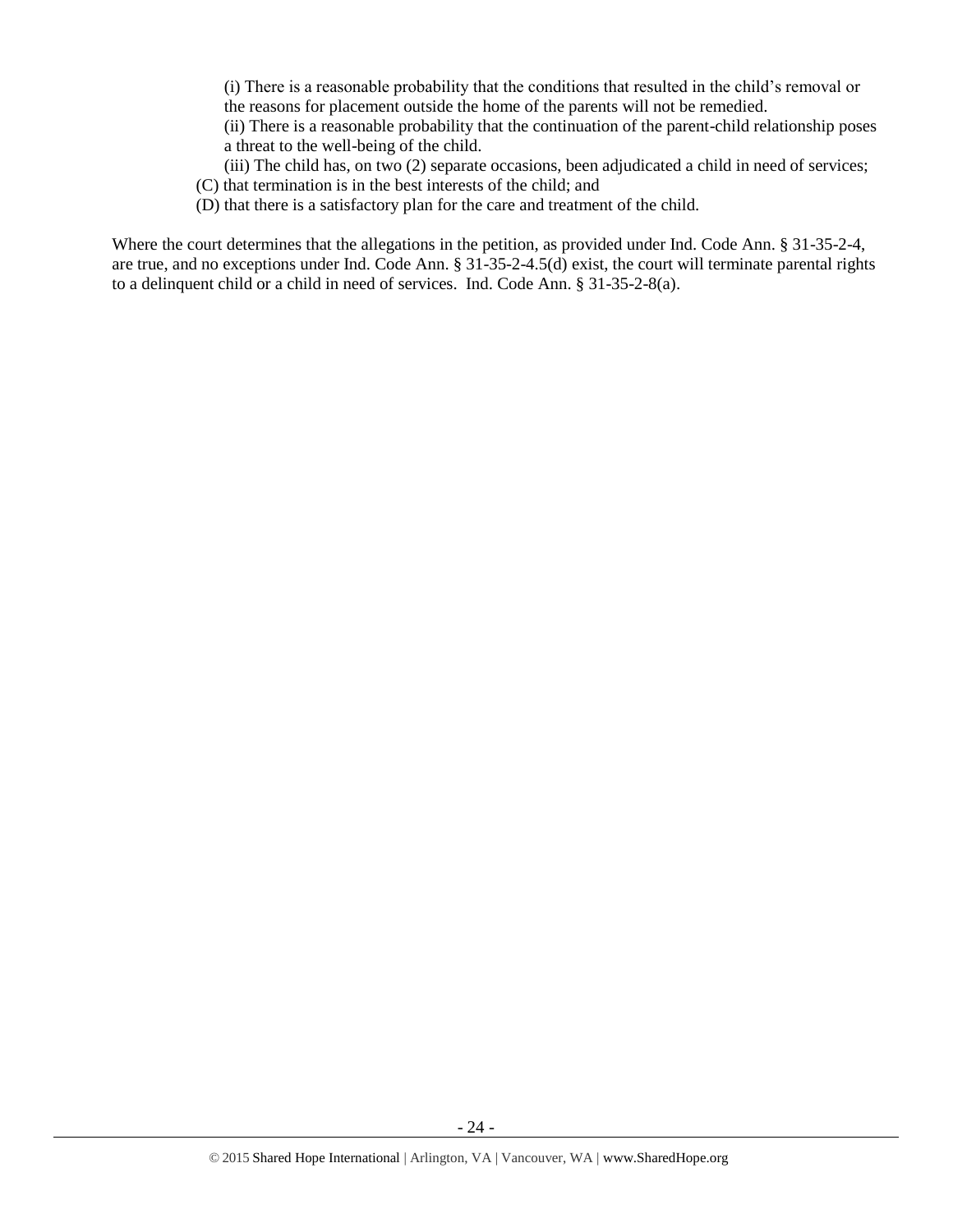(i) There is a reasonable probability that the conditions that resulted in the child's removal or the reasons for placement outside the home of the parents will not be remedied.

(ii) There is a reasonable probability that the continuation of the parent-child relationship poses a threat to the well-being of the child.

(iii) The child has, on two (2) separate occasions, been adjudicated a child in need of services;

(C) that termination is in the best interests of the child; and

(D) that there is a satisfactory plan for the care and treatment of the child.

Where the court determines that the allegations in the petition, as provided under Ind. Code Ann. § 31-35-2-4, are true, and no exceptions under Ind. Code Ann. § 31-35-2-4.5(d) exist, the court will terminate parental rights to a delinquent child or a child in need of services. Ind. Code Ann. § 31-35-2-8(a).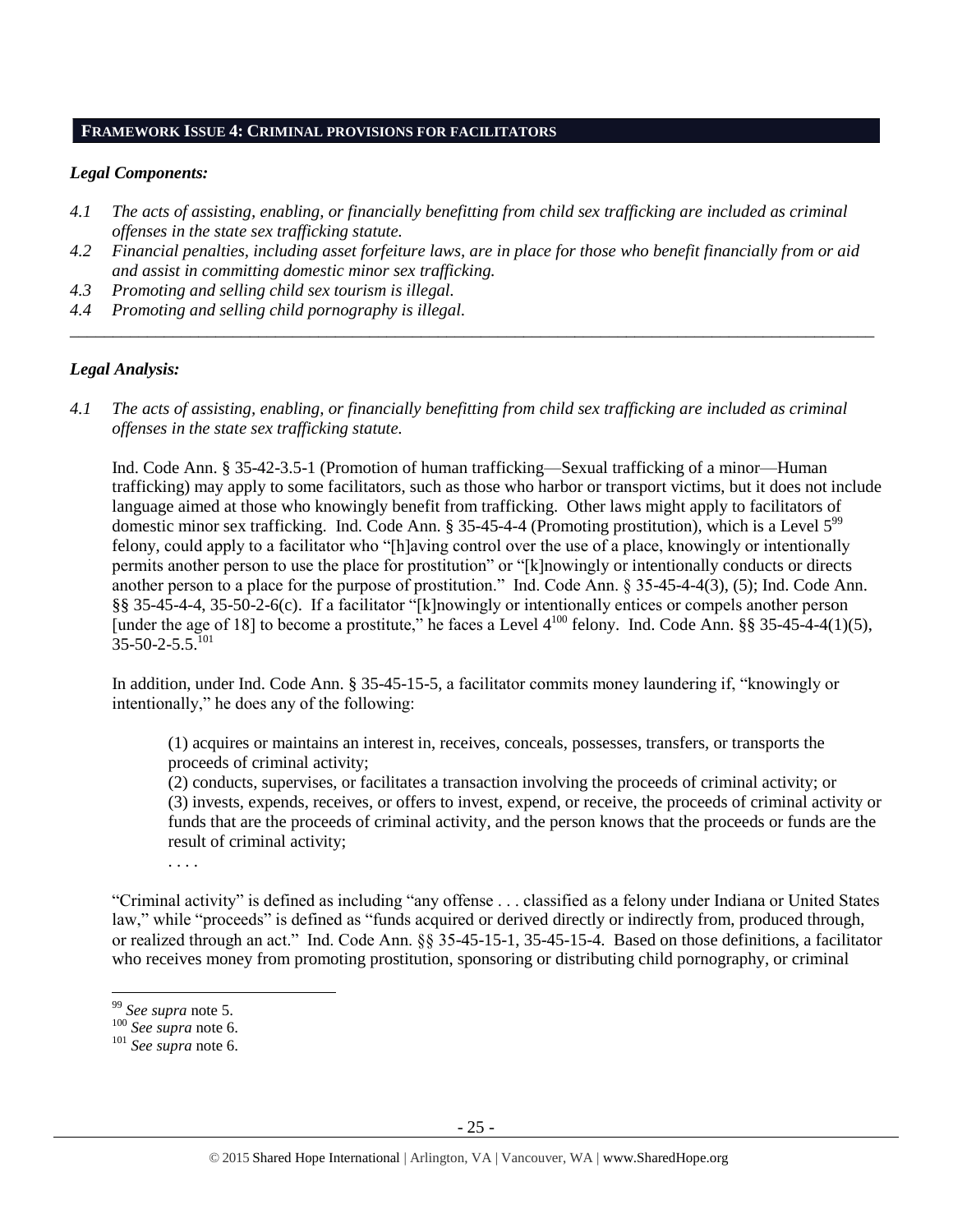## FRAMEWORK ISSUE 4: CRIMINAL PROVISIONS FOR FACILITATORS

### *Legal Components:*

*4.1 The acts of assisting, enabling, or financially benefitting from child sex trafficking are included as criminal offenses in the state sex trafficking statute.*

*4.2 Financial penalties, including asset forfeiture laws, are in place for those who benefit financially from or aid and assist in committing domestic minor sex trafficking.*

*4.3 Promoting and selling child sex tourism is illegal.*

*4.4 Promoting and selling child pornography is illegal.*

---

### *Legal Analysis:*

*4.1 The acts of assisting, enabling, or financially benefitting from child sex trafficking are included as criminal offenses in the state sex trafficking statute.*

Ind. Code Ann. § 35-42-3.5-1 (Promotion of human trafficking—Sexual trafficking of a minor—Human trafficking) may apply to some facilitators, such as those who harbor or transport victims, but it does not include language aimed at those who knowingly benefit from trafficking. Other laws might apply to facilitators of domestic minor sex trafficking. Ind. Code Ann. § 35-45-4-4 (Promoting prostitution), which is a Level 5[99] felony, could apply to a facilitator who "[h]aving control over the use of a place, knowingly or intentionally permits another person to use the place for prostitution" or "[k]nowingly or intentionally conducts or directs another person to a place for the purpose of prostitution." Ind. Code Ann. § 35-45-4-4(3), (5); Ind. Code Ann. §§ 35-45-4-4, 35-50-2-6(c). If a facilitator "[k]nowingly or intentionally entices or compels another person [under the age of 18] to become a prostitute," he faces a Level 4[100] felony. Ind. Code Ann. §§ 35-45-4-4(1)(5), 35-50-2-5.5.[101]

In addition, under Ind. Code Ann. § 35-45-15-5, a facilitator commits money laundering if, "knowingly or intentionally," he does any of the following:

> (1) acquires or maintains an interest in, receives, conceals, possesses, transfers, or transports the proceeds of criminal activity;
> (2) conducts, supervises, or facilitates a transaction involving the proceeds of criminal activity; or
> (3) invests, expends, receives, or offers to invest, expend, or receive, the proceeds of criminal activity or funds that are the proceeds of criminal activity, and the person knows that the proceeds or funds are the result of criminal activity;
> . . . .

"Criminal activity" is defined as including "any offense . . . classified as a felony under Indiana or United States law," while "proceeds" is defined as "funds acquired or derived directly or indirectly from, produced through, or realized through an act." Ind. Code Ann. §§ 35-45-15-1, 35-45-15-4. Based on those definitions, a facilitator who receives money from promoting prostitution, sponsoring or distributing child pornography, or criminal

---

[99] *See supra* note 5.
[100] *See supra* note 6.
[101] *See supra* note 6.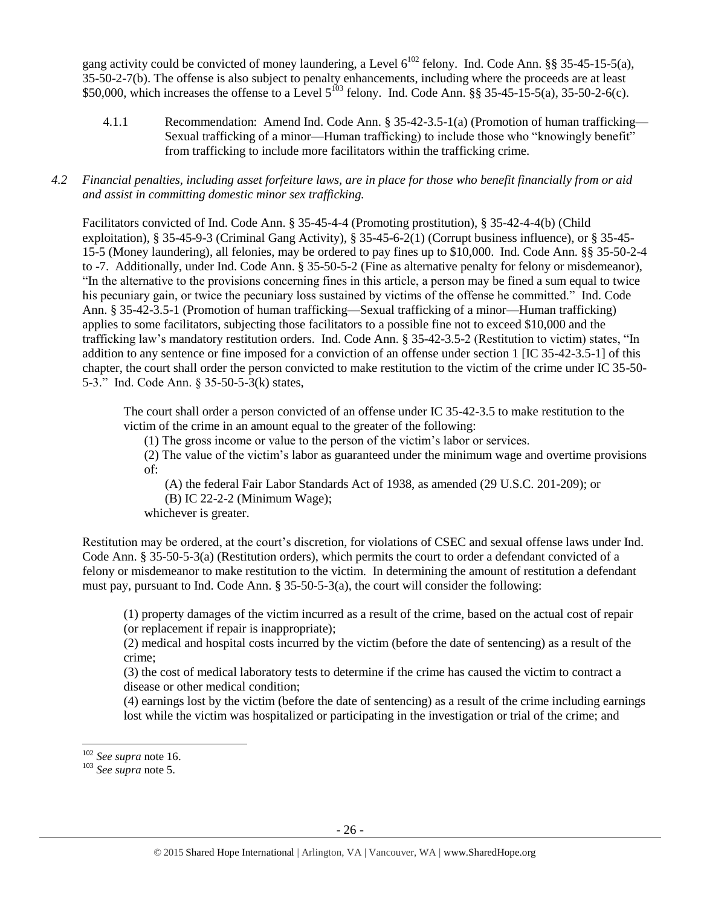gang activity could be convicted of money laundering, a Level 6[102] felony. Ind. Code Ann. §§ 35-45-15-5(a), 35-50-2-7(b). The offense is also subject to penalty enhancements, including where the proceeds are at least $50,000, which increases the offense to a Level 5[103] felony. Ind. Code Ann. §§ 35-45-15-5(a), 35-50-2-6(c).

4.1.1 Recommendation: Amend Ind. Code Ann. § 35-42-3.5-1(a) (Promotion of human trafficking—Sexual trafficking of a minor—Human trafficking) to include those who "knowingly benefit" from trafficking to include more facilitators within the trafficking crime.

*4.2 Financial penalties, including asset forfeiture laws, are in place for those who benefit financially from or aid and assist in committing domestic minor sex trafficking.*

Facilitators convicted of Ind. Code Ann. § 35-45-4-4 (Promoting prostitution), § 35-42-4-4(b) (Child exploitation), § 35-45-9-3 (Criminal Gang Activity), § 35-45-6-2(1) (Corrupt business influence), or § 35-45-15-5 (Money laundering), all felonies, may be ordered to pay fines up to $10,000. Ind. Code Ann. §§ 35-50-2-4 to -7. Additionally, under Ind. Code Ann. § 35-50-5-2 (Fine as alternative penalty for felony or misdemeanor), "In the alternative to the provisions concerning fines in this article, a person may be fined a sum equal to twice his pecuniary gain, or twice the pecuniary loss sustained by victims of the offense he committed." Ind. Code Ann. § 35-42-3.5-1 (Promotion of human trafficking—Sexual trafficking of a minor—Human trafficking) applies to some facilitators, subjecting those facilitators to a possible fine not to exceed $10,000 and the trafficking law's mandatory restitution orders. Ind. Code Ann. § 35-42-3.5-2 (Restitution to victim) states, "In addition to any sentence or fine imposed for a conviction of an offense under section 1 [IC 35-42-3.5-1] of this chapter, the court shall order the person convicted to make restitution to the victim of the crime under IC 35-50-5-3." Ind. Code Ann. § 35-50-5-3(k) states,

> The court shall order a person convicted of an offense under IC 35-42-3.5 to make restitution to the victim of the crime in an amount equal to the greater of the following:
>
> (1) The gross income or value to the person of the victim's labor or services.
>
> (2) The value of the victim's labor as guaranteed under the minimum wage and overtime provisions of:
>
> (A) the federal Fair Labor Standards Act of 1938, as amended (29 U.S.C. 201-209); or
>
> (B) IC 22-2-2 (Minimum Wage);
>
> whichever is greater.

Restitution may be ordered, at the court's discretion, for violations of CSEC and sexual offense laws under Ind. Code Ann. § 35-50-5-3(a) (Restitution orders), which permits the court to order a defendant convicted of a felony or misdemeanor to make restitution to the victim. In determining the amount of restitution a defendant must pay, pursuant to Ind. Code Ann. § 35-50-5-3(a), the court will consider the following:

> (1) property damages of the victim incurred as a result of the crime, based on the actual cost of repair (or replacement if repair is inappropriate);
>
> (2) medical and hospital costs incurred by the victim (before the date of sentencing) as a result of the crime;
>
> (3) the cost of medical laboratory tests to determine if the crime has caused the victim to contract a disease or other medical condition;
>
> (4) earnings lost by the victim (before the date of sentencing) as a result of the crime including earnings lost while the victim was hospitalized or participating in the investigation or trial of the crime; and

---

[102] *See supra* note 16.

[103] *See supra* note 5.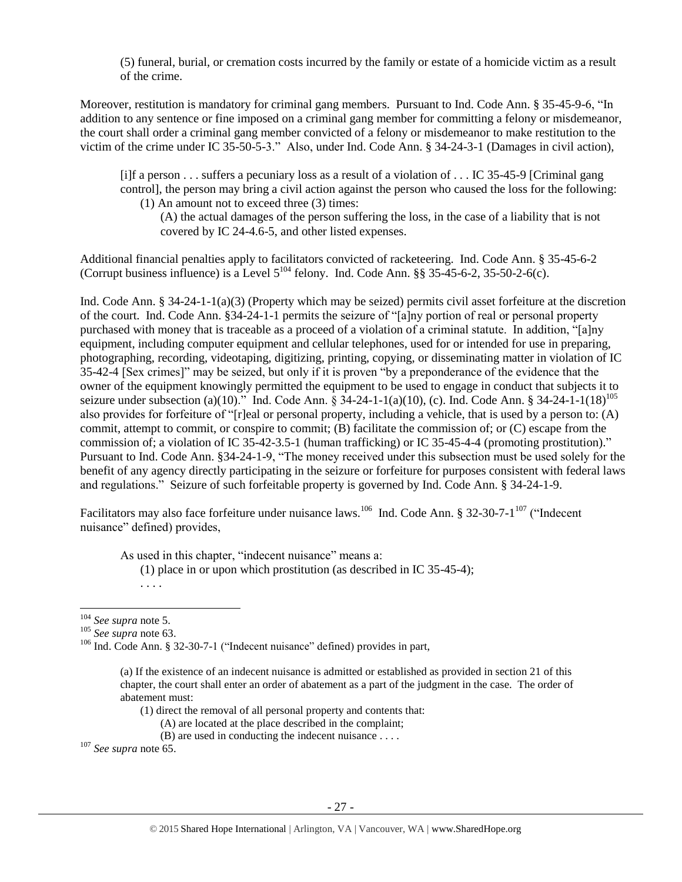(5) funeral, burial, or cremation costs incurred by the family or estate of a homicide victim as a result of the crime.

Moreover, restitution is mandatory for criminal gang members. Pursuant to Ind. Code Ann. § 35-45-9-6, "In addition to any sentence or fine imposed on a criminal gang member for committing a felony or misdemeanor, the court shall order a criminal gang member convicted of a felony or misdemeanor to make restitution to the victim of the crime under IC 35-50-5-3." Also, under Ind. Code Ann. § 34-24-3-1 (Damages in civil action),

> [i]f a person . . . suffers a pecuniary loss as a result of a violation of . . . IC 35-45-9 [Criminal gang control], the person may bring a civil action against the person who caused the loss for the following:
>
> (1) An amount not to exceed three (3) times:
>
> (A) the actual damages of the person suffering the loss, in the case of a liability that is not covered by IC 24-4.6-5, and other listed expenses.

Additional financial penalties apply to facilitators convicted of racketeering. Ind. Code Ann. § 35-45-6-2 (Corrupt business influence) is a Level 5[104] felony. Ind. Code Ann. §§ 35-45-6-2, 35-50-2-6(c).

Ind. Code Ann. § 34-24-1-1(a)(3) (Property which may be seized) permits civil asset forfeiture at the discretion of the court. Ind. Code Ann. §34-24-1-1 permits the seizure of "[a]ny portion of real or personal property purchased with money that is traceable as a proceed of a violation of a criminal statute. In addition, "[a]ny equipment, including computer equipment and cellular telephones, used for or intended for use in preparing, photographing, recording, videotaping, digitizing, printing, copying, or disseminating matter in violation of IC 35-42-4 [Sex crimes]" may be seized, but only if it is proven "by a preponderance of the evidence that the owner of the equipment knowingly permitted the equipment to be used to engage in conduct that subjects it to seizure under subsection (a)(10)." Ind. Code Ann. § 34-24-1-1(a)(10), (c). Ind. Code Ann. § 34-24-1-1(18)[105] also provides for forfeiture of "[r]eal or personal property, including a vehicle, that is used by a person to: (A) commit, attempt to commit, or conspire to commit; (B) facilitate the commission of; or (C) escape from the commission of; a violation of IC 35-42-3.5-1 (human trafficking) or IC 35-45-4-4 (promoting prostitution)." Pursuant to Ind. Code Ann. §34-24-1-9, "The money received under this subsection must be used solely for the benefit of any agency directly participating in the seizure or forfeiture for purposes consistent with federal laws and regulations." Seizure of such forfeitable property is governed by Ind. Code Ann. § 34-24-1-9.

Facilitators may also face forfeiture under nuisance laws.[106] Ind. Code Ann. § 32-30-7-1[107] ("Indecent nuisance" defined) provides,

> As used in this chapter, "indecent nuisance" means a:
>
> (1) place in or upon which prostitution (as described in IC 35-45-4);
>
> . . . .

---

[104] *See supra* note 5.

[105] *See supra* note 63.

[106] Ind. Code Ann. § 32-30-7-1 ("Indecent nuisance" defined) provides in part,

> (a) If the existence of an indecent nuisance is admitted or established as provided in section 21 of this chapter, the court shall enter an order of abatement as a part of the judgment in the case. The order of abatement must:
>
> (1) direct the removal of all personal property and contents that:
>
> (A) are located at the place described in the complaint;
>
> (B) are used in conducting the indecent nuisance . . . .

[107] *See supra* note 65.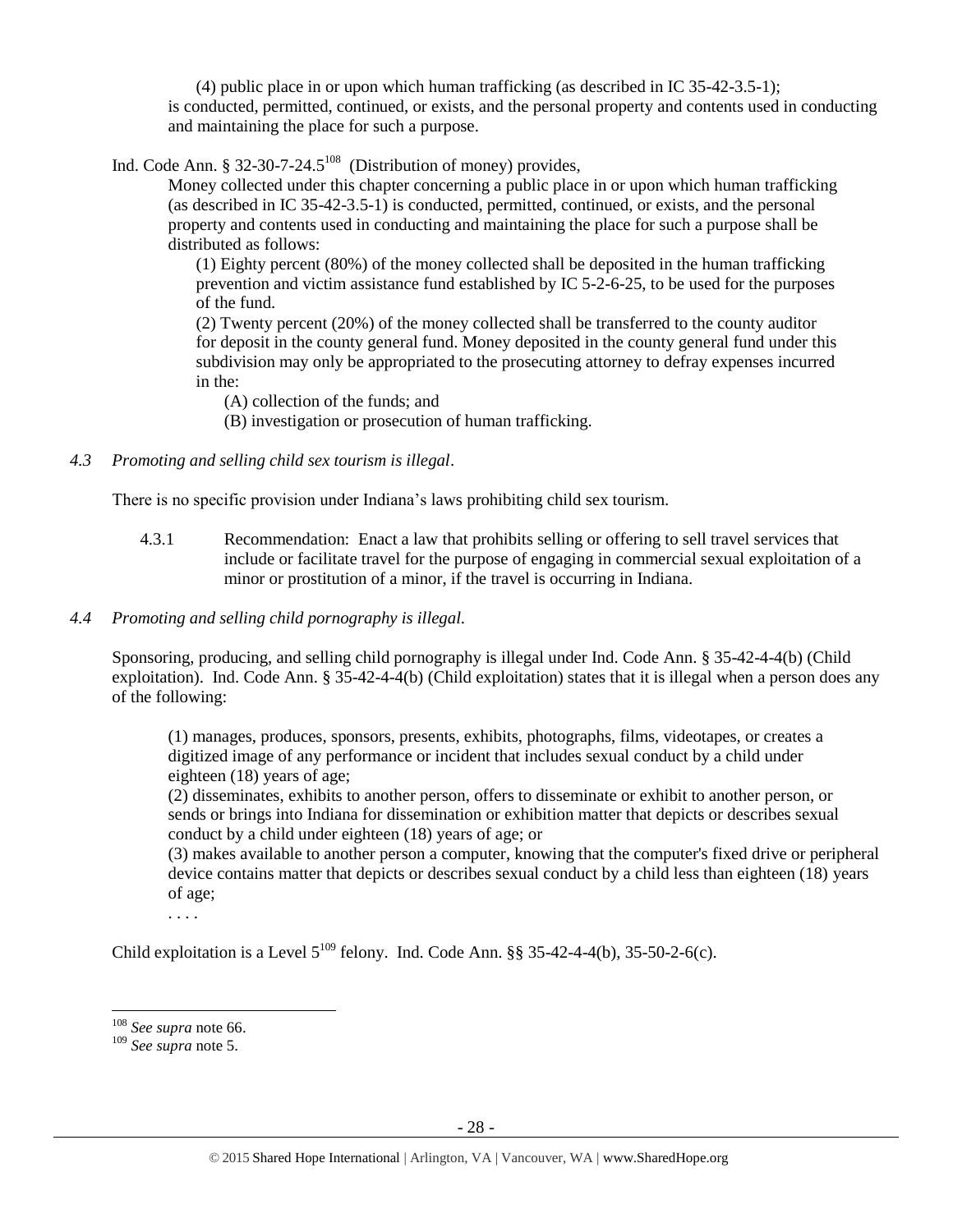(4) public place in or upon which human trafficking (as described in IC 35-42-3.5-1);
is conducted, permitted, continued, or exists, and the personal property and contents used in conducting and maintaining the place for such a purpose.

Ind. Code Ann. § 32-30-7-24.5[108] (Distribution of money) provides,

> Money collected under this chapter concerning a public place in or upon which human trafficking (as described in IC 35-42-3.5-1) is conducted, permitted, continued, or exists, and the personal property and contents used in conducting and maintaining the place for such a purpose shall be distributed as follows:
>
> (1) Eighty percent (80%) of the money collected shall be deposited in the human trafficking prevention and victim assistance fund established by IC 5-2-6-25, to be used for the purposes of the fund.
>
> (2) Twenty percent (20%) of the money collected shall be transferred to the county auditor for deposit in the county general fund. Money deposited in the county general fund under this subdivision may only be appropriated to the prosecuting attorney to defray expenses incurred in the:
>
> (A) collection of the funds; and
>
> (B) investigation or prosecution of human trafficking.

*4.3 Promoting and selling child sex tourism is illegal*.

There is no specific provision under Indiana's laws prohibiting child sex tourism.

4.3.1 Recommendation: Enact a law that prohibits selling or offering to sell travel services that include or facilitate travel for the purpose of engaging in commercial sexual exploitation of a minor or prostitution of a minor, if the travel is occurring in Indiana.

*4.4 Promoting and selling child pornography is illegal.*

Sponsoring, producing, and selling child pornography is illegal under Ind. Code Ann. § 35-42-4-4(b) (Child exploitation). Ind. Code Ann. § 35-42-4-4(b) (Child exploitation) states that it is illegal when a person does any of the following:

> (1) manages, produces, sponsors, presents, exhibits, photographs, films, videotapes, or creates a digitized image of any performance or incident that includes sexual conduct by a child under eighteen (18) years of age;
>
> (2) disseminates, exhibits to another person, offers to disseminate or exhibit to another person, or sends or brings into Indiana for dissemination or exhibition matter that depicts or describes sexual conduct by a child under eighteen (18) years of age; or
>
> (3) makes available to another person a computer, knowing that the computer's fixed drive or peripheral device contains matter that depicts or describes sexual conduct by a child less than eighteen (18) years of age;
>
> . . . .

Child exploitation is a Level 5[109] felony. Ind. Code Ann. §§ 35-42-4-4(b), 35-50-2-6(c).

---

[108] *See supra* note 66.

[109] *See supra* note 5.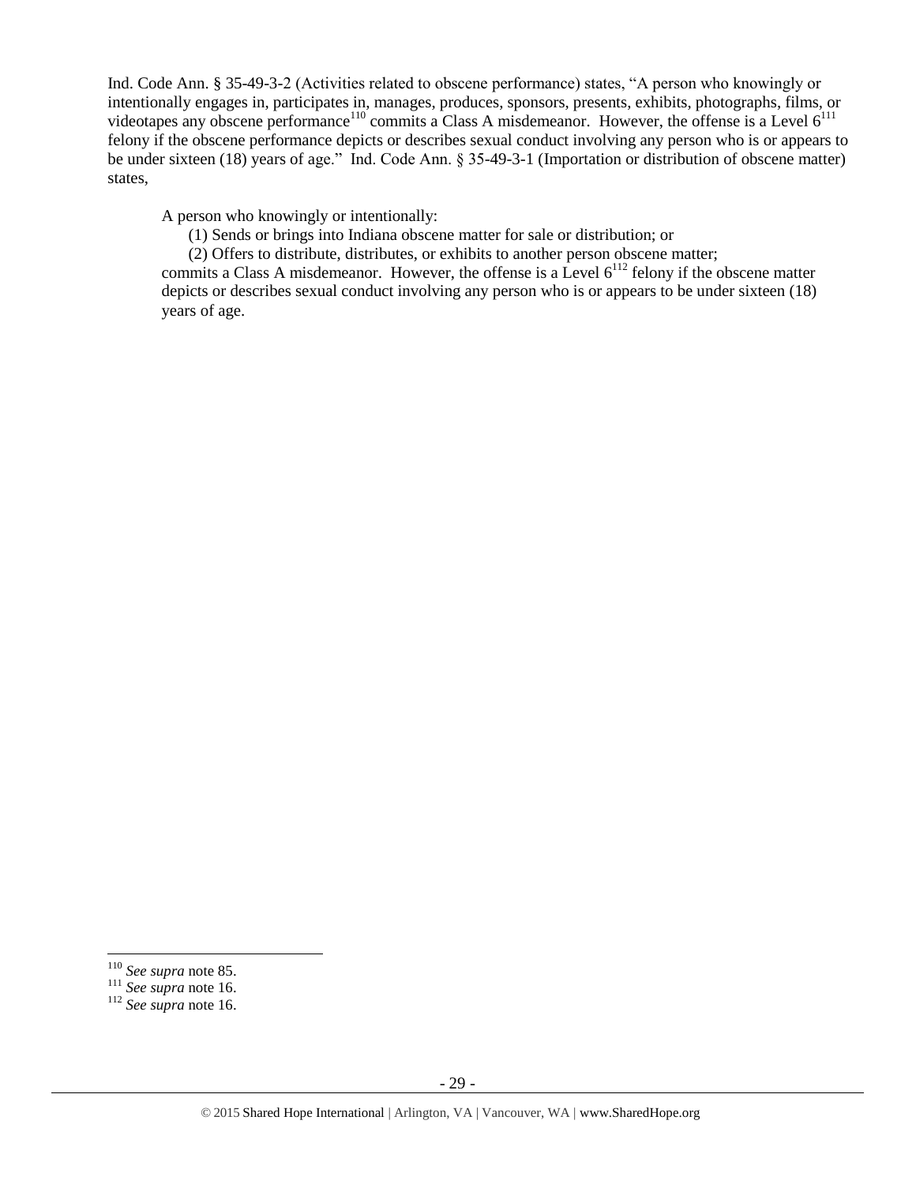Ind. Code Ann. § 35-49-3-2 (Activities related to obscene performance) states, "A person who knowingly or intentionally engages in, participates in, manages, produces, sponsors, presents, exhibits, photographs, films, or videotapes any obscene performance[110] commits a Class A misdemeanor. However, the offense is a Level 6[111] felony if the obscene performance depicts or describes sexual conduct involving any person who is or appears to be under sixteen (18) years of age." Ind. Code Ann. § 35-49-3-1 (Importation or distribution of obscene matter) states,

> A person who knowingly or intentionally:
>
> (1) Sends or brings into Indiana obscene matter for sale or distribution; or
>
> (2) Offers to distribute, distributes, or exhibits to another person obscene matter;
>
> commits a Class A misdemeanor. However, the offense is a Level 6[112] felony if the obscene matter depicts or describes sexual conduct involving any person who is or appears to be under sixteen (18) years of age.

---

[110] *See supra* note 85.

[111] *See supra* note 16.

[112] *See supra* note 16.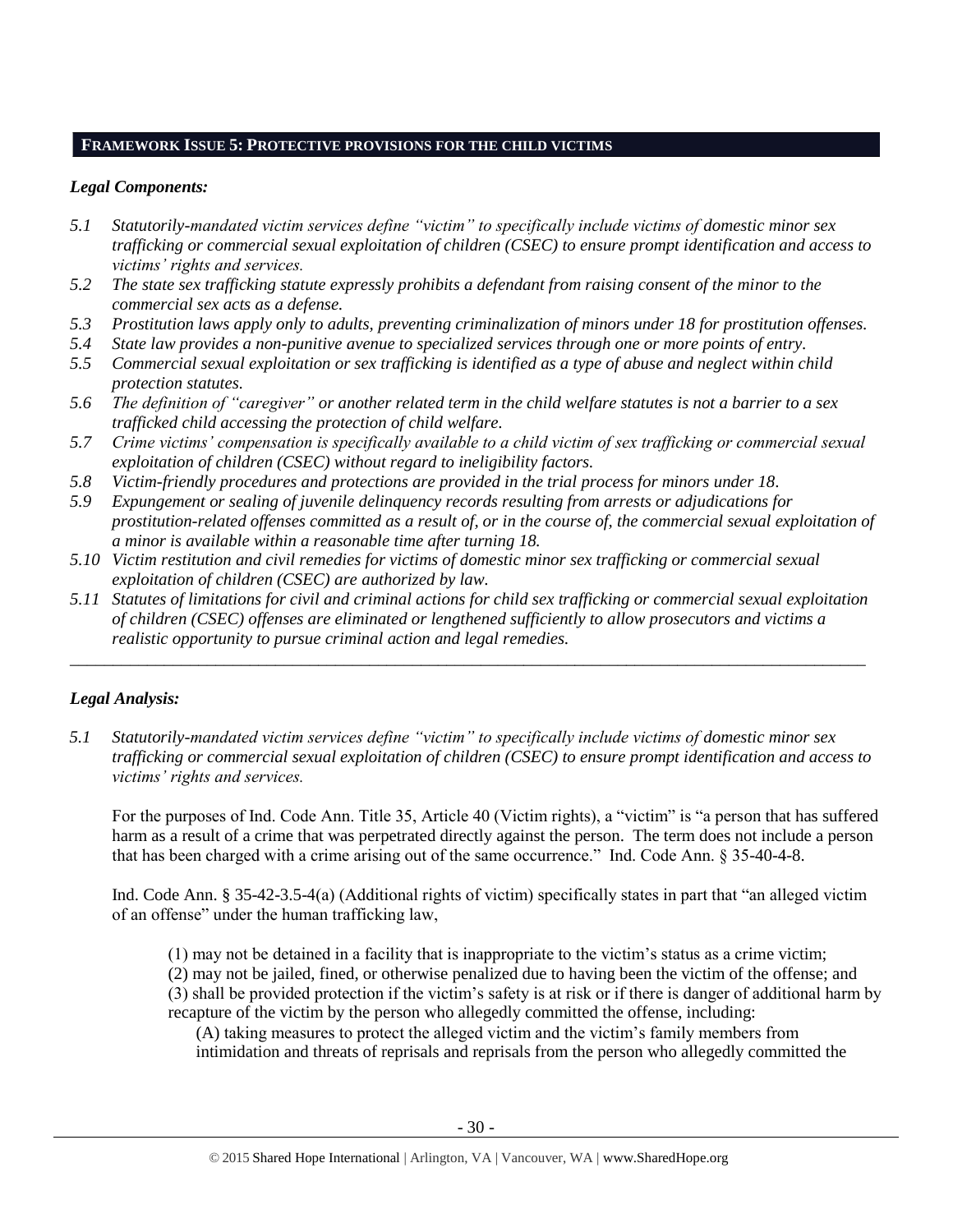## FRAMEWORK ISSUE 5: PROTECTIVE PROVISIONS FOR THE CHILD VICTIMS

### *Legal Components:*

*5.1 Statutorily-mandated victim services define "victim" to specifically include victims of domestic minor sex trafficking or commercial sexual exploitation of children (CSEC) to ensure prompt identification and access to victims' rights and services.*

*5.2 The state sex trafficking statute expressly prohibits a defendant from raising consent of the minor to the commercial sex acts as a defense.*

*5.3 Prostitution laws apply only to adults, preventing criminalization of minors under 18 for prostitution offenses.*

*5.4 State law provides a non-punitive avenue to specialized services through one or more points of entry.*

*5.5 Commercial sexual exploitation or sex trafficking is identified as a type of abuse and neglect within child protection statutes.*

*5.6 The definition of "caregiver" or another related term in the child welfare statutes is not a barrier to a sex trafficked child accessing the protection of child welfare.*

*5.7 Crime victims' compensation is specifically available to a child victim of sex trafficking or commercial sexual exploitation of children (CSEC) without regard to ineligibility factors.*

*5.8 Victim-friendly procedures and protections are provided in the trial process for minors under 18.*

*5.9 Expungement or sealing of juvenile delinquency records resulting from arrests or adjudications for prostitution-related offenses committed as a result of, or in the course of, the commercial sexual exploitation of a minor is available within a reasonable time after turning 18.*

*5.10 Victim restitution and civil remedies for victims of domestic minor sex trafficking or commercial sexual exploitation of children (CSEC) are authorized by law.*

*5.11 Statutes of limitations for civil and criminal actions for child sex trafficking or commercial sexual exploitation of children (CSEC) offenses are eliminated or lengthened sufficiently to allow prosecutors and victims a realistic opportunity to pursue criminal action and legal remedies.*

---

### *Legal Analysis:*

*5.1 Statutorily-mandated victim services define "victim" to specifically include victims of domestic minor sex trafficking or commercial sexual exploitation of children (CSEC) to ensure prompt identification and access to victims' rights and services.*

For the purposes of Ind. Code Ann. Title 35, Article 40 (Victim rights), a "victim" is "a person that has suffered harm as a result of a crime that was perpetrated directly against the person. The term does not include a person that has been charged with a crime arising out of the same occurrence." Ind. Code Ann. § 35-40-4-8.

Ind. Code Ann. § 35-42-3.5-4(a) (Additional rights of victim) specifically states in part that "an alleged victim of an offense" under the human trafficking law,

> (1) may not be detained in a facility that is inappropriate to the victim's status as a crime victim;
> (2) may not be jailed, fined, or otherwise penalized due to having been the victim of the offense; and
> (3) shall be provided protection if the victim's safety is at risk or if there is danger of additional harm by recapture of the victim by the person who allegedly committed the offense, including:
>
> (A) taking measures to protect the alleged victim and the victim's family members from intimidation and threats of reprisals and reprisals from the person who allegedly committed the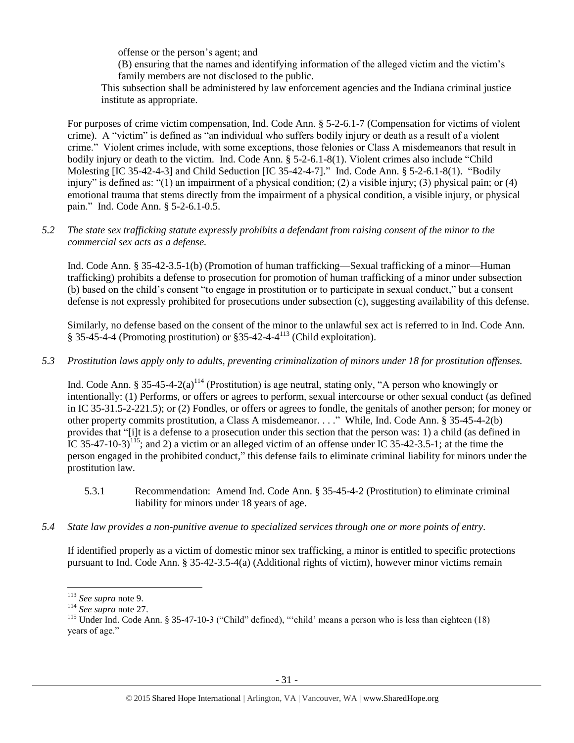offense or the person's agent; and

(B) ensuring that the names and identifying information of the alleged victim and the victim's family members are not disclosed to the public.

This subsection shall be administered by law enforcement agencies and the Indiana criminal justice institute as appropriate.

For purposes of crime victim compensation, Ind. Code Ann. § 5-2-6.1-7 (Compensation for victims of violent crime). A "victim" is defined as "an individual who suffers bodily injury or death as a result of a violent crime." Violent crimes include, with some exceptions, those felonies or Class A misdemeanors that result in bodily injury or death to the victim. Ind. Code Ann. § 5-2-6.1-8(1). Violent crimes also include "Child Molesting [IC 35-42-4-3] and Child Seduction [IC 35-42-4-7]." Ind. Code Ann. § 5-2-6.1-8(1). "Bodily injury" is defined as: "(1) an impairment of a physical condition; (2) a visible injury; (3) physical pain; or (4) emotional trauma that stems directly from the impairment of a physical condition, a visible injury, or physical pain." Ind. Code Ann. § 5-2-6.1-0.5.

*5.2 The state sex trafficking statute expressly prohibits a defendant from raising consent of the minor to the commercial sex acts as a defense.*

Ind. Code Ann. § 35-42-3.5-1(b) (Promotion of human trafficking—Sexual trafficking of a minor—Human trafficking) prohibits a defense to prosecution for promotion of human trafficking of a minor under subsection (b) based on the child's consent "to engage in prostitution or to participate in sexual conduct," but a consent defense is not expressly prohibited for prosecutions under subsection (c), suggesting availability of this defense.

Similarly, no defense based on the consent of the minor to the unlawful sex act is referred to in Ind. Code Ann. § 35-45-4-4 (Promoting prostitution) or §35-42-4-4[113] (Child exploitation).

*5.3 Prostitution laws apply only to adults, preventing criminalization of minors under 18 for prostitution offenses.*

Ind. Code Ann. § 35-45-4-2(a)[114] (Prostitution) is age neutral, stating only, "A person who knowingly or intentionally: (1) Performs, or offers or agrees to perform, sexual intercourse or other sexual conduct (as defined in IC 35-31.5-2-221.5); or (2) Fondles, or offers or agrees to fondle, the genitals of another person; for money or other property commits prostitution, a Class A misdemeanor. . . ." While, Ind. Code Ann. § 35-45-4-2(b) provides that "[i]t is a defense to a prosecution under this section that the person was: 1) a child (as defined in IC 35-47-10-3)[115]; and 2) a victim or an alleged victim of an offense under IC 35-42-3.5-1; at the time the person engaged in the prohibited conduct," this defense fails to eliminate criminal liability for minors under the prostitution law.

5.3.1 Recommendation: Amend Ind. Code Ann. § 35-45-4-2 (Prostitution) to eliminate criminal liability for minors under 18 years of age.

*5.4 State law provides a non-punitive avenue to specialized services through one or more points of entry.*

If identified properly as a victim of domestic minor sex trafficking, a minor is entitled to specific protections pursuant to Ind. Code Ann. § 35-42-3.5-4(a) (Additional rights of victim), however minor victims remain

---

[113] *See supra* note 9.

[114] *See supra* note 27.

[115] Under Ind. Code Ann. § 35-47-10-3 ("Child" defined), "'child' means a person who is less than eighteen (18) years of age."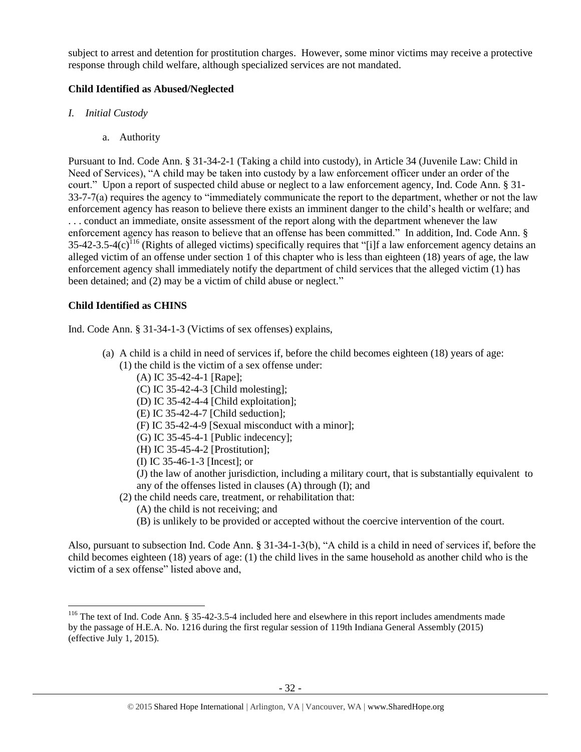subject to arrest and detention for prostitution charges. However, some minor victims may receive a protective response through child welfare, although specialized services are not mandated.

**Child Identified as Abused/Neglected**

*I. Initial Custody*

a. Authority

Pursuant to Ind. Code Ann. § 31-34-2-1 (Taking a child into custody), in Article 34 (Juvenile Law: Child in Need of Services), "A child may be taken into custody by a law enforcement officer under an order of the court." Upon a report of suspected child abuse or neglect to a law enforcement agency, Ind. Code Ann. § 31-33-7-7(a) requires the agency to "immediately communicate the report to the department, whether or not the law enforcement agency has reason to believe there exists an imminent danger to the child's health or welfare; and . . . conduct an immediate, onsite assessment of the report along with the department whenever the law enforcement agency has reason to believe that an offense has been committed." In addition, Ind. Code Ann. § 35-42-3.5-4(c)[116] (Rights of alleged victims) specifically requires that "[i]f a law enforcement agency detains an alleged victim of an offense under section 1 of this chapter who is less than eighteen (18) years of age, the law enforcement agency shall immediately notify the department of child services that the alleged victim (1) has been detained; and (2) may be a victim of child abuse or neglect."

**Child Identified as CHINS**

Ind. Code Ann. § 31-34-1-3 (Victims of sex offenses) explains,

(a) A child is a child in need of services if, before the child becomes eighteen (18) years of age:
  (1) the child is the victim of a sex offense under:
    (A) IC 35-42-4-1 [Rape];
    (C) IC 35-42-4-3 [Child molesting];
    (D) IC 35-42-4-4 [Child exploitation];
    (E) IC 35-42-4-7 [Child seduction];
    (F) IC 35-42-4-9 [Sexual misconduct with a minor];
    (G) IC 35-45-4-1 [Public indecency];
    (H) IC 35-45-4-2 [Prostitution];
    (I) IC 35-46-1-3 [Incest]; or
    (J) the law of another jurisdiction, including a military court, that is substantially equivalent to any of the offenses listed in clauses (A) through (I); and
  (2) the child needs care, treatment, or rehabilitation that:
    (A) the child is not receiving; and
    (B) is unlikely to be provided or accepted without the coercive intervention of the court.

Also, pursuant to subsection Ind. Code Ann. § 31-34-1-3(b), "A child is a child in need of services if, before the child becomes eighteen (18) years of age: (1) the child lives in the same household as another child who is the victim of a sex offense" listed above and,

[116] The text of Ind. Code Ann. § 35-42-3.5-4 included here and elsewhere in this report includes amendments made by the passage of H.E.A. No. 1216 during the first regular session of 119th Indiana General Assembly (2015) (effective July 1, 2015).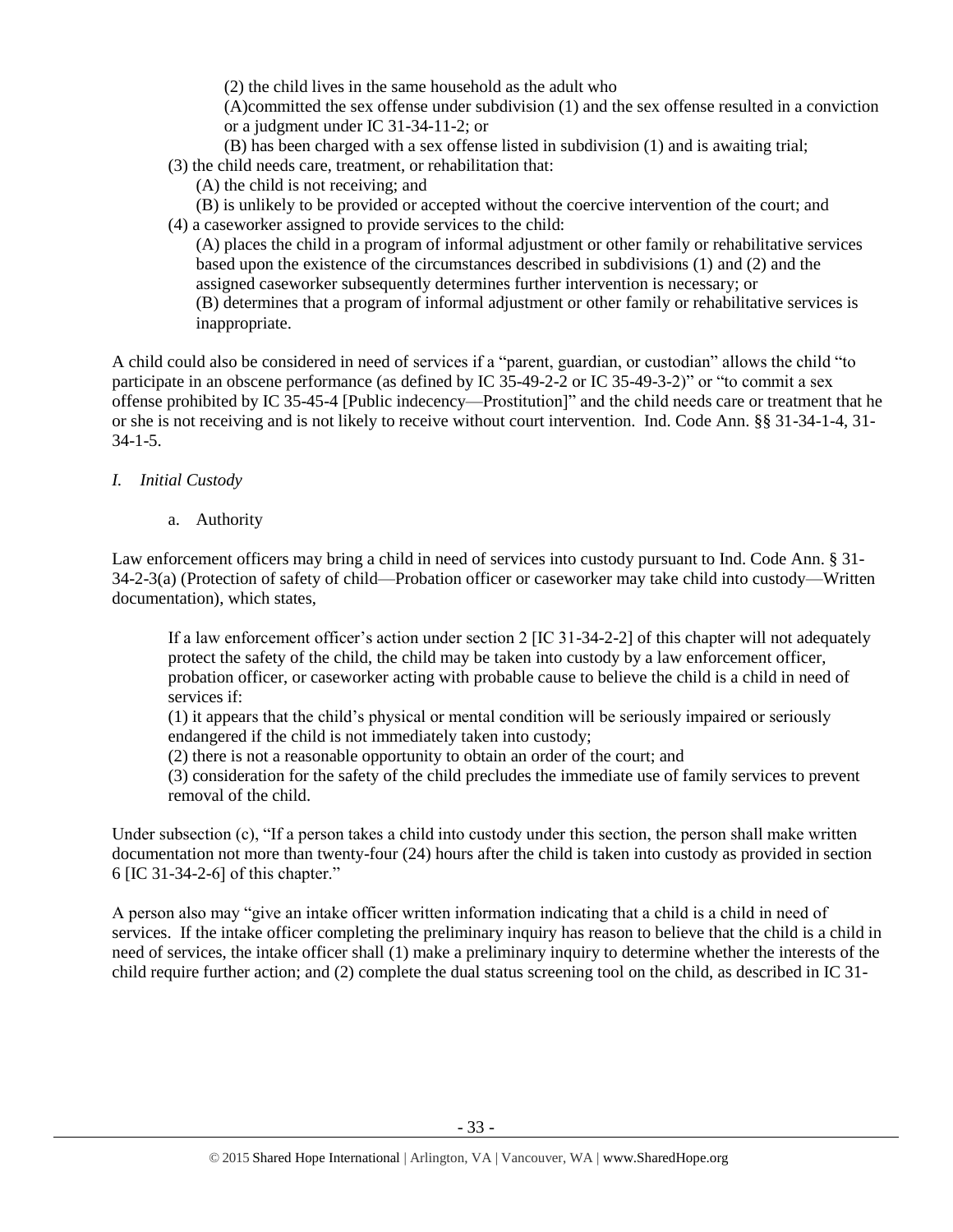(2) the child lives in the same household as the adult who

(A)committed the sex offense under subdivision (1) and the sex offense resulted in a conviction or a judgment under IC 31-34-11-2; or

(B) has been charged with a sex offense listed in subdivision (1) and is awaiting trial;

(3) the child needs care, treatment, or rehabilitation that:

(A) the child is not receiving; and

(B) is unlikely to be provided or accepted without the coercive intervention of the court; and

(4) a caseworker assigned to provide services to the child:

(A) places the child in a program of informal adjustment or other family or rehabilitative services based upon the existence of the circumstances described in subdivisions (1) and (2) and the assigned caseworker subsequently determines further intervention is necessary; or

(B) determines that a program of informal adjustment or other family or rehabilitative services is inappropriate.

A child could also be considered in need of services if a "parent, guardian, or custodian" allows the child "to participate in an obscene performance (as defined by IC 35-49-2-2 or IC 35-49-3-2)" or "to commit a sex offense prohibited by IC 35-45-4 [Public indecency—Prostitution]" and the child needs care or treatment that he or she is not receiving and is not likely to receive without court intervention. Ind. Code Ann. §§ 31-34-1-4, 31-34-1-5.

*I. Initial Custody*

a. Authority

Law enforcement officers may bring a child in need of services into custody pursuant to Ind. Code Ann. § 31-34-2-3(a) (Protection of safety of child—Probation officer or caseworker may take child into custody—Written documentation), which states,

> If a law enforcement officer's action under section 2 [IC 31-34-2-2] of this chapter will not adequately protect the safety of the child, the child may be taken into custody by a law enforcement officer, probation officer, or caseworker acting with probable cause to believe the child is a child in need of services if:
>
> (1) it appears that the child's physical or mental condition will be seriously impaired or seriously endangered if the child is not immediately taken into custody;
>
> (2) there is not a reasonable opportunity to obtain an order of the court; and
>
> (3) consideration for the safety of the child precludes the immediate use of family services to prevent removal of the child.

Under subsection (c), "If a person takes a child into custody under this section, the person shall make written documentation not more than twenty-four (24) hours after the child is taken into custody as provided in section 6 [IC 31-34-2-6] of this chapter."

A person also may "give an intake officer written information indicating that a child is a child in need of services. If the intake officer completing the preliminary inquiry has reason to believe that the child is a child in need of services, the intake officer shall (1) make a preliminary inquiry to determine whether the interests of the child require further action; and (2) complete the dual status screening tool on the child, as described in IC 31-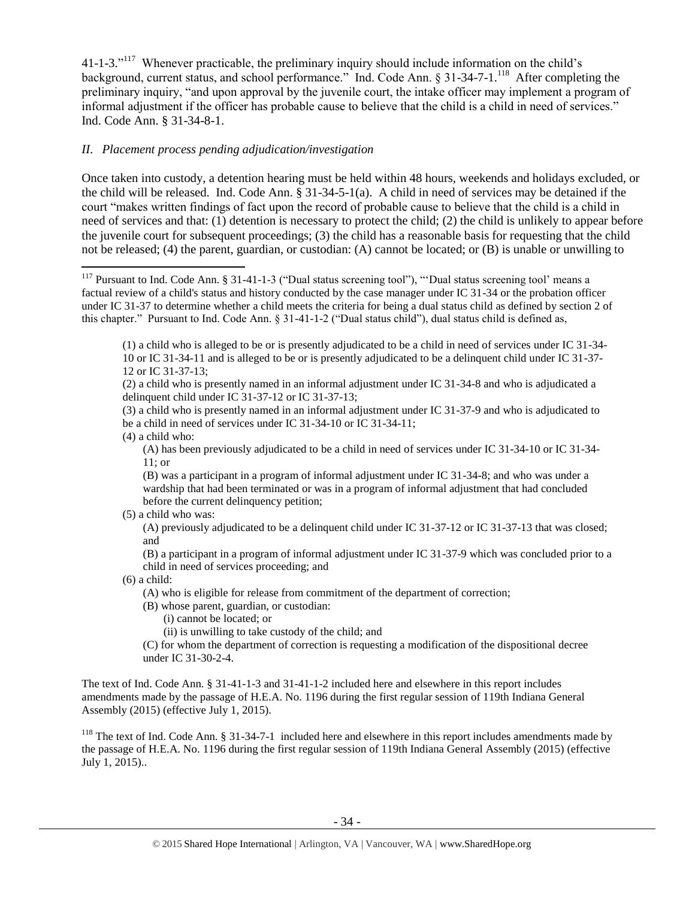41-1-3."[117] Whenever practicable, the preliminary inquiry should include information on the child's background, current status, and school performance." Ind. Code Ann. § 31-34-7-1.[118] After completing the preliminary inquiry, "and upon approval by the juvenile court, the intake officer may implement a program of informal adjustment if the officer has probable cause to believe that the child is a child in need of services." Ind. Code Ann. § 31-34-8-1.

*II. Placement process pending adjudication/investigation*

Once taken into custody, a detention hearing must be held within 48 hours, weekends and holidays excluded, or the child will be released. Ind. Code Ann. § 31-34-5-1(a). A child in need of services may be detained if the court "makes written findings of fact upon the record of probable cause to believe that the child is a child in need of services and that: (1) detention is necessary to protect the child; (2) the child is unlikely to appear before the juvenile court for subsequent proceedings; (3) the child has a reasonable basis for requesting that the child not be released; (4) the parent, guardian, or custodian: (A) cannot be located; or (B) is unable or unwilling to

---

[117] Pursuant to Ind. Code Ann. § 31-41-1-3 ("Dual status screening tool"), "'Dual status screening tool' means a factual review of a child's status and history conducted by the case manager under IC 31-34 or the probation officer under IC 31-37 to determine whether a child meets the criteria for being a dual status child as defined by section 2 of this chapter." Pursuant to Ind. Code Ann. § 31-41-1-2 ("Dual status child"), dual status child is defined as,

> (1) a child who is alleged to be or is presently adjudicated to be a child in need of services under IC 31-34-10 or IC 31-34-11 and is alleged to be or is presently adjudicated to be a delinquent child under IC 31-37-12 or IC 31-37-13;
>
> (2) a child who is presently named in an informal adjustment under IC 31-34-8 and who is adjudicated a delinquent child under IC 31-37-12 or IC 31-37-13;
>
> (3) a child who is presently named in an informal adjustment under IC 31-37-9 and who is adjudicated to be a child in need of services under IC 31-34-10 or IC 31-34-11;
>
> (4) a child who:
>
> (A) has been previously adjudicated to be a child in need of services under IC 31-34-10 or IC 31-34-11; or
>
> (B) was a participant in a program of informal adjustment under IC 31-34-8; and who was under a wardship that had been terminated or was in a program of informal adjustment that had concluded before the current delinquency petition;
>
> (5) a child who was:
>
> (A) previously adjudicated to be a delinquent child under IC 31-37-12 or IC 31-37-13 that was closed; and
>
> (B) a participant in a program of informal adjustment under IC 31-37-9 which was concluded prior to a child in need of services proceeding; and
>
> (6) a child:
>
> (A) who is eligible for release from commitment of the department of correction;
>
> (B) whose parent, guardian, or custodian:
>
> (i) cannot be located; or
>
> (ii) is unwilling to take custody of the child; and
>
> (C) for whom the department of correction is requesting a modification of the dispositional decree under IC 31-30-2-4.

The text of Ind. Code Ann. § 31-41-1-3 and 31-41-1-2 included here and elsewhere in this report includes amendments made by the passage of H.E.A. No. 1196 during the first regular session of 119th Indiana General Assembly (2015) (effective July 1, 2015).

[118] The text of Ind. Code Ann. § 31-34-7-1 included here and elsewhere in this report includes amendments made by the passage of H.E.A. No. 1196 during the first regular session of 119th Indiana General Assembly (2015) (effective July 1, 2015)..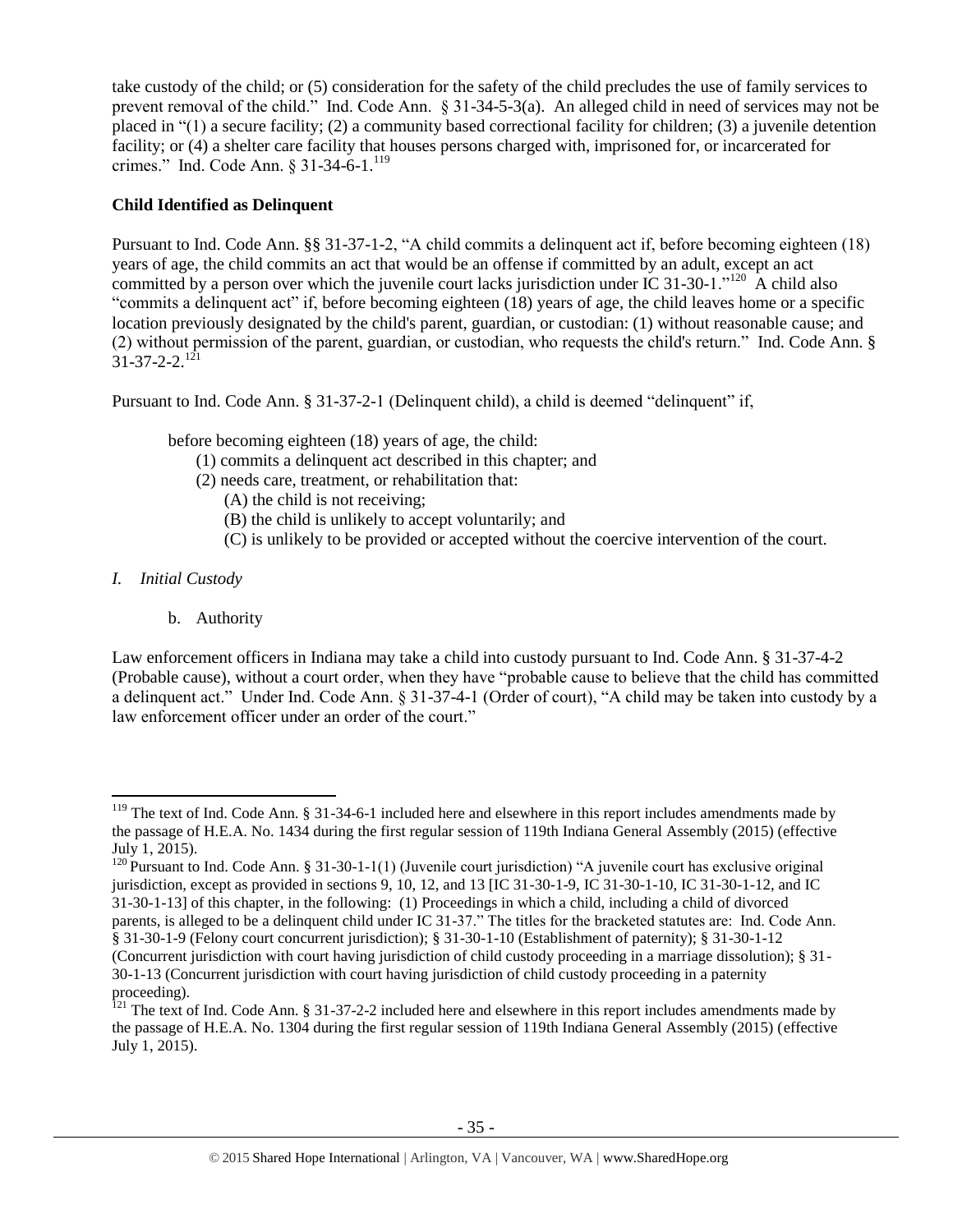take custody of the child; or (5) consideration for the safety of the child precludes the use of family services to prevent removal of the child." Ind. Code Ann. § 31-34-5-3(a). An alleged child in need of services may not be placed in "(1) a secure facility; (2) a community based correctional facility for children; (3) a juvenile detention facility; or (4) a shelter care facility that houses persons charged with, imprisoned for, or incarcerated for crimes." Ind. Code Ann. § 31-34-6-1.[119]

**Child Identified as Delinquent**

Pursuant to Ind. Code Ann. §§ 31-37-1-2, "A child commits a delinquent act if, before becoming eighteen (18) years of age, the child commits an act that would be an offense if committed by an adult, except an act committed by a person over which the juvenile court lacks jurisdiction under IC 31-30-1."[120] A child also "commits a delinquent act" if, before becoming eighteen (18) years of age, the child leaves home or a specific location previously designated by the child's parent, guardian, or custodian: (1) without reasonable cause; and (2) without permission of the parent, guardian, or custodian, who requests the child's return." Ind. Code Ann. § 31-37-2-2.[121]

Pursuant to Ind. Code Ann. § 31-37-2-1 (Delinquent child), a child is deemed "delinquent" if,

> before becoming eighteen (18) years of age, the child:
> (1) commits a delinquent act described in this chapter; and
> (2) needs care, treatment, or rehabilitation that:
> (A) the child is not receiving;
> (B) the child is unlikely to accept voluntarily; and
> (C) is unlikely to be provided or accepted without the coercive intervention of the court.

*I. Initial Custody*

b. Authority

Law enforcement officers in Indiana may take a child into custody pursuant to Ind. Code Ann. § 31-37-4-2 (Probable cause), without a court order, when they have "probable cause to believe that the child has committed a delinquent act." Under Ind. Code Ann. § 31-37-4-1 (Order of court), "A child may be taken into custody by a law enforcement officer under an order of the court."

---

[119] The text of Ind. Code Ann. § 31-34-6-1 included here and elsewhere in this report includes amendments made by the passage of H.E.A. No. 1434 during the first regular session of 119th Indiana General Assembly (2015) (effective July 1, 2015).

[120] Pursuant to Ind. Code Ann. § 31-30-1-1(1) (Juvenile court jurisdiction) "A juvenile court has exclusive original jurisdiction, except as provided in sections 9, 10, 12, and 13 [IC 31-30-1-9, IC 31-30-1-10, IC 31-30-1-12, and IC 31-30-1-13] of this chapter, in the following: (1) Proceedings in which a child, including a child of divorced parents, is alleged to be a delinquent child under IC 31-37." The titles for the bracketed statutes are: Ind. Code Ann. § 31-30-1-9 (Felony court concurrent jurisdiction); § 31-30-1-10 (Establishment of paternity); § 31-30-1-12 (Concurrent jurisdiction with court having jurisdiction of child custody proceeding in a marriage dissolution); § 31-30-1-13 (Concurrent jurisdiction with court having jurisdiction of child custody proceeding in a paternity proceeding).

[121] The text of Ind. Code Ann. § 31-37-2-2 included here and elsewhere in this report includes amendments made by the passage of H.E.A. No. 1304 during the first regular session of 119th Indiana General Assembly (2015) (effective July 1, 2015).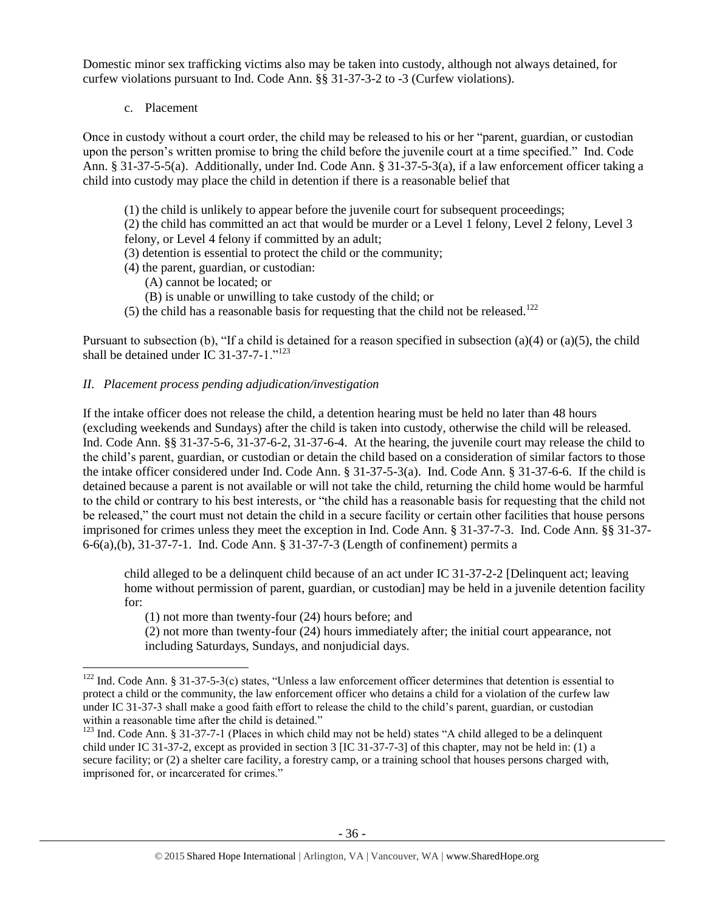Domestic minor sex trafficking victims also may be taken into custody, although not always detained, for curfew violations pursuant to Ind. Code Ann. §§ 31-37-3-2 to -3 (Curfew violations).

c. Placement

Once in custody without a court order, the child may be released to his or her "parent, guardian, or custodian upon the person's written promise to bring the child before the juvenile court at a time specified." Ind. Code Ann. § 31-37-5-5(a). Additionally, under Ind. Code Ann. § 31-37-5-3(a), if a law enforcement officer taking a child into custody may place the child in detention if there is a reasonable belief that

> (1) the child is unlikely to appear before the juvenile court for subsequent proceedings;
> (2) the child has committed an act that would be murder or a Level 1 felony, Level 2 felony, Level 3 felony, or Level 4 felony if committed by an adult;
> (3) detention is essential to protect the child or the community;
> (4) the parent, guardian, or custodian:
> (A) cannot be located; or
> (B) is unable or unwilling to take custody of the child; or
> (5) the child has a reasonable basis for requesting that the child not be released.[122]

Pursuant to subsection (b), "If a child is detained for a reason specified in subsection (a)(4) or (a)(5), the child shall be detained under IC 31-37-7-1."[123]

*II. Placement process pending adjudication/investigation*

If the intake officer does not release the child, a detention hearing must be held no later than 48 hours (excluding weekends and Sundays) after the child is taken into custody, otherwise the child will be released. Ind. Code Ann. §§ 31-37-5-6, 31-37-6-2, 31-37-6-4. At the hearing, the juvenile court may release the child to the child's parent, guardian, or custodian or detain the child based on a consideration of similar factors to those the intake officer considered under Ind. Code Ann. § 31-37-5-3(a). Ind. Code Ann. § 31-37-6-6. If the child is detained because a parent is not available or will not take the child, returning the child home would be harmful to the child or contrary to his best interests, or "the child has a reasonable basis for requesting that the child not be released," the court must not detain the child in a secure facility or certain other facilities that house persons imprisoned for crimes unless they meet the exception in Ind. Code Ann. § 31-37-7-3. Ind. Code Ann. §§ 31-37-6-6(a),(b), 31-37-7-1. Ind. Code Ann. § 31-37-7-3 (Length of confinement) permits a

> child alleged to be a delinquent child because of an act under IC 31-37-2-2 [Delinquent act; leaving home without permission of parent, guardian, or custodian] may be held in a juvenile detention facility for:
> (1) not more than twenty-four (24) hours before; and
> (2) not more than twenty-four (24) hours immediately after; the initial court appearance, not including Saturdays, Sundays, and nonjudicial days.

---

[122] Ind. Code Ann. § 31-37-5-3(c) states, "Unless a law enforcement officer determines that detention is essential to protect a child or the community, the law enforcement officer who detains a child for a violation of the curfew law under IC 31-37-3 shall make a good faith effort to release the child to the child's parent, guardian, or custodian within a reasonable time after the child is detained."

[123] Ind. Code Ann. § 31-37-7-1 (Places in which child may not be held) states "A child alleged to be a delinquent child under IC 31-37-2, except as provided in section 3 [IC 31-37-7-3] of this chapter, may not be held in: (1) a secure facility; or (2) a shelter care facility, a forestry camp, or a training school that houses persons charged with, imprisoned for, or incarcerated for crimes."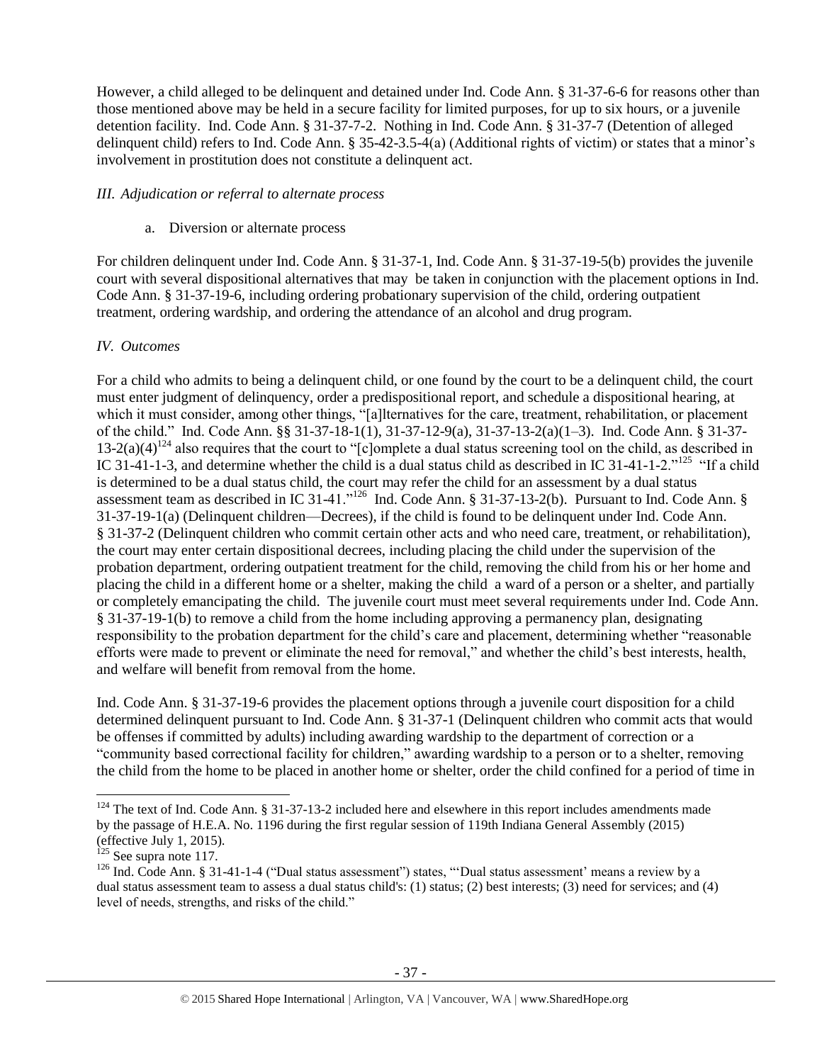However, a child alleged to be delinquent and detained under Ind. Code Ann. § 31-37-6-6 for reasons other than those mentioned above may be held in a secure facility for limited purposes, for up to six hours, or a juvenile detention facility. Ind. Code Ann. § 31-37-7-2. Nothing in Ind. Code Ann. § 31-37-7 (Detention of alleged delinquent child) refers to Ind. Code Ann. § 35-42-3.5-4(a) (Additional rights of victim) or states that a minor's involvement in prostitution does not constitute a delinquent act.

*III. Adjudication or referral to alternate process*

a. Diversion or alternate process

For children delinquent under Ind. Code Ann. § 31-37-1, Ind. Code Ann. § 31-37-19-5(b) provides the juvenile court with several dispositional alternatives that may be taken in conjunction with the placement options in Ind. Code Ann. § 31-37-19-6, including ordering probationary supervision of the child, ordering outpatient treatment, ordering wardship, and ordering the attendance of an alcohol and drug program.

*IV. Outcomes*

For a child who admits to being a delinquent child, or one found by the court to be a delinquent child, the court must enter judgment of delinquency, order a predispositional report, and schedule a dispositional hearing, at which it must consider, among other things, "[a]lternatives for the care, treatment, rehabilitation, or placement of the child." Ind. Code Ann. §§ 31-37-18-1(1), 31-37-12-9(a), 31-37-13-2(a)(1–3). Ind. Code Ann. § 31-37-13-2(a)(4)[124] also requires that the court to "[c]omplete a dual status screening tool on the child, as described in IC 31-41-1-3, and determine whether the child is a dual status child as described in IC 31-41-1-2."[125] "If a child is determined to be a dual status child, the court may refer the child for an assessment by a dual status assessment team as described in IC 31-41."[126] Ind. Code Ann. § 31-37-13-2(b). Pursuant to Ind. Code Ann. § 31-37-19-1(a) (Delinquent children—Decrees), if the child is found to be delinquent under Ind. Code Ann. § 31-37-2 (Delinquent children who commit certain other acts and who need care, treatment, or rehabilitation), the court may enter certain dispositional decrees, including placing the child under the supervision of the probation department, ordering outpatient treatment for the child, removing the child from his or her home and placing the child in a different home or a shelter, making the child a ward of a person or a shelter, and partially or completely emancipating the child. The juvenile court must meet several requirements under Ind. Code Ann. § 31-37-19-1(b) to remove a child from the home including approving a permanency plan, designating responsibility to the probation department for the child's care and placement, determining whether "reasonable efforts were made to prevent or eliminate the need for removal," and whether the child's best interests, health, and welfare will benefit from removal from the home.

Ind. Code Ann. § 31-37-19-6 provides the placement options through a juvenile court disposition for a child determined delinquent pursuant to Ind. Code Ann. § 31-37-1 (Delinquent children who commit acts that would be offenses if committed by adults) including awarding wardship to the department of correction or a "community based correctional facility for children," awarding wardship to a person or to a shelter, removing the child from the home to be placed in another home or shelter, order the child confined for a period of time in

[124] The text of Ind. Code Ann. § 31-37-13-2 included here and elsewhere in this report includes amendments made by the passage of H.E.A. No. 1196 during the first regular session of 119th Indiana General Assembly (2015) (effective July 1, 2015).

[125] See supra note 117.

[126] Ind. Code Ann. § 31-41-1-4 ("Dual status assessment") states, "'Dual status assessment' means a review by a dual status assessment team to assess a dual status child's: (1) status; (2) best interests; (3) need for services; and (4) level of needs, strengths, and risks of the child."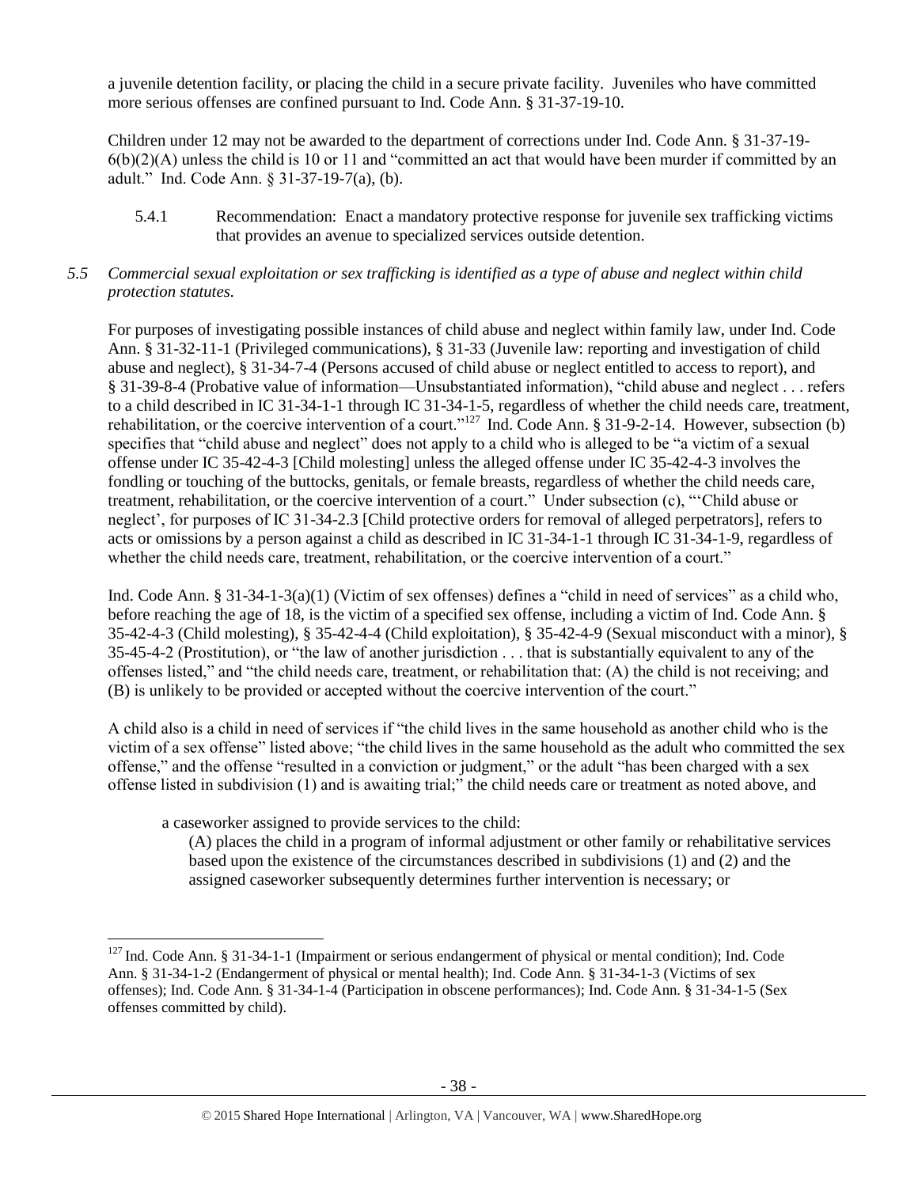a juvenile detention facility, or placing the child in a secure private facility. Juveniles who have committed more serious offenses are confined pursuant to Ind. Code Ann. § 31-37-19-10.

Children under 12 may not be awarded to the department of corrections under Ind. Code Ann. § 31-37-19-6(b)(2)(A) unless the child is 10 or 11 and "committed an act that would have been murder if committed by an adult." Ind. Code Ann. § 31-37-19-7(a), (b).

5.4.1 Recommendation: Enact a mandatory protective response for juvenile sex trafficking victims that provides an avenue to specialized services outside detention.

*5.5 Commercial sexual exploitation or sex trafficking is identified as a type of abuse and neglect within child protection statutes.*

For purposes of investigating possible instances of child abuse and neglect within family law, under Ind. Code Ann. § 31-32-11-1 (Privileged communications), § 31-33 (Juvenile law: reporting and investigation of child abuse and neglect), § 31-34-7-4 (Persons accused of child abuse or neglect entitled to access to report), and § 31-39-8-4 (Probative value of information—Unsubstantiated information), "child abuse and neglect . . . refers to a child described in IC 31-34-1-1 through IC 31-34-1-5, regardless of whether the child needs care, treatment, rehabilitation, or the coercive intervention of a court."[127] Ind. Code Ann. § 31-9-2-14. However, subsection (b) specifies that "child abuse and neglect" does not apply to a child who is alleged to be "a victim of a sexual offense under IC 35-42-4-3 [Child molesting] unless the alleged offense under IC 35-42-4-3 involves the fondling or touching of the buttocks, genitals, or female breasts, regardless of whether the child needs care, treatment, rehabilitation, or the coercive intervention of a court." Under subsection (c), "'Child abuse or neglect', for purposes of IC 31-34-2.3 [Child protective orders for removal of alleged perpetrators], refers to acts or omissions by a person against a child as described in IC 31-34-1-1 through IC 31-34-1-9, regardless of whether the child needs care, treatment, rehabilitation, or the coercive intervention of a court."

Ind. Code Ann. § 31-34-1-3(a)(1) (Victim of sex offenses) defines a "child in need of services" as a child who, before reaching the age of 18, is the victim of a specified sex offense, including a victim of Ind. Code Ann. § 35-42-4-3 (Child molesting), § 35-42-4-4 (Child exploitation), § 35-42-4-9 (Sexual misconduct with a minor), § 35-45-4-2 (Prostitution), or "the law of another jurisdiction . . . that is substantially equivalent to any of the offenses listed," and "the child needs care, treatment, or rehabilitation that: (A) the child is not receiving; and (B) is unlikely to be provided or accepted without the coercive intervention of the court."

A child also is a child in need of services if "the child lives in the same household as another child who is the victim of a sex offense" listed above; "the child lives in the same household as the adult who committed the sex offense," and the offense "resulted in a conviction or judgment," or the adult "has been charged with a sex offense listed in subdivision (1) and is awaiting trial;" the child needs care or treatment as noted above, and

> a caseworker assigned to provide services to the child:
>
> (A) places the child in a program of informal adjustment or other family or rehabilitative services based upon the existence of the circumstances described in subdivisions (1) and (2) and the assigned caseworker subsequently determines further intervention is necessary; or

[127] Ind. Code Ann. § 31-34-1-1 (Impairment or serious endangerment of physical or mental condition); Ind. Code Ann. § 31-34-1-2 (Endangerment of physical or mental health); Ind. Code Ann. § 31-34-1-3 (Victims of sex offenses); Ind. Code Ann. § 31-34-1-4 (Participation in obscene performances); Ind. Code Ann. § 31-34-1-5 (Sex offenses committed by child).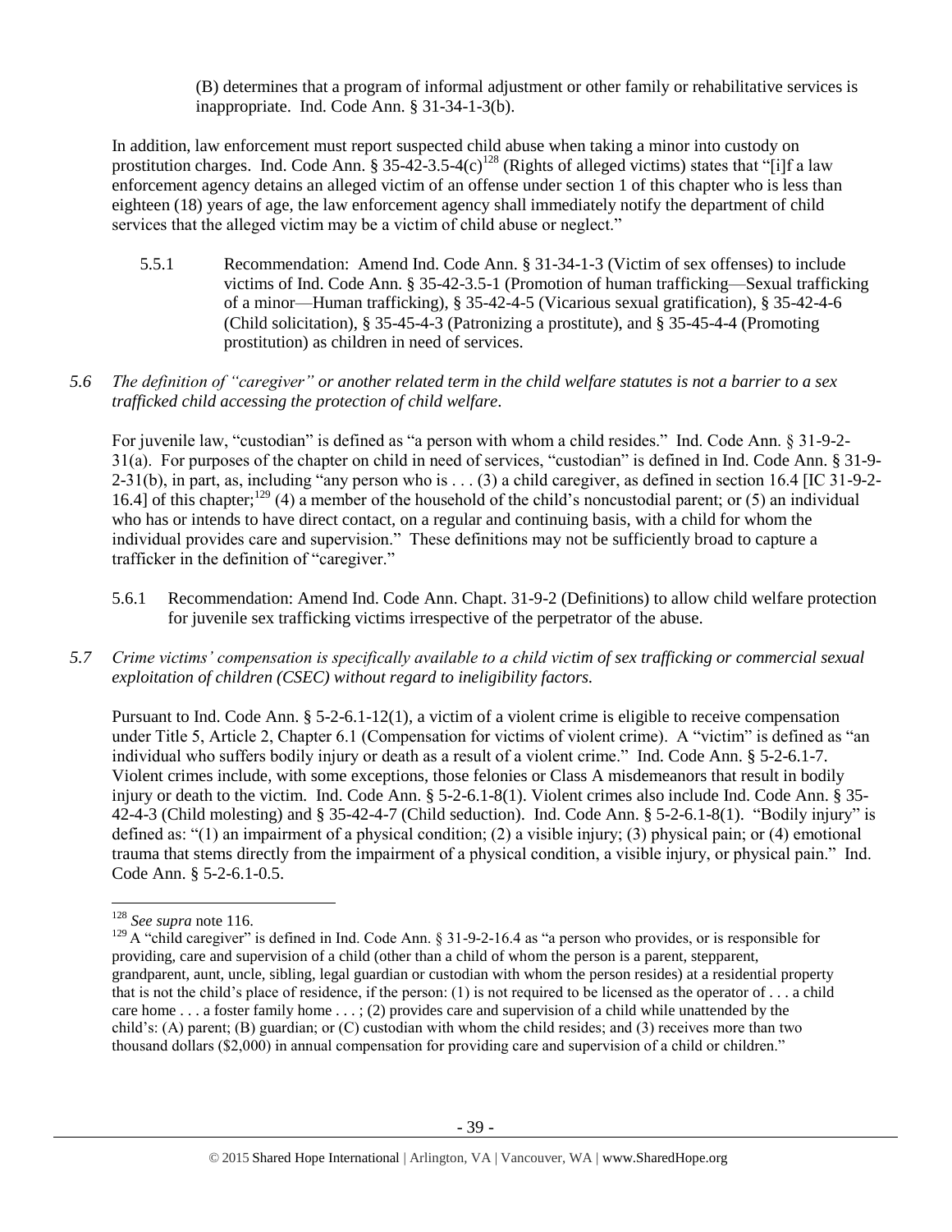(B) determines that a program of informal adjustment or other family or rehabilitative services is inappropriate. Ind. Code Ann. § 31-34-1-3(b).

In addition, law enforcement must report suspected child abuse when taking a minor into custody on prostitution charges. Ind. Code Ann. § 35-42-3.5-4(c)[128] (Rights of alleged victims) states that "[i]f a law enforcement agency detains an alleged victim of an offense under section 1 of this chapter who is less than eighteen (18) years of age, the law enforcement agency shall immediately notify the department of child services that the alleged victim may be a victim of child abuse or neglect."

5.5.1 Recommendation: Amend Ind. Code Ann. § 31-34-1-3 (Victim of sex offenses) to include victims of Ind. Code Ann. § 35-42-3.5-1 (Promotion of human trafficking—Sexual trafficking of a minor—Human trafficking), § 35-42-4-5 (Vicarious sexual gratification), § 35-42-4-6 (Child solicitation), § 35-45-4-3 (Patronizing a prostitute), and § 35-45-4-4 (Promoting prostitution) as children in need of services.

*5.6 The definition of "caregiver" or another related term in the child welfare statutes is not a barrier to a sex trafficked child accessing the protection of child welfare.*

For juvenile law, "custodian" is defined as "a person with whom a child resides." Ind. Code Ann. § 31-9-2-31(a). For purposes of the chapter on child in need of services, "custodian" is defined in Ind. Code Ann. § 31-9-2-31(b), in part, as, including "any person who is . . . (3) a child caregiver, as defined in section 16.4 [IC 31-9-2-16.4] of this chapter;[129] (4) a member of the household of the child's noncustodial parent; or (5) an individual who has or intends to have direct contact, on a regular and continuing basis, with a child for whom the individual provides care and supervision." These definitions may not be sufficiently broad to capture a trafficker in the definition of "caregiver."

5.6.1 Recommendation: Amend Ind. Code Ann. Chapt. 31-9-2 (Definitions) to allow child welfare protection for juvenile sex trafficking victims irrespective of the perpetrator of the abuse.

*5.7 Crime victims' compensation is specifically available to a child victim of sex trafficking or commercial sexual exploitation of children (CSEC) without regard to ineligibility factors.*

Pursuant to Ind. Code Ann. § 5-2-6.1-12(1), a victim of a violent crime is eligible to receive compensation under Title 5, Article 2, Chapter 6.1 (Compensation for victims of violent crime). A "victim" is defined as "an individual who suffers bodily injury or death as a result of a violent crime." Ind. Code Ann. § 5-2-6.1-7. Violent crimes include, with some exceptions, those felonies or Class A misdemeanors that result in bodily injury or death to the victim. Ind. Code Ann. § 5-2-6.1-8(1). Violent crimes also include Ind. Code Ann. § 35-42-4-3 (Child molesting) and § 35-42-4-7 (Child seduction). Ind. Code Ann. § 5-2-6.1-8(1). "Bodily injury" is defined as: "(1) an impairment of a physical condition; (2) a visible injury; (3) physical pain; or (4) emotional trauma that stems directly from the impairment of a physical condition, a visible injury, or physical pain." Ind. Code Ann. § 5-2-6.1-0.5.

---

[128] *See supra* note 116.

[129] A "child caregiver" is defined in Ind. Code Ann. § 31-9-2-16.4 as "a person who provides, or is responsible for providing, care and supervision of a child (other than a child of whom the person is a parent, stepparent, grandparent, aunt, uncle, sibling, legal guardian or custodian with whom the person resides) at a residential property that is not the child's place of residence, if the person: (1) is not required to be licensed as the operator of . . . a child care home . . . a foster family home . . . ; (2) provides care and supervision of a child while unattended by the child's: (A) parent; (B) guardian; or (C) custodian with whom the child resides; and (3) receives more than two thousand dollars ($2,000) in annual compensation for providing care and supervision of a child or children."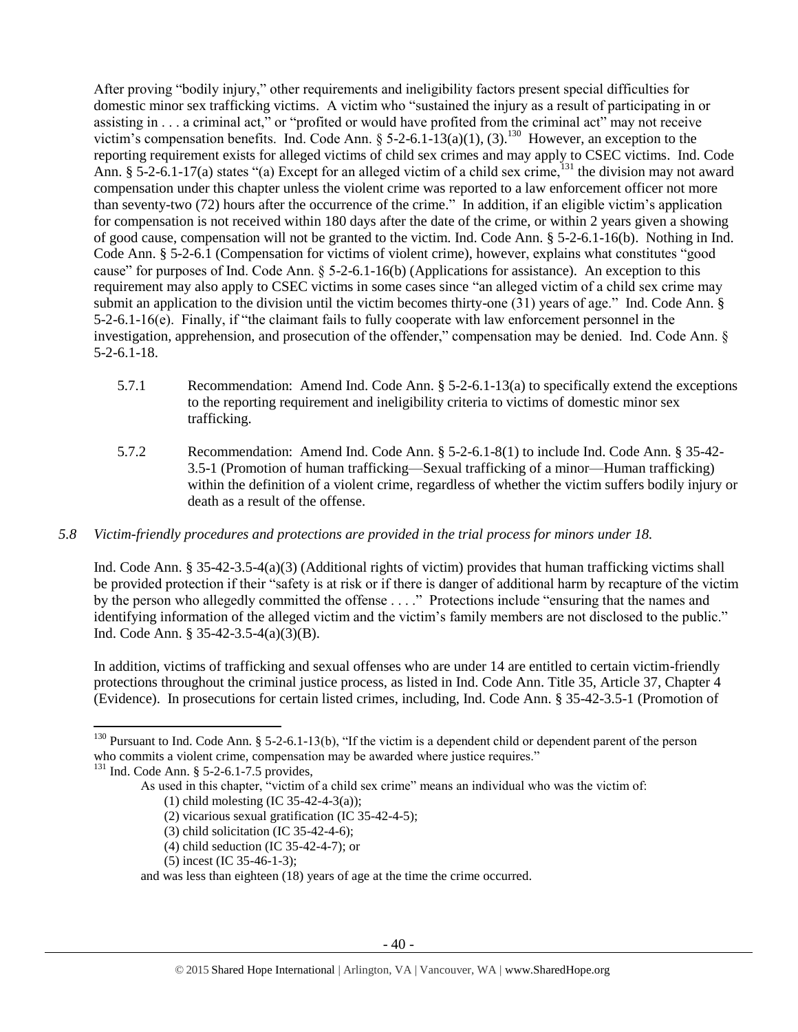After proving "bodily injury," other requirements and ineligibility factors present special difficulties for domestic minor sex trafficking victims. A victim who "sustained the injury as a result of participating in or assisting in . . . a criminal act," or "profited or would have profited from the criminal act" may not receive victim's compensation benefits. Ind. Code Ann. § 5-2-6.1-13(a)(1), (3).[130] However, an exception to the reporting requirement exists for alleged victims of child sex crimes and may apply to CSEC victims. Ind. Code Ann. § 5-2-6.1-17(a) states "(a) Except for an alleged victim of a child sex crime,[131] the division may not award compensation under this chapter unless the violent crime was reported to a law enforcement officer not more than seventy-two (72) hours after the occurrence of the crime." In addition, if an eligible victim's application for compensation is not received within 180 days after the date of the crime, or within 2 years given a showing of good cause, compensation will not be granted to the victim. Ind. Code Ann. § 5-2-6.1-16(b). Nothing in Ind. Code Ann. § 5-2-6.1 (Compensation for victims of violent crime), however, explains what constitutes "good cause" for purposes of Ind. Code Ann. § 5-2-6.1-16(b) (Applications for assistance). An exception to this requirement may also apply to CSEC victims in some cases since "an alleged victim of a child sex crime may submit an application to the division until the victim becomes thirty-one (31) years of age." Ind. Code Ann. § 5-2-6.1-16(e). Finally, if "the claimant fails to fully cooperate with law enforcement personnel in the investigation, apprehension, and prosecution of the offender," compensation may be denied. Ind. Code Ann. § 5-2-6.1-18.

5.7.1 Recommendation: Amend Ind. Code Ann. § 5-2-6.1-13(a) to specifically extend the exceptions to the reporting requirement and ineligibility criteria to victims of domestic minor sex trafficking.

5.7.2 Recommendation: Amend Ind. Code Ann. § 5-2-6.1-8(1) to include Ind. Code Ann. § 35-42-3.5-1 (Promotion of human trafficking—Sexual trafficking of a minor—Human trafficking) within the definition of a violent crime, regardless of whether the victim suffers bodily injury or death as a result of the offense.

*5.8 Victim-friendly procedures and protections are provided in the trial process for minors under 18.*

Ind. Code Ann. § 35-42-3.5-4(a)(3) (Additional rights of victim) provides that human trafficking victims shall be provided protection if their "safety is at risk or if there is danger of additional harm by recapture of the victim by the person who allegedly committed the offense . . . ." Protections include "ensuring that the names and identifying information of the alleged victim and the victim's family members are not disclosed to the public." Ind. Code Ann. § 35-42-3.5-4(a)(3)(B).

In addition, victims of trafficking and sexual offenses who are under 14 are entitled to certain victim-friendly protections throughout the criminal justice process, as listed in Ind. Code Ann. Title 35, Article 37, Chapter 4 (Evidence). In prosecutions for certain listed crimes, including, Ind. Code Ann. § 35-42-3.5-1 (Promotion of

---

[130] Pursuant to Ind. Code Ann. § 5-2-6.1-13(b), "If the victim is a dependent child or dependent parent of the person who commits a violent crime, compensation may be awarded where justice requires."

[131] Ind. Code Ann. § 5-2-6.1-7.5 provides,

> As used in this chapter, "victim of a child sex crime" means an individual who was the victim of:
> (1) child molesting (IC 35-42-4-3(a));
> (2) vicarious sexual gratification (IC 35-42-4-5);
> (3) child solicitation (IC 35-42-4-6);
> (4) child seduction (IC 35-42-4-7); or
> (5) incest (IC 35-46-1-3);
>
> and was less than eighteen (18) years of age at the time the crime occurred.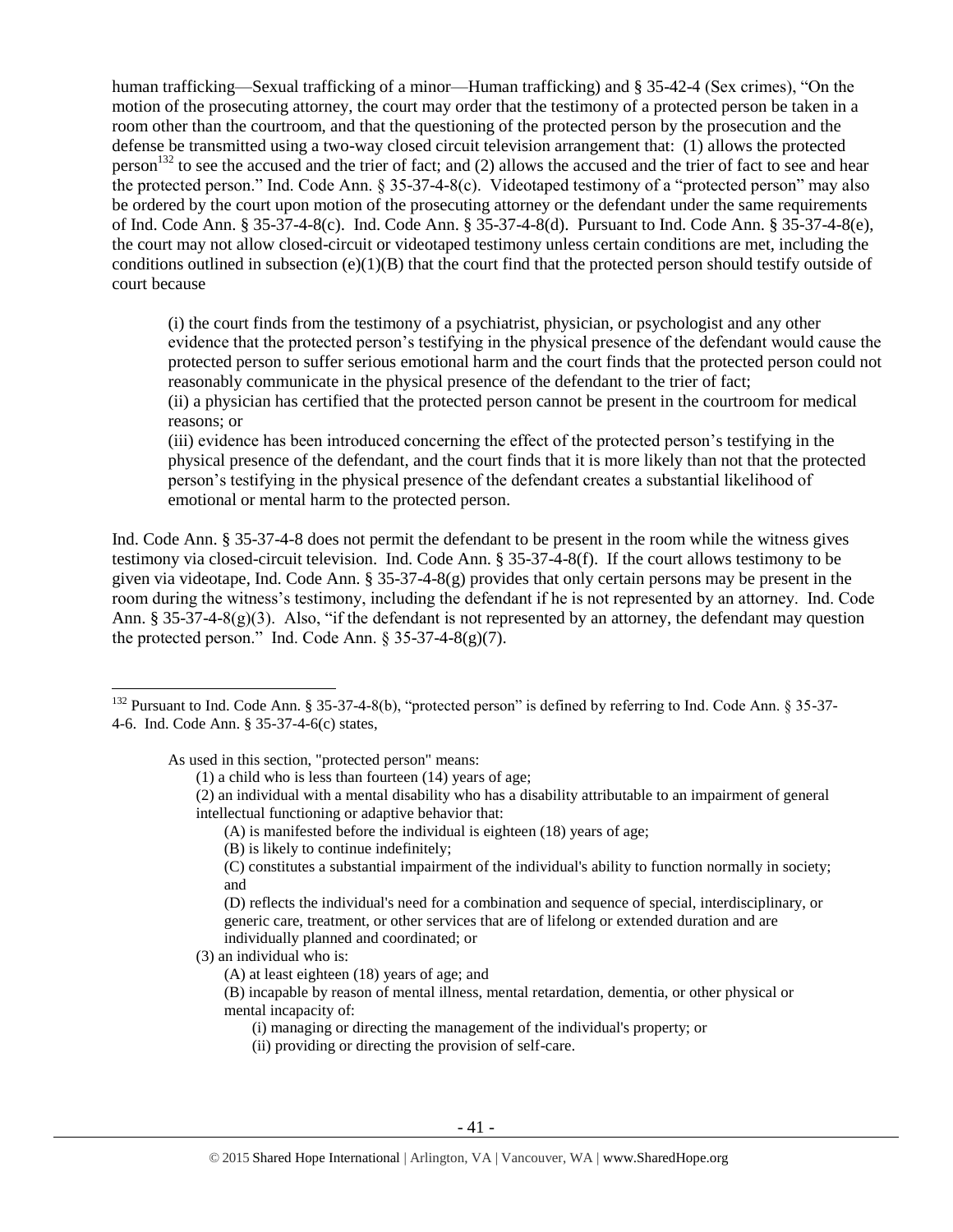human trafficking—Sexual trafficking of a minor—Human trafficking) and § 35-42-4 (Sex crimes), "On the motion of the prosecuting attorney, the court may order that the testimony of a protected person be taken in a room other than the courtroom, and that the questioning of the protected person by the prosecution and the defense be transmitted using a two-way closed circuit television arrangement that: (1) allows the protected person[132] to see the accused and the trier of fact; and (2) allows the accused and the trier of fact to see and hear the protected person." Ind. Code Ann. § 35-37-4-8(c). Videotaped testimony of a "protected person" may also be ordered by the court upon motion of the prosecuting attorney or the defendant under the same requirements of Ind. Code Ann. § 35-37-4-8(c). Ind. Code Ann. § 35-37-4-8(d). Pursuant to Ind. Code Ann. § 35-37-4-8(e), the court may not allow closed-circuit or videotaped testimony unless certain conditions are met, including the conditions outlined in subsection (e)(1)(B) that the court find that the protected person should testify outside of court because

> (i) the court finds from the testimony of a psychiatrist, physician, or psychologist and any other evidence that the protected person's testifying in the physical presence of the defendant would cause the protected person to suffer serious emotional harm and the court finds that the protected person could not reasonably communicate in the physical presence of the defendant to the trier of fact;
> (ii) a physician has certified that the protected person cannot be present in the courtroom for medical reasons; or
> (iii) evidence has been introduced concerning the effect of the protected person's testifying in the physical presence of the defendant, and the court finds that it is more likely than not that the protected person's testifying in the physical presence of the defendant creates a substantial likelihood of emotional or mental harm to the protected person.

Ind. Code Ann. § 35-37-4-8 does not permit the defendant to be present in the room while the witness gives testimony via closed-circuit television. Ind. Code Ann. § 35-37-4-8(f). If the court allows testimony to be given via videotape, Ind. Code Ann. § 35-37-4-8(g) provides that only certain persons may be present in the room during the witness's testimony, including the defendant if he is not represented by an attorney. Ind. Code Ann. § 35-37-4-8(g)(3). Also, "if the defendant is not represented by an attorney, the defendant may question the protected person." Ind. Code Ann. § 35-37-4-8(g)(7).

---

[132] Pursuant to Ind. Code Ann. § 35-37-4-8(b), "protected person" is defined by referring to Ind. Code Ann. § 35-37-4-6. Ind. Code Ann. § 35-37-4-6(c) states,

> As used in this section, "protected person" means:
> (1) a child who is less than fourteen (14) years of age;
> (2) an individual with a mental disability who has a disability attributable to an impairment of general intellectual functioning or adaptive behavior that:
> (A) is manifested before the individual is eighteen (18) years of age;
> (B) is likely to continue indefinitely;
> (C) constitutes a substantial impairment of the individual's ability to function normally in society; and
> (D) reflects the individual's need for a combination and sequence of special, interdisciplinary, or generic care, treatment, or other services that are of lifelong or extended duration and are individually planned and coordinated; or
> (3) an individual who is:
> (A) at least eighteen (18) years of age; and
> (B) incapable by reason of mental illness, mental retardation, dementia, or other physical or mental incapacity of:
> (i) managing or directing the management of the individual's property; or
> (ii) providing or directing the provision of self-care.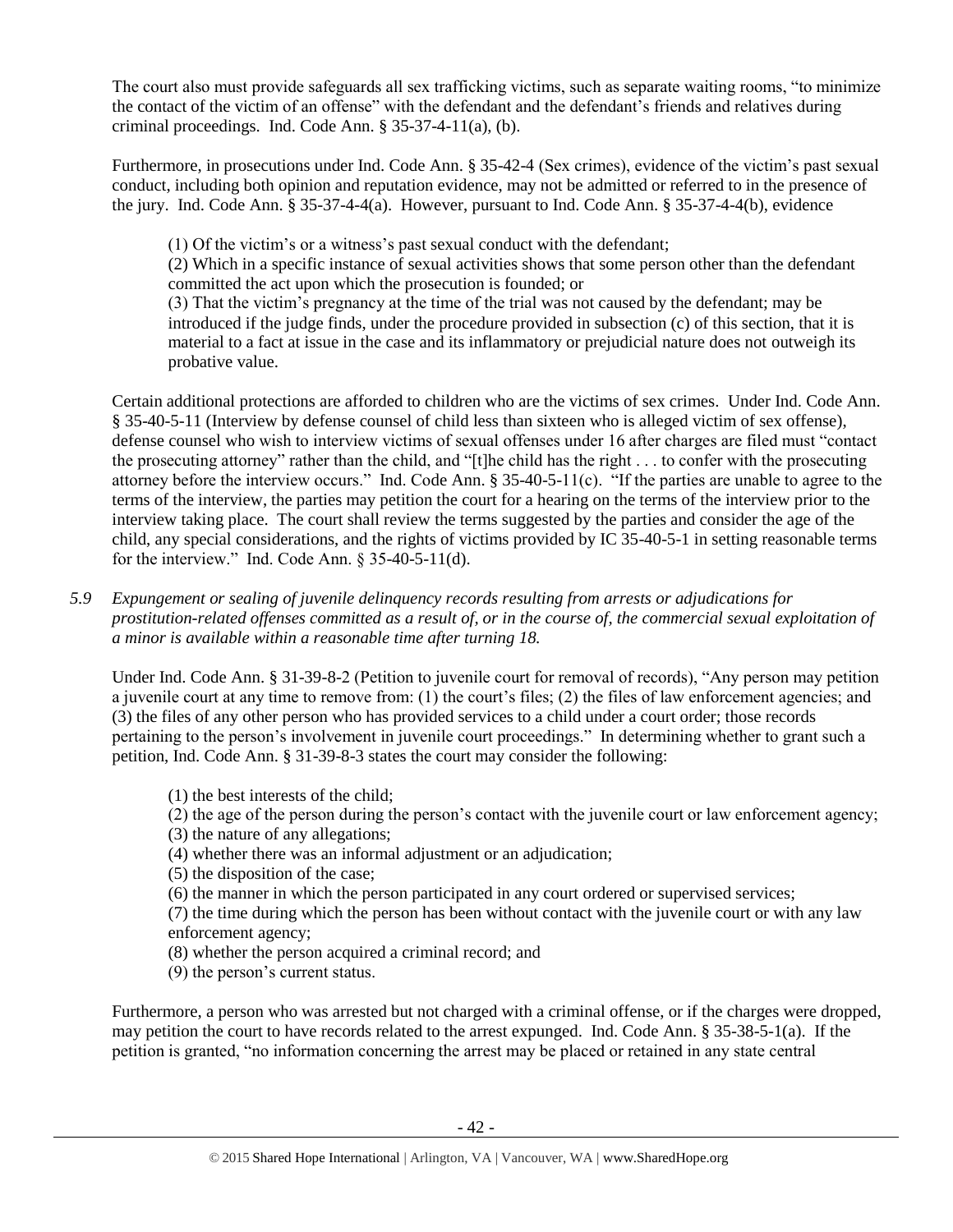The court also must provide safeguards all sex trafficking victims, such as separate waiting rooms, "to minimize the contact of the victim of an offense" with the defendant and the defendant's friends and relatives during criminal proceedings. Ind. Code Ann. § 35-37-4-11(a), (b).

Furthermore, in prosecutions under Ind. Code Ann. § 35-42-4 (Sex crimes), evidence of the victim's past sexual conduct, including both opinion and reputation evidence, may not be admitted or referred to in the presence of the jury. Ind. Code Ann. § 35-37-4-4(a). However, pursuant to Ind. Code Ann. § 35-37-4-4(b), evidence

> (1) Of the victim's or a witness's past sexual conduct with the defendant;
> (2) Which in a specific instance of sexual activities shows that some person other than the defendant committed the act upon which the prosecution is founded; or
> (3) That the victim's pregnancy at the time of the trial was not caused by the defendant; may be introduced if the judge finds, under the procedure provided in subsection (c) of this section, that it is material to a fact at issue in the case and its inflammatory or prejudicial nature does not outweigh its probative value.

Certain additional protections are afforded to children who are the victims of sex crimes. Under Ind. Code Ann. § 35-40-5-11 (Interview by defense counsel of child less than sixteen who is alleged victim of sex offense), defense counsel who wish to interview victims of sexual offenses under 16 after charges are filed must "contact the prosecuting attorney" rather than the child, and "[t]he child has the right . . . to confer with the prosecuting attorney before the interview occurs." Ind. Code Ann. § 35-40-5-11(c). "If the parties are unable to agree to the terms of the interview, the parties may petition the court for a hearing on the terms of the interview prior to the interview taking place. The court shall review the terms suggested by the parties and consider the age of the child, any special considerations, and the rights of victims provided by IC 35-40-5-1 in setting reasonable terms for the interview." Ind. Code Ann. § 35-40-5-11(d).

*5.9 Expungement or sealing of juvenile delinquency records resulting from arrests or adjudications for prostitution-related offenses committed as a result of, or in the course of, the commercial sexual exploitation of a minor is available within a reasonable time after turning 18.*

Under Ind. Code Ann. § 31-39-8-2 (Petition to juvenile court for removal of records), "Any person may petition a juvenile court at any time to remove from: (1) the court's files; (2) the files of law enforcement agencies; and (3) the files of any other person who has provided services to a child under a court order; those records pertaining to the person's involvement in juvenile court proceedings." In determining whether to grant such a petition, Ind. Code Ann. § 31-39-8-3 states the court may consider the following:

> (1) the best interests of the child;
> (2) the age of the person during the person's contact with the juvenile court or law enforcement agency;
> (3) the nature of any allegations;
> (4) whether there was an informal adjustment or an adjudication;
> (5) the disposition of the case;
> (6) the manner in which the person participated in any court ordered or supervised services;
> (7) the time during which the person has been without contact with the juvenile court or with any law enforcement agency;
> (8) whether the person acquired a criminal record; and
> (9) the person's current status.

Furthermore, a person who was arrested but not charged with a criminal offense, or if the charges were dropped, may petition the court to have records related to the arrest expunged. Ind. Code Ann. § 35-38-5-1(a). If the petition is granted, "no information concerning the arrest may be placed or retained in any state central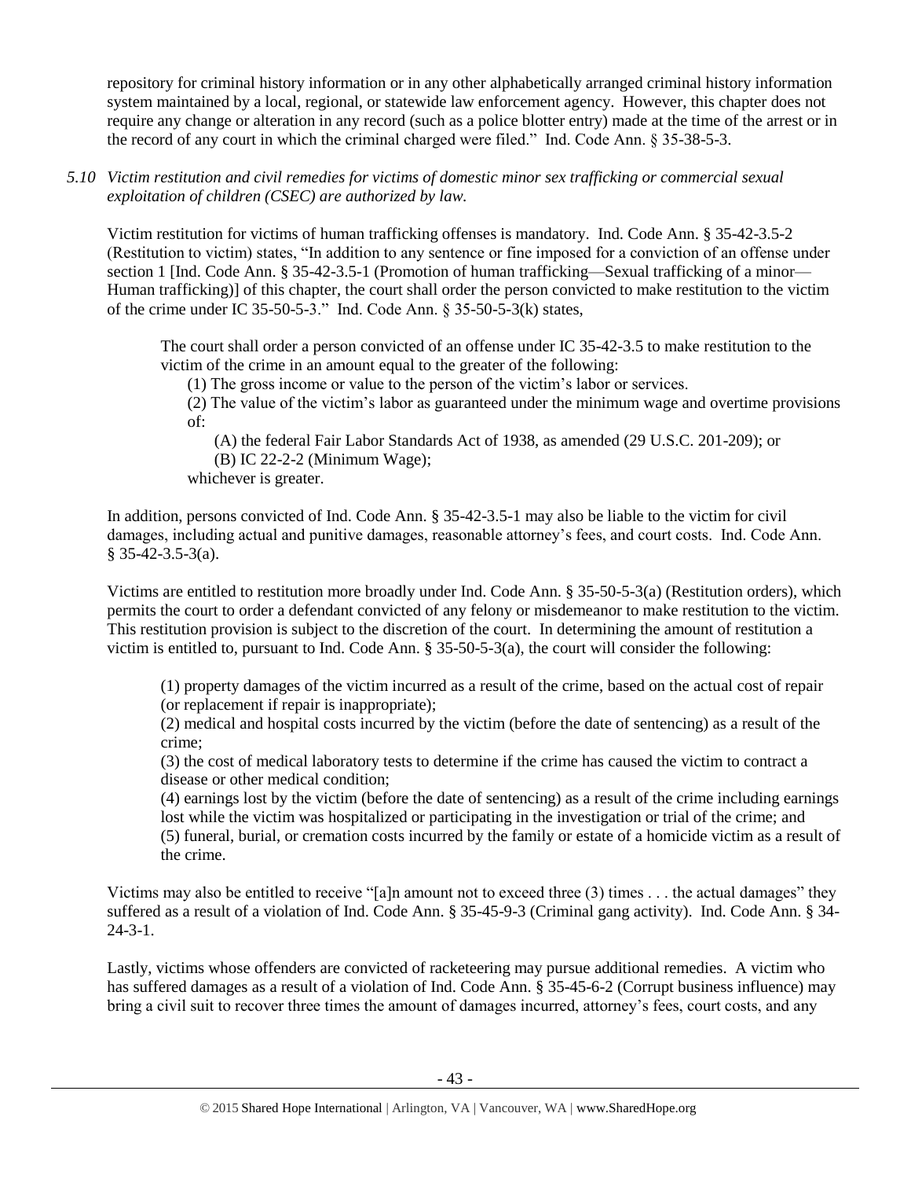repository for criminal history information or in any other alphabetically arranged criminal history information system maintained by a local, regional, or statewide law enforcement agency. However, this chapter does not require any change or alteration in any record (such as a police blotter entry) made at the time of the arrest or in the record of any court in which the criminal charged were filed." Ind. Code Ann. § 35-38-5-3.

*5.10 Victim restitution and civil remedies for victims of domestic minor sex trafficking or commercial sexual exploitation of children (CSEC) are authorized by law.*

Victim restitution for victims of human trafficking offenses is mandatory. Ind. Code Ann. § 35-42-3.5-2 (Restitution to victim) states, "In addition to any sentence or fine imposed for a conviction of an offense under section 1 [Ind. Code Ann. § 35-42-3.5-1 (Promotion of human trafficking—Sexual trafficking of a minor—Human trafficking)] of this chapter, the court shall order the person convicted to make restitution to the victim of the crime under IC 35-50-5-3." Ind. Code Ann. § 35-50-5-3(k) states,

> The court shall order a person convicted of an offense under IC 35-42-3.5 to make restitution to the victim of the crime in an amount equal to the greater of the following:
>
> (1) The gross income or value to the person of the victim's labor or services.
>
> (2) The value of the victim's labor as guaranteed under the minimum wage and overtime provisions of:
>
> (A) the federal Fair Labor Standards Act of 1938, as amended (29 U.S.C. 201-209); or
>
> (B) IC 22-2-2 (Minimum Wage);
>
> whichever is greater.

In addition, persons convicted of Ind. Code Ann. § 35-42-3.5-1 may also be liable to the victim for civil damages, including actual and punitive damages, reasonable attorney's fees, and court costs. Ind. Code Ann. § 35-42-3.5-3(a).

Victims are entitled to restitution more broadly under Ind. Code Ann. § 35-50-5-3(a) (Restitution orders), which permits the court to order a defendant convicted of any felony or misdemeanor to make restitution to the victim. This restitution provision is subject to the discretion of the court. In determining the amount of restitution a victim is entitled to, pursuant to Ind. Code Ann. § 35-50-5-3(a), the court will consider the following:

> (1) property damages of the victim incurred as a result of the crime, based on the actual cost of repair (or replacement if repair is inappropriate);
>
> (2) medical and hospital costs incurred by the victim (before the date of sentencing) as a result of the crime;
>
> (3) the cost of medical laboratory tests to determine if the crime has caused the victim to contract a disease or other medical condition;
>
> (4) earnings lost by the victim (before the date of sentencing) as a result of the crime including earnings lost while the victim was hospitalized or participating in the investigation or trial of the crime; and
>
> (5) funeral, burial, or cremation costs incurred by the family or estate of a homicide victim as a result of the crime.

Victims may also be entitled to receive "[a]n amount not to exceed three (3) times . . . the actual damages" they suffered as a result of a violation of Ind. Code Ann. § 35-45-9-3 (Criminal gang activity). Ind. Code Ann. § 34-24-3-1.

Lastly, victims whose offenders are convicted of racketeering may pursue additional remedies. A victim who has suffered damages as a result of a violation of Ind. Code Ann. § 35-45-6-2 (Corrupt business influence) may bring a civil suit to recover three times the amount of damages incurred, attorney's fees, court costs, and any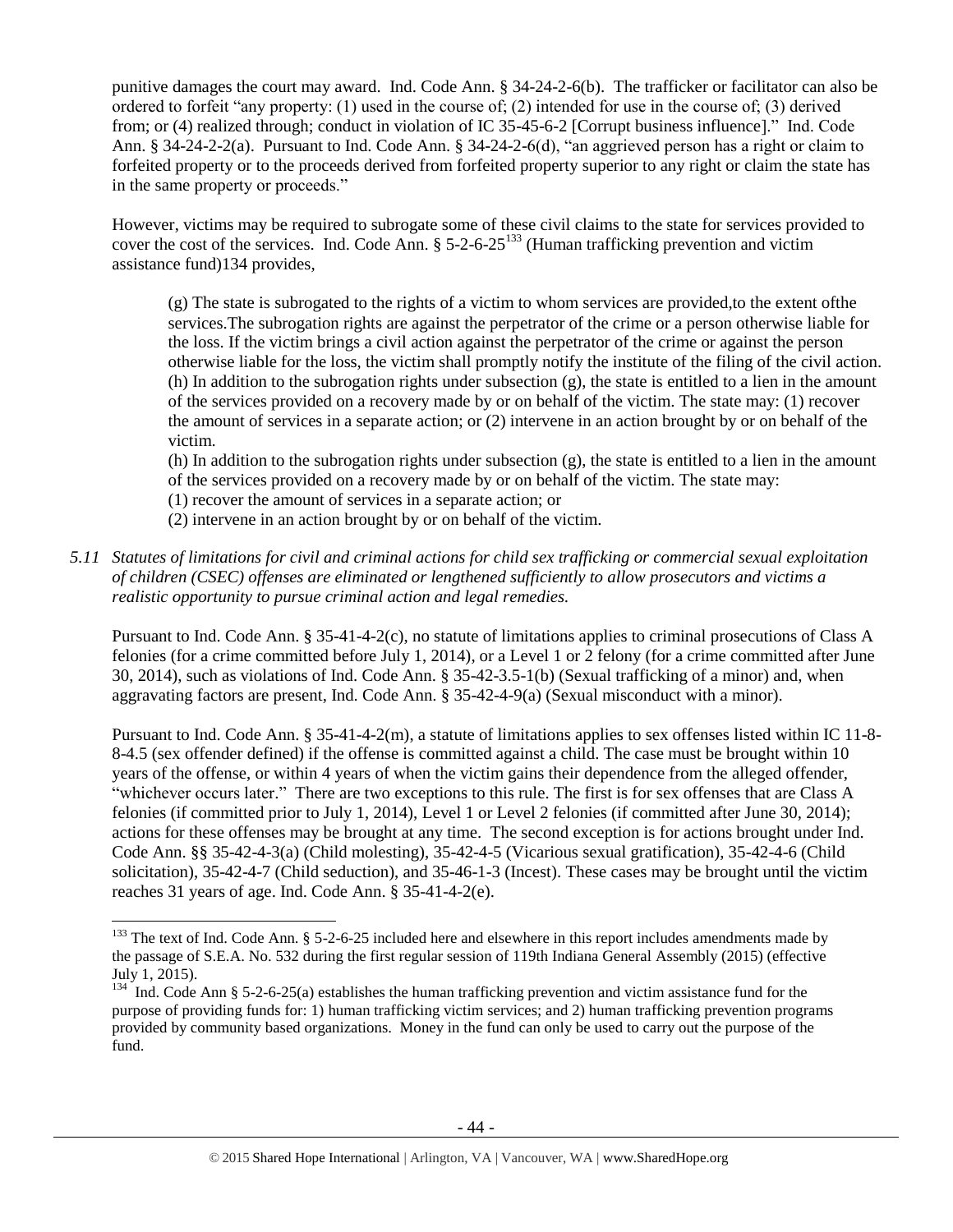punitive damages the court may award. Ind. Code Ann. § 34-24-2-6(b). The trafficker or facilitator can also be ordered to forfeit "any property: (1) used in the course of; (2) intended for use in the course of; (3) derived from; or (4) realized through; conduct in violation of IC 35-45-6-2 [Corrupt business influence]." Ind. Code Ann. § 34-24-2-2(a). Pursuant to Ind. Code Ann. § 34-24-2-6(d), "an aggrieved person has a right or claim to forfeited property or to the proceeds derived from forfeited property superior to any right or claim the state has in the same property or proceeds."

However, victims may be required to subrogate some of these civil claims to the state for services provided to cover the cost of the services. Ind. Code Ann. § 5-2-6-25[133] (Human trafficking prevention and victim assistance fund)134 provides,

> (g) The state is subrogated to the rights of a victim to whom services are provided,to the extent ofthe services.The subrogation rights are against the perpetrator of the crime or a person otherwise liable for the loss. If the victim brings a civil action against the perpetrator of the crime or against the person otherwise liable for the loss, the victim shall promptly notify the institute of the filing of the civil action.
> (h) In addition to the subrogation rights under subsection (g), the state is entitled to a lien in the amount of the services provided on a recovery made by or on behalf of the victim. The state may: (1) recover the amount of services in a separate action; or (2) intervene in an action brought by or on behalf of the victim.
>
> (h) In addition to the subrogation rights under subsection (g), the state is entitled to a lien in the amount of the services provided on a recovery made by or on behalf of the victim. The state may:
> (1) recover the amount of services in a separate action; or
> (2) intervene in an action brought by or on behalf of the victim.

*5.11 Statutes of limitations for civil and criminal actions for child sex trafficking or commercial sexual exploitation of children (CSEC) offenses are eliminated or lengthened sufficiently to allow prosecutors and victims a realistic opportunity to pursue criminal action and legal remedies.*

Pursuant to Ind. Code Ann. § 35-41-4-2(c), no statute of limitations applies to criminal prosecutions of Class A felonies (for a crime committed before July 1, 2014), or a Level 1 or 2 felony (for a crime committed after June 30, 2014), such as violations of Ind. Code Ann. § 35-42-3.5-1(b) (Sexual trafficking of a minor) and, when aggravating factors are present, Ind. Code Ann. § 35-42-4-9(a) (Sexual misconduct with a minor).

Pursuant to Ind. Code Ann. § 35-41-4-2(m), a statute of limitations applies to sex offenses listed within IC 11-8-8-4.5 (sex offender defined) if the offense is committed against a child. The case must be brought within 10 years of the offense, or within 4 years of when the victim gains their dependence from the alleged offender, "whichever occurs later." There are two exceptions to this rule. The first is for sex offenses that are Class A felonies (if committed prior to July 1, 2014), Level 1 or Level 2 felonies (if committed after June 30, 2014); actions for these offenses may be brought at any time. The second exception is for actions brought under Ind. Code Ann. §§ 35-42-4-3(a) (Child molesting), 35-42-4-5 (Vicarious sexual gratification), 35-42-4-6 (Child solicitation), 35-42-4-7 (Child seduction), and 35-46-1-3 (Incest). These cases may be brought until the victim reaches 31 years of age. Ind. Code Ann. § 35-41-4-2(e).

[133] The text of Ind. Code Ann. § 5-2-6-25 included here and elsewhere in this report includes amendments made by the passage of S.E.A. No. 532 during the first regular session of 119th Indiana General Assembly (2015) (effective July 1, 2015).

[134] Ind. Code Ann § 5-2-6-25(a) establishes the human trafficking prevention and victim assistance fund for the purpose of providing funds for: 1) human trafficking victim services; and 2) human trafficking prevention programs provided by community based organizations. Money in the fund can only be used to carry out the purpose of the fund.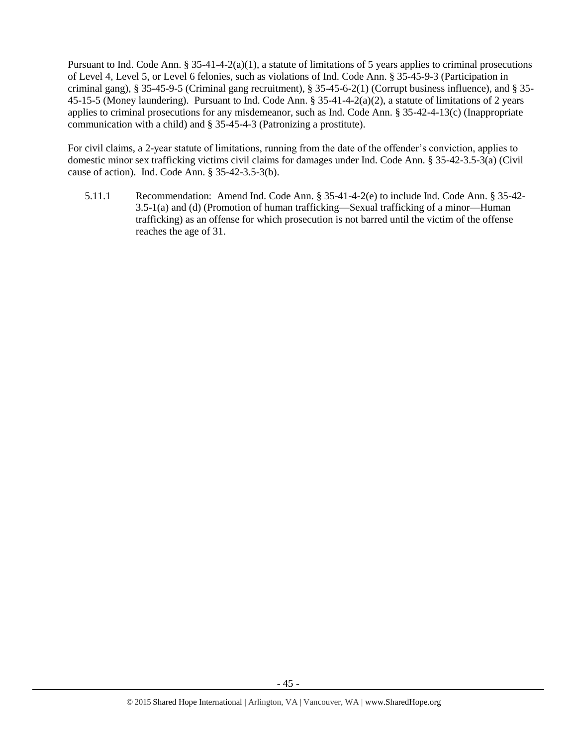Pursuant to Ind. Code Ann. § 35-41-4-2(a)(1), a statute of limitations of 5 years applies to criminal prosecutions of Level 4, Level 5, or Level 6 felonies, such as violations of Ind. Code Ann. § 35-45-9-3 (Participation in criminal gang), § 35-45-9-5 (Criminal gang recruitment), § 35-45-6-2(1) (Corrupt business influence), and § 35-45-15-5 (Money laundering). Pursuant to Ind. Code Ann. § 35-41-4-2(a)(2), a statute of limitations of 2 years applies to criminal prosecutions for any misdemeanor, such as Ind. Code Ann. § 35-42-4-13(c) (Inappropriate communication with a child) and § 35-45-4-3 (Patronizing a prostitute).

For civil claims, a 2-year statute of limitations, running from the date of the offender's conviction, applies to domestic minor sex trafficking victims civil claims for damages under Ind. Code Ann. § 35-42-3.5-3(a) (Civil cause of action). Ind. Code Ann. § 35-42-3.5-3(b).

5.11.1 Recommendation: Amend Ind. Code Ann. § 35-41-4-2(e) to include Ind. Code Ann. § 35-42-3.5-1(a) and (d) (Promotion of human trafficking—Sexual trafficking of a minor—Human trafficking) as an offense for which prosecution is not barred until the victim of the offense reaches the age of 31.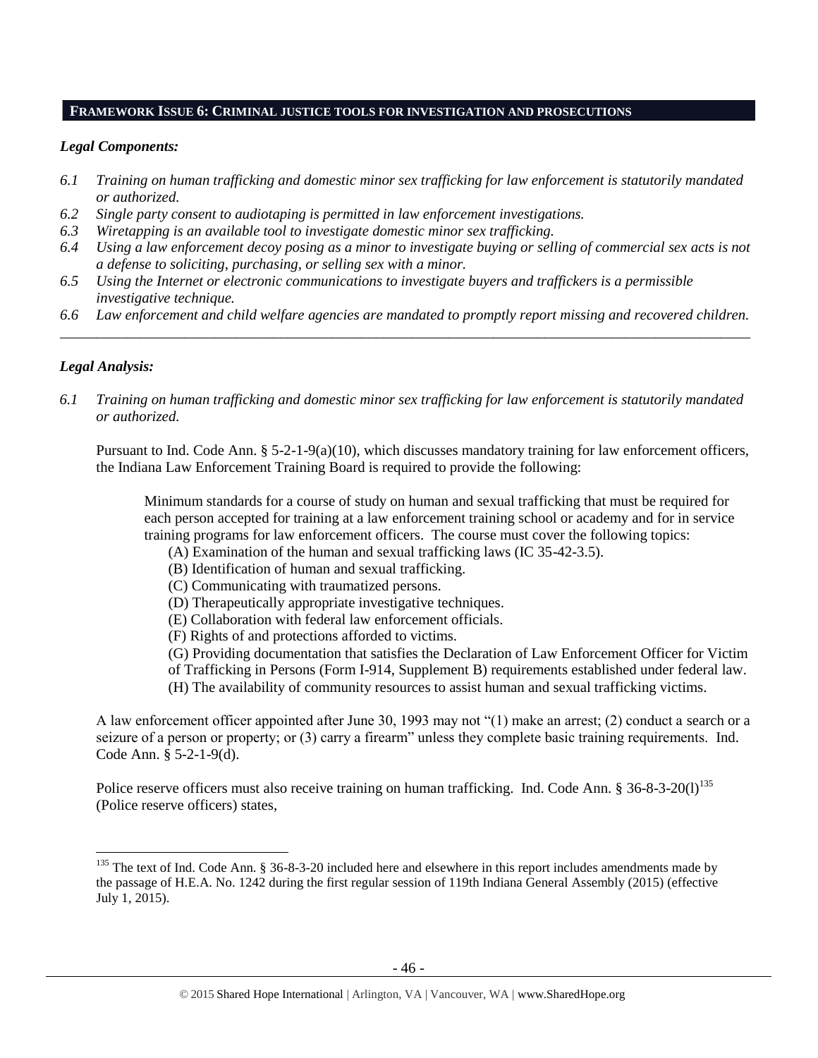## FRAMEWORK ISSUE 6: CRIMINAL JUSTICE TOOLS FOR INVESTIGATION AND PROSECUTIONS

### *Legal Components:*

*6.1 Training on human trafficking and domestic minor sex trafficking for law enforcement is statutorily mandated or authorized.*

*6.2 Single party consent to audiotaping is permitted in law enforcement investigations.*

*6.3 Wiretapping is an available tool to investigate domestic minor sex trafficking.*

*6.4 Using a law enforcement decoy posing as a minor to investigate buying or selling of commercial sex acts is not a defense to soliciting, purchasing, or selling sex with a minor.*

*6.5 Using the Internet or electronic communications to investigate buyers and traffickers is a permissible investigative technique.*

*6.6 Law enforcement and child welfare agencies are mandated to promptly report missing and recovered children.*

---

### *Legal Analysis:*

*6.1 Training on human trafficking and domestic minor sex trafficking for law enforcement is statutorily mandated or authorized.*

Pursuant to Ind. Code Ann. § 5-2-1-9(a)(10), which discusses mandatory training for law enforcement officers, the Indiana Law Enforcement Training Board is required to provide the following:

> Minimum standards for a course of study on human and sexual trafficking that must be required for each person accepted for training at a law enforcement training school or academy and for in service training programs for law enforcement officers. The course must cover the following topics:
>
> (A) Examination of the human and sexual trafficking laws (IC 35-42-3.5).
> (B) Identification of human and sexual trafficking.
> (C) Communicating with traumatized persons.
> (D) Therapeutically appropriate investigative techniques.
> (E) Collaboration with federal law enforcement officials.
> (F) Rights of and protections afforded to victims.
> (G) Providing documentation that satisfies the Declaration of Law Enforcement Officer for Victim of Trafficking in Persons (Form I-914, Supplement B) requirements established under federal law.
> (H) The availability of community resources to assist human and sexual trafficking victims.

A law enforcement officer appointed after June 30, 1993 may not "(1) make an arrest; (2) conduct a search or a seizure of a person or property; or (3) carry a firearm" unless they complete basic training requirements. Ind. Code Ann. § 5-2-1-9(d).

Police reserve officers must also receive training on human trafficking. Ind. Code Ann. § 36-8-3-20(l)[135] (Police reserve officers) states,

---

[135] The text of Ind. Code Ann. § 36-8-3-20 included here and elsewhere in this report includes amendments made by the passage of H.E.A. No. 1242 during the first regular session of 119th Indiana General Assembly (2015) (effective July 1, 2015).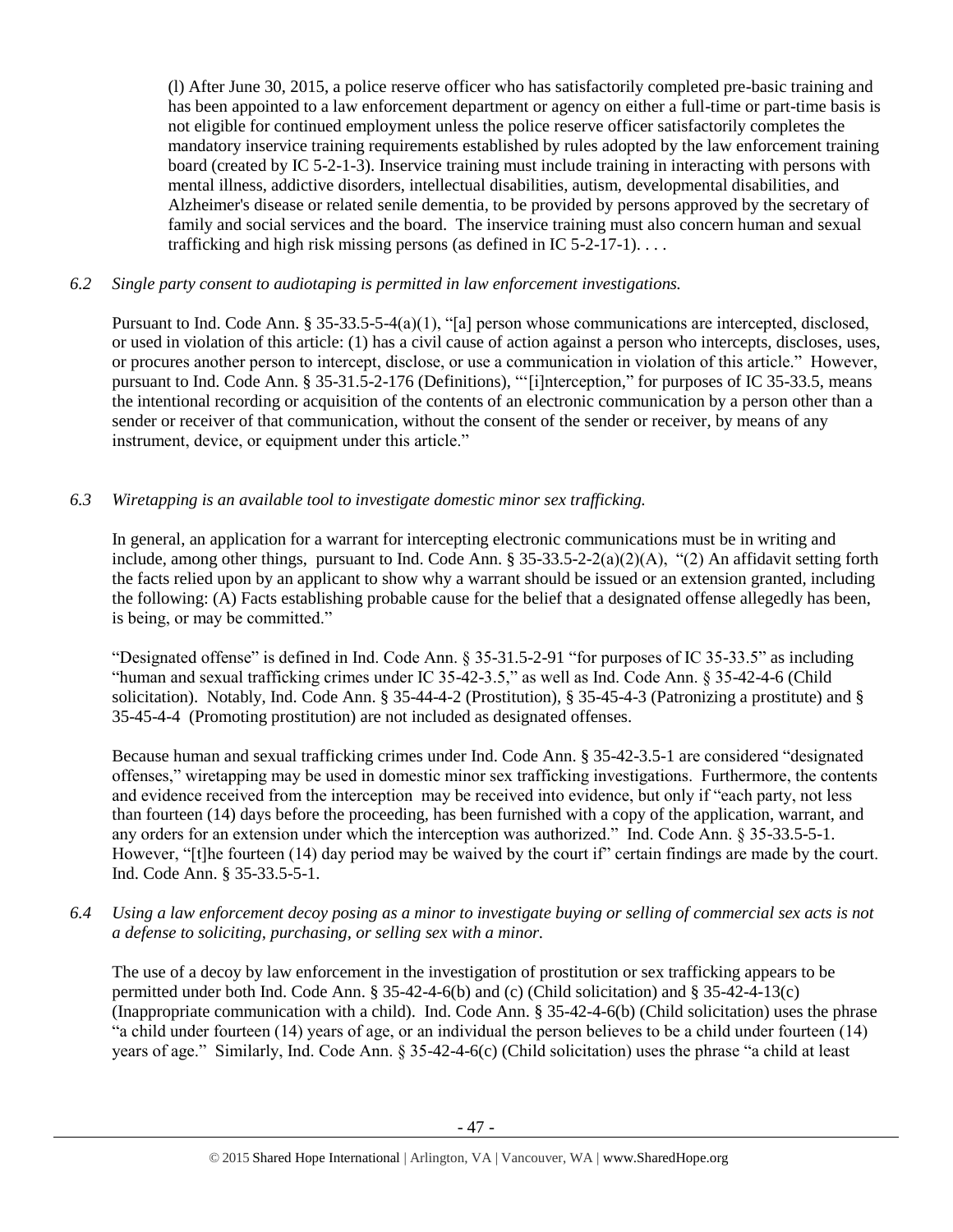(l) After June 30, 2015, a police reserve officer who has satisfactorily completed pre-basic training and has been appointed to a law enforcement department or agency on either a full-time or part-time basis is not eligible for continued employment unless the police reserve officer satisfactorily completes the mandatory inservice training requirements established by rules adopted by the law enforcement training board (created by IC 5-2-1-3). Inservice training must include training in interacting with persons with mental illness, addictive disorders, intellectual disabilities, autism, developmental disabilities, and Alzheimer's disease or related senile dementia, to be provided by persons approved by the secretary of family and social services and the board. The inservice training must also concern human and sexual trafficking and high risk missing persons (as defined in IC 5-2-17-1). . . .

*6.2 Single party consent to audiotaping is permitted in law enforcement investigations.*

Pursuant to Ind. Code Ann. § 35-33.5-5-4(a)(1), "[a] person whose communications are intercepted, disclosed, or used in violation of this article: (1) has a civil cause of action against a person who intercepts, discloses, uses, or procures another person to intercept, disclose, or use a communication in violation of this article." However, pursuant to Ind. Code Ann. § 35-31.5-2-176 (Definitions), "'[i]nterception,' for purposes of IC 35-33.5, means the intentional recording or acquisition of the contents of an electronic communication by a person other than a sender or receiver of that communication, without the consent of the sender or receiver, by means of any instrument, device, or equipment under this article."

*6.3 Wiretapping is an available tool to investigate domestic minor sex trafficking.*

In general, an application for a warrant for intercepting electronic communications must be in writing and include, among other things, pursuant to Ind. Code Ann. § 35-33.5-2-2(a)(2)(A), "(2) An affidavit setting forth the facts relied upon by an applicant to show why a warrant should be issued or an extension granted, including the following: (A) Facts establishing probable cause for the belief that a designated offense allegedly has been, is being, or may be committed."

"Designated offense" is defined in Ind. Code Ann. § 35-31.5-2-91 "for purposes of IC 35-33.5" as including "human and sexual trafficking crimes under IC 35-42-3.5," as well as Ind. Code Ann. § 35-42-4-6 (Child solicitation). Notably, Ind. Code Ann. § 35-44-4-2 (Prostitution), § 35-45-4-3 (Patronizing a prostitute) and § 35-45-4-4 (Promoting prostitution) are not included as designated offenses.

Because human and sexual trafficking crimes under Ind. Code Ann. § 35-42-3.5-1 are considered "designated offenses," wiretapping may be used in domestic minor sex trafficking investigations. Furthermore, the contents and evidence received from the interception may be received into evidence, but only if "each party, not less than fourteen (14) days before the proceeding, has been furnished with a copy of the application, warrant, and any orders for an extension under which the interception was authorized." Ind. Code Ann. § 35-33.5-5-1. However, "[t]he fourteen (14) day period may be waived by the court if" certain findings are made by the court. Ind. Code Ann. § 35-33.5-5-1.

*6.4 Using a law enforcement decoy posing as a minor to investigate buying or selling of commercial sex acts is not a defense to soliciting, purchasing, or selling sex with a minor.*

The use of a decoy by law enforcement in the investigation of prostitution or sex trafficking appears to be permitted under both Ind. Code Ann. § 35-42-4-6(b) and (c) (Child solicitation) and § 35-42-4-13(c) (Inappropriate communication with a child). Ind. Code Ann. § 35-42-4-6(b) (Child solicitation) uses the phrase "a child under fourteen (14) years of age, or an individual the person believes to be a child under fourteen (14) years of age." Similarly, Ind. Code Ann. § 35-42-4-6(c) (Child solicitation) uses the phrase "a child at least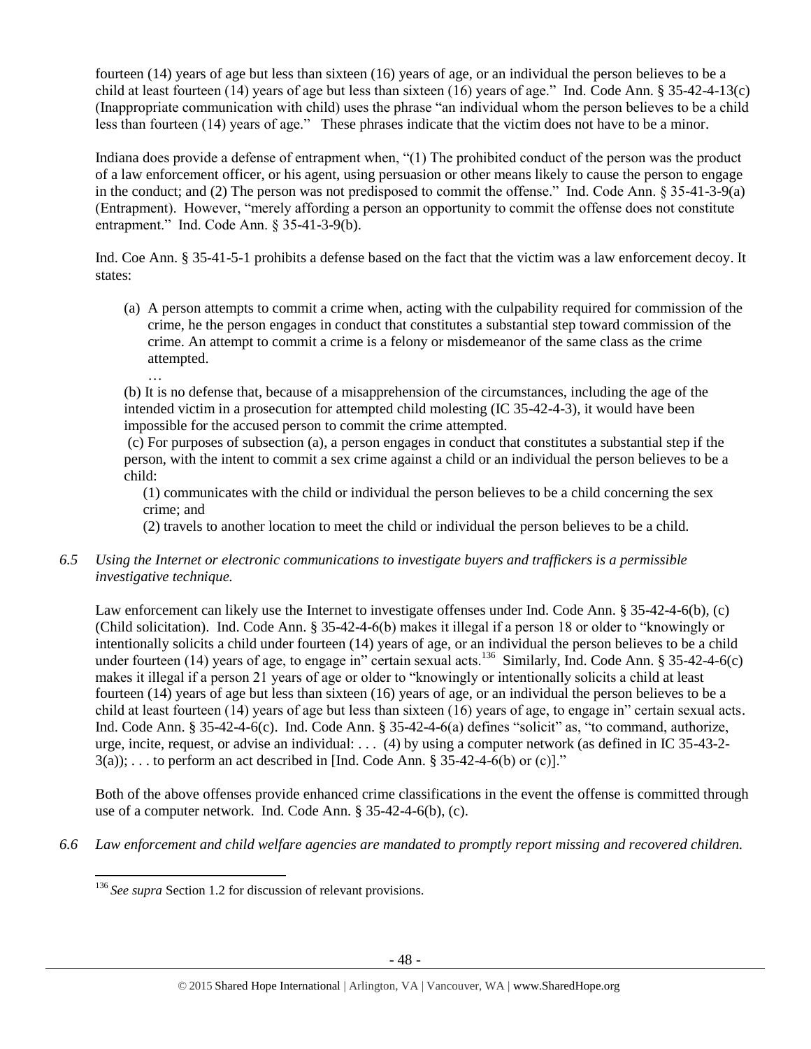fourteen (14) years of age but less than sixteen (16) years of age, or an individual the person believes to be a child at least fourteen (14) years of age but less than sixteen (16) years of age." Ind. Code Ann. § 35-42-4-13(c) (Inappropriate communication with child) uses the phrase "an individual whom the person believes to be a child less than fourteen (14) years of age." These phrases indicate that the victim does not have to be a minor.

Indiana does provide a defense of entrapment when, "(1) The prohibited conduct of the person was the product of a law enforcement officer, or his agent, using persuasion or other means likely to cause the person to engage in the conduct; and (2) The person was not predisposed to commit the offense." Ind. Code Ann. § 35-41-3-9(a) (Entrapment). However, "merely affording a person an opportunity to commit the offense does not constitute entrapment." Ind. Code Ann. § 35-41-3-9(b).

Ind. Coe Ann. § 35-41-5-1 prohibits a defense based on the fact that the victim was a law enforcement decoy. It states:

> (a) A person attempts to commit a crime when, acting with the culpability required for commission of the crime, he the person engages in conduct that constitutes a substantial step toward commission of the crime. An attempt to commit a crime is a felony or misdemeanor of the same class as the crime attempted.
>
> …
>
> (b) It is no defense that, because of a misapprehension of the circumstances, including the age of the intended victim in a prosecution for attempted child molesting (IC 35-42-4-3), it would have been impossible for the accused person to commit the crime attempted.
>
> (c) For purposes of subsection (a), a person engages in conduct that constitutes a substantial step if the person, with the intent to commit a sex crime against a child or an individual the person believes to be a child:
>
> (1) communicates with the child or individual the person believes to be a child concerning the sex crime; and
>
> (2) travels to another location to meet the child or individual the person believes to be a child.

*6.5 Using the Internet or electronic communications to investigate buyers and traffickers is a permissible investigative technique.*

Law enforcement can likely use the Internet to investigate offenses under Ind. Code Ann. § 35-42-4-6(b), (c) (Child solicitation). Ind. Code Ann. § 35-42-4-6(b) makes it illegal if a person 18 or older to "knowingly or intentionally solicits a child under fourteen (14) years of age, or an individual the person believes to be a child under fourteen (14) years of age, to engage in" certain sexual acts.[136] Similarly, Ind. Code Ann. § 35-42-4-6(c) makes it illegal if a person 21 years of age or older to "knowingly or intentionally solicits a child at least fourteen (14) years of age but less than sixteen (16) years of age, or an individual the person believes to be a child at least fourteen (14) years of age but less than sixteen (16) years of age, to engage in" certain sexual acts. Ind. Code Ann. § 35-42-4-6(c). Ind. Code Ann. § 35-42-4-6(a) defines "solicit" as, "to command, authorize, urge, incite, request, or advise an individual: . . . (4) by using a computer network (as defined in IC 35-43-2-3(a)); . . . to perform an act described in [Ind. Code Ann. § 35-42-4-6(b) or (c)]."

Both of the above offenses provide enhanced crime classifications in the event the offense is committed through use of a computer network. Ind. Code Ann. § 35-42-4-6(b), (c).

*6.6 Law enforcement and child welfare agencies are mandated to promptly report missing and recovered children.*

---

[136] *See supra* Section 1.2 for discussion of relevant provisions.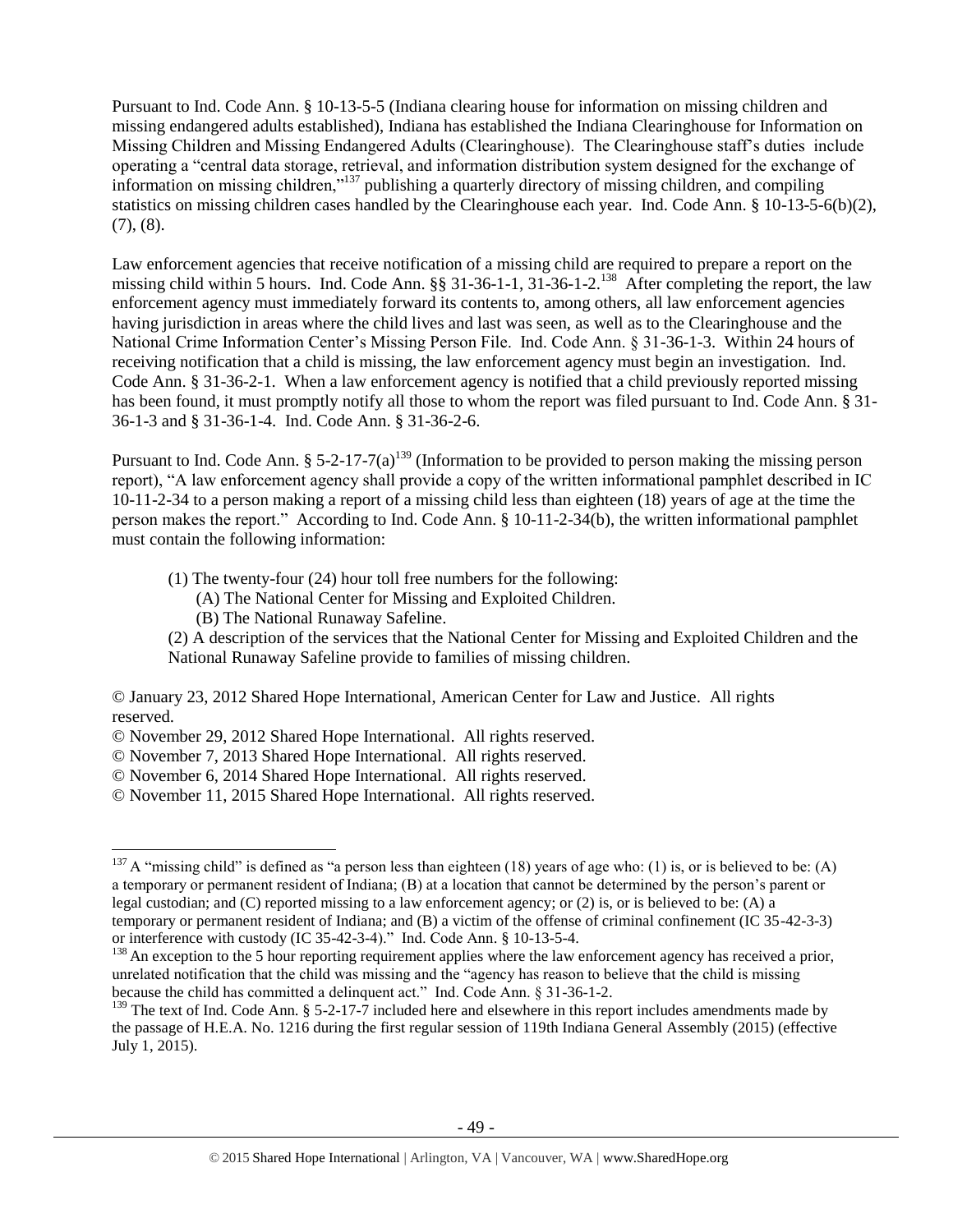Pursuant to Ind. Code Ann. § 10-13-5-5 (Indiana clearing house for information on missing children and missing endangered adults established), Indiana has established the Indiana Clearinghouse for Information on Missing Children and Missing Endangered Adults (Clearinghouse). The Clearinghouse staff's duties include operating a "central data storage, retrieval, and information distribution system designed for the exchange of information on missing children,"[137] publishing a quarterly directory of missing children, and compiling statistics on missing children cases handled by the Clearinghouse each year. Ind. Code Ann. § 10-13-5-6(b)(2), (7), (8).

Law enforcement agencies that receive notification of a missing child are required to prepare a report on the missing child within 5 hours. Ind. Code Ann. §§ 31-36-1-1, 31-36-1-2.[138] After completing the report, the law enforcement agency must immediately forward its contents to, among others, all law enforcement agencies having jurisdiction in areas where the child lives and last was seen, as well as to the Clearinghouse and the National Crime Information Center's Missing Person File. Ind. Code Ann. § 31-36-1-3. Within 24 hours of receiving notification that a child is missing, the law enforcement agency must begin an investigation. Ind. Code Ann. § 31-36-2-1. When a law enforcement agency is notified that a child previously reported missing has been found, it must promptly notify all those to whom the report was filed pursuant to Ind. Code Ann. § 31-36-1-3 and § 31-36-1-4. Ind. Code Ann. § 31-36-2-6.

Pursuant to Ind. Code Ann. § 5-2-17-7(a)[139] (Information to be provided to person making the missing person report), "A law enforcement agency shall provide a copy of the written informational pamphlet described in IC 10-11-2-34 to a person making a report of a missing child less than eighteen (18) years of age at the time the person makes the report." According to Ind. Code Ann. § 10-11-2-34(b), the written informational pamphlet must contain the following information:

> (1) The twenty-four (24) hour toll free numbers for the following:
> (A) The National Center for Missing and Exploited Children.
> (B) The National Runaway Safeline.
>
> (2) A description of the services that the National Center for Missing and Exploited Children and the National Runaway Safeline provide to families of missing children.

© January 23, 2012 Shared Hope International, American Center for Law and Justice. All rights reserved.
© November 29, 2012 Shared Hope International. All rights reserved.
© November 7, 2013 Shared Hope International. All rights reserved.
© November 6, 2014 Shared Hope International. All rights reserved.
© November 11, 2015 Shared Hope International. All rights reserved.

---

[137] A "missing child" is defined as "a person less than eighteen (18) years of age who: (1) is, or is believed to be: (A) a temporary or permanent resident of Indiana; (B) at a location that cannot be determined by the person's parent or legal custodian; and (C) reported missing to a law enforcement agency; or (2) is, or is believed to be: (A) a temporary or permanent resident of Indiana; and (B) a victim of the offense of criminal confinement (IC 35-42-3-3) or interference with custody (IC 35-42-3-4)." Ind. Code Ann. § 10-13-5-4.

[138] An exception to the 5 hour reporting requirement applies where the law enforcement agency has received a prior, unrelated notification that the child was missing and the "agency has reason to believe that the child is missing because the child has committed a delinquent act." Ind. Code Ann. § 31-36-1-2.

[139] The text of Ind. Code Ann. § 5-2-17-7 included here and elsewhere in this report includes amendments made by the passage of H.E.A. No. 1216 during the first regular session of 119th Indiana General Assembly (2015) (effective July 1, 2015).